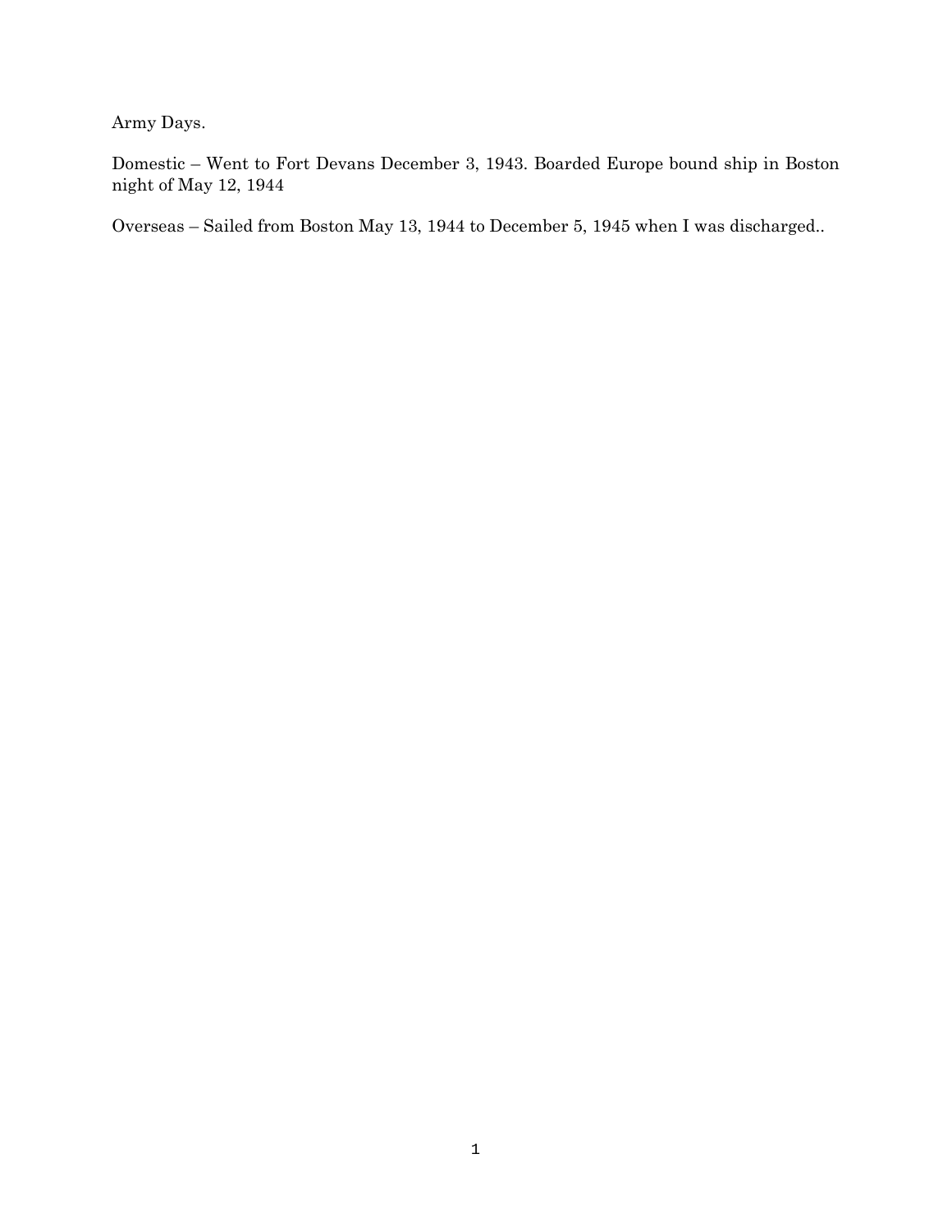Army Days.

Domestic – Went to Fort Devans December 3, 1943. Boarded Europe bound ship in Boston night of May 12, 1944

Overseas – Sailed from Boston May 13, 1944 to December 5, 1945 when I was discharged..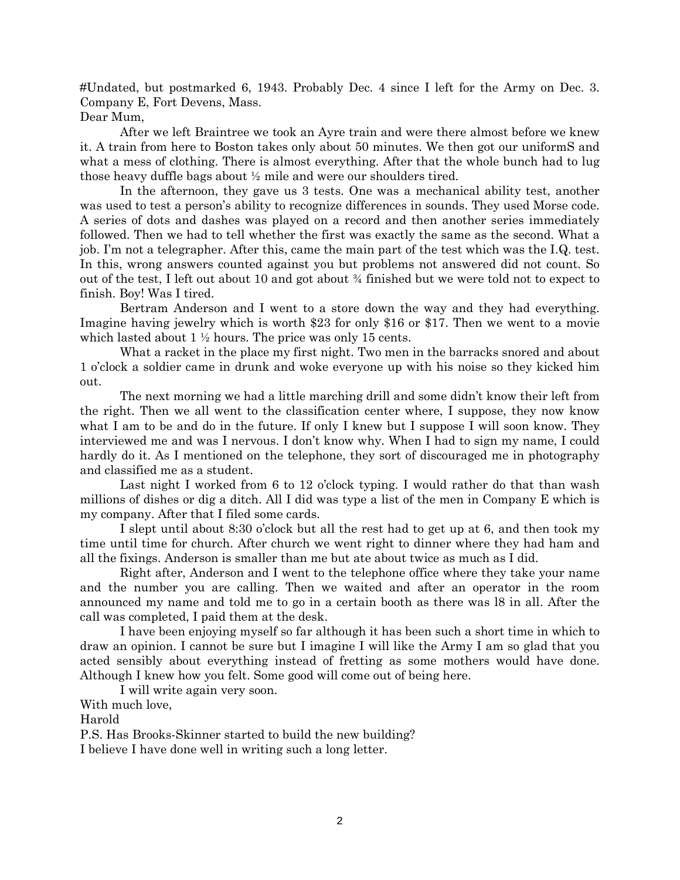#Undated, but postmarked 6, 1943. Probably Dec. 4 since I left for the Army on Dec. 3. Company E, Fort Devens, Mass.

Dear Mum,

After we left Braintree we took an Ayre train and were there almost before we knew it. A train from here to Boston takes only about 50 minutes. We then got our uniformS and what a mess of clothing. There is almost everything. After that the whole bunch had to lug those heavy duffle bags about ½ mile and were our shoulders tired.

In the afternoon, they gave us 3 tests. One was a mechanical ability test, another was used to test a person's ability to recognize differences in sounds. They used Morse code. A series of dots and dashes was played on a record and then another series immediately followed. Then we had to tell whether the first was exactly the same as the second. What a job. I'm not a telegrapher. After this, came the main part of the test which was the I.Q. test. In this, wrong answers counted against you but problems not answered did not count. So out of the test, I left out about 10 and got about ¾ finished but we were told not to expect to finish. Boy! Was I tired.

Bertram Anderson and I went to a store down the way and they had everything. Imagine having jewelry which is worth $23 for only $16 or $17. Then we went to a movie which lasted about 1 ½ hours. The price was only 15 cents.

What a racket in the place my first night. Two men in the barracks snored and about 1 o'clock a soldier came in drunk and woke everyone up with his noise so they kicked him out.

The next morning we had a little marching drill and some didn't know their left from the right. Then we all went to the classification center where, I suppose, they now know what I am to be and do in the future. If only I knew but I suppose I will soon know. They interviewed me and was I nervous. I don't know why. When I had to sign my name, I could hardly do it. As I mentioned on the telephone, they sort of discouraged me in photography and classified me as a student.

Last night I worked from 6 to 12 o'clock typing. I would rather do that than wash millions of dishes or dig a ditch. All I did was type a list of the men in Company E which is my company. After that I filed some cards.

I slept until about 8:30 o'clock but all the rest had to get up at 6, and then took my time until time for church. After church we went right to dinner where they had ham and all the fixings. Anderson is smaller than me but ate about twice as much as I did.

Right after, Anderson and I went to the telephone office where they take your name and the number you are calling. Then we waited and after an operator in the room announced my name and told me to go in a certain booth as there was l8 in all. After the call was completed, I paid them at the desk.

I have been enjoying myself so far although it has been such a short time in which to draw an opinion. I cannot be sure but I imagine I will like the Army I am so glad that you acted sensibly about everything instead of fretting as some mothers would have done. Although I knew how you felt. Some good will come out of being here.

I will write again very soon.

With much love,

Harold

P.S. Has Brooks-Skinner started to build the new building?

I believe I have done well in writing such a long letter.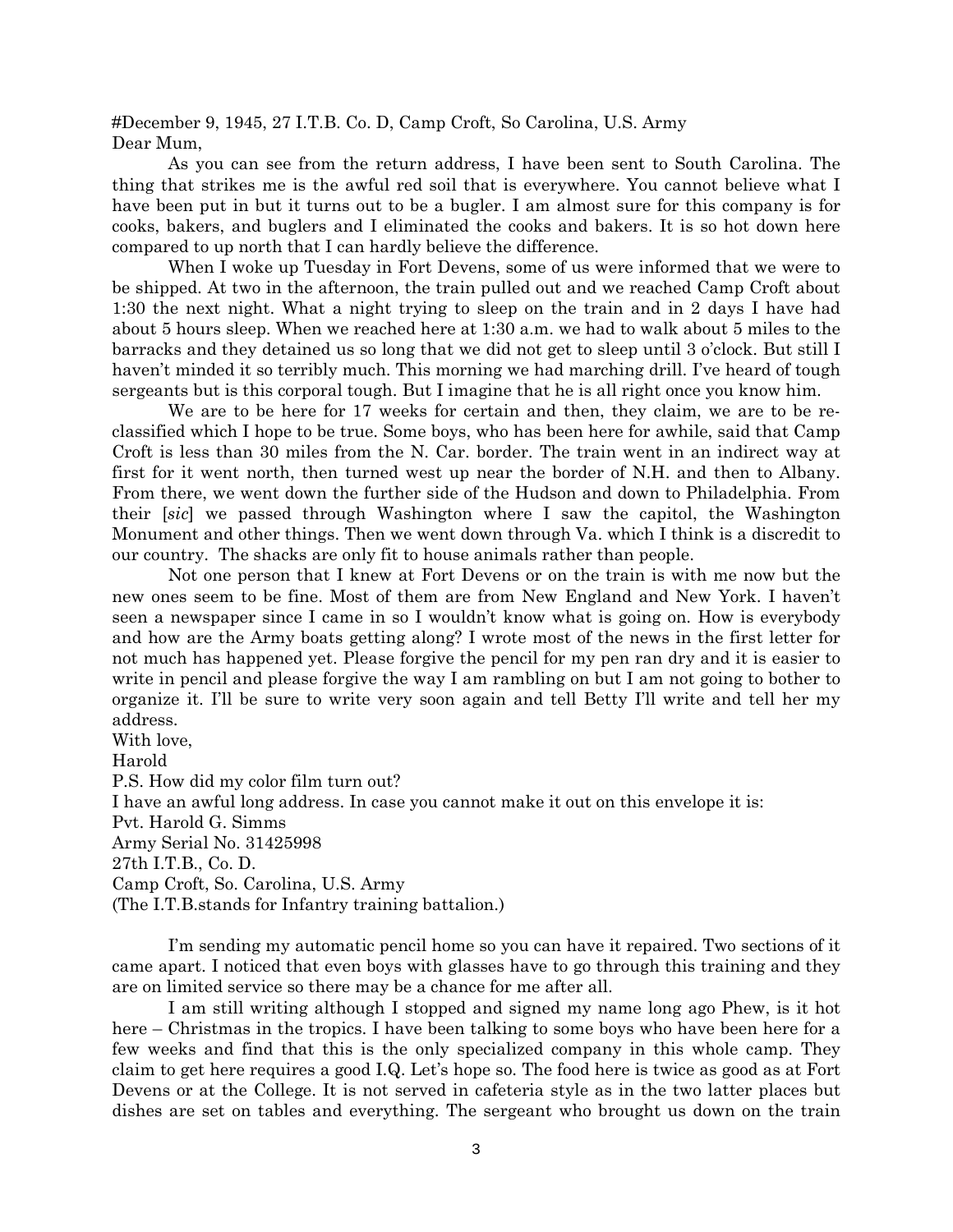#December 9, 1945, 27 I.T.B. Co. D, Camp Croft, So Carolina, U.S. Army

Dear Mum,

As you can see from the return address, I have been sent to South Carolina. The thing that strikes me is the awful red soil that is everywhere. You cannot believe what I have been put in but it turns out to be a bugler. I am almost sure for this company is for cooks, bakers, and buglers and I eliminated the cooks and bakers. It is so hot down here compared to up north that I can hardly believe the difference.

When I woke up Tuesday in Fort Devens, some of us were informed that we were to be shipped. At two in the afternoon, the train pulled out and we reached Camp Croft about 1:30 the next night. What a night trying to sleep on the train and in 2 days I have had about 5 hours sleep. When we reached here at 1:30 a.m. we had to walk about 5 miles to the barracks and they detained us so long that we did not get to sleep until 3 o'clock. But still I haven't minded it so terribly much. This morning we had marching drill. I've heard of tough sergeants but is this corporal tough. But I imagine that he is all right once you know him.

We are to be here for 17 weeks for certain and then, they claim, we are to be re-classified which I hope to be true. Some boys, who has been here for awhile, said that Camp Croft is less than 30 miles from the N. Car. border. The train went in an indirect way at first for it went north, then turned west up near the border of N.H. and then to Albany. From there, we went down the further side of the Hudson and down to Philadelphia. From their [*sic*] we passed through Washington where I saw the capitol, the Washington Monument and other things. Then we went down through Va. which I think is a discredit to our country. The shacks are only fit to house animals rather than people.

Not one person that I knew at Fort Devens or on the train is with me now but the new ones seem to be fine. Most of them are from New England and New York. I haven't seen a newspaper since I came in so I wouldn't know what is going on. How is everybody and how are the Army boats getting along? I wrote most of the news in the first letter for not much has happened yet. Please forgive the pencil for my pen ran dry and it is easier to write in pencil and please forgive the way I am rambling on but I am not going to bother to organize it. I'll be sure to write very soon again and tell Betty I'll write and tell her my address.

With love,

Harold

P.S. How did my color film turn out?

I have an awful long address. In case you cannot make it out on this envelope it is:

Pvt. Harold G. Simms
Army Serial No. 31425998
27th I.T.B., Co. D.
Camp Croft, So. Carolina, U.S. Army
(The I.T.B.stands for Infantry training battalion.)

I'm sending my automatic pencil home so you can have it repaired. Two sections of it came apart. I noticed that even boys with glasses have to go through this training and they are on limited service so there may be a chance for me after all.

I am still writing although I stopped and signed my name long ago Phew, is it hot here – Christmas in the tropics. I have been talking to some boys who have been here for a few weeks and find that this is the only specialized company in this whole camp. They claim to get here requires a good I.Q. Let's hope so. The food here is twice as good as at Fort Devens or at the College. It is not served in cafeteria style as in the two latter places but dishes are set on tables and everything. The sergeant who brought us down on the train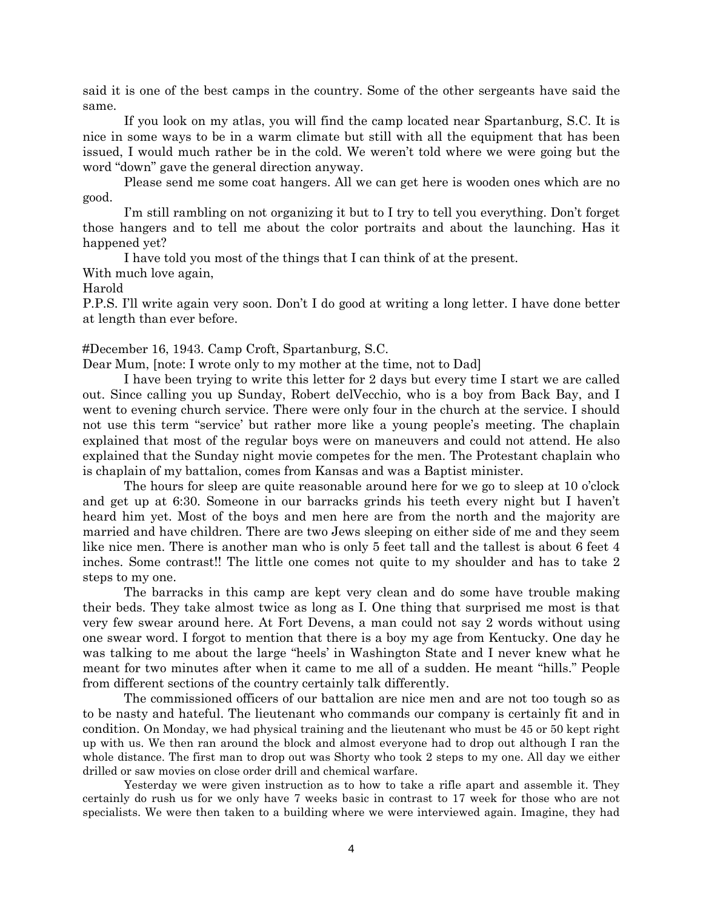said it is one of the best camps in the country. Some of the other sergeants have said the same.

If you look on my atlas, you will find the camp located near Spartanburg, S.C. It is nice in some ways to be in a warm climate but still with all the equipment that has been issued, I would much rather be in the cold. We weren't told where we were going but the word "down" gave the general direction anyway.

Please send me some coat hangers. All we can get here is wooden ones which are no good.

I'm still rambling on not organizing it but to I try to tell you everything. Don't forget those hangers and to tell me about the color portraits and about the launching. Has it happened yet?

I have told you most of the things that I can think of at the present.

With much love again,

Harold

P.P.S. I'll write again very soon. Don't I do good at writing a long letter. I have done better at length than ever before.

#December 16, 1943. Camp Croft, Spartanburg, S.C.

Dear Mum, [note: I wrote only to my mother at the time, not to Dad]

I have been trying to write this letter for 2 days but every time I start we are called out. Since calling you up Sunday, Robert delVecchio, who is a boy from Back Bay, and I went to evening church service. There were only four in the church at the service. I should not use this term "service' but rather more like a young people's meeting. The chaplain explained that most of the regular boys were on maneuvers and could not attend. He also explained that the Sunday night movie competes for the men. The Protestant chaplain who is chaplain of my battalion, comes from Kansas and was a Baptist minister.

The hours for sleep are quite reasonable around here for we go to sleep at 10 o'clock and get up at 6:30. Someone in our barracks grinds his teeth every night but I haven't heard him yet. Most of the boys and men here are from the north and the majority are married and have children. There are two Jews sleeping on either side of me and they seem like nice men. There is another man who is only 5 feet tall and the tallest is about 6 feet 4 inches. Some contrast!! The little one comes not quite to my shoulder and has to take 2 steps to my one.

The barracks in this camp are kept very clean and do some have trouble making their beds. They take almost twice as long as I. One thing that surprised me most is that very few swear around here. At Fort Devens, a man could not say 2 words without using one swear word. I forgot to mention that there is a boy my age from Kentucky. One day he was talking to me about the large "heels' in Washington State and I never knew what he meant for two minutes after when it came to me all of a sudden. He meant "hills." People from different sections of the country certainly talk differently.

The commissioned officers of our battalion are nice men and are not too tough so as to be nasty and hateful. The lieutenant who commands our company is certainly fit and in condition. On Monday, we had physical training and the lieutenant who must be 45 or 50 kept right up with us. We then ran around the block and almost everyone had to drop out although I ran the whole distance. The first man to drop out was Shorty who took 2 steps to my one. All day we either drilled or saw movies on close order drill and chemical warfare.

Yesterday we were given instruction as to how to take a rifle apart and assemble it. They certainly do rush us for we only have 7 weeks basic in contrast to 17 week for those who are not specialists. We were then taken to a building where we were interviewed again. Imagine, they had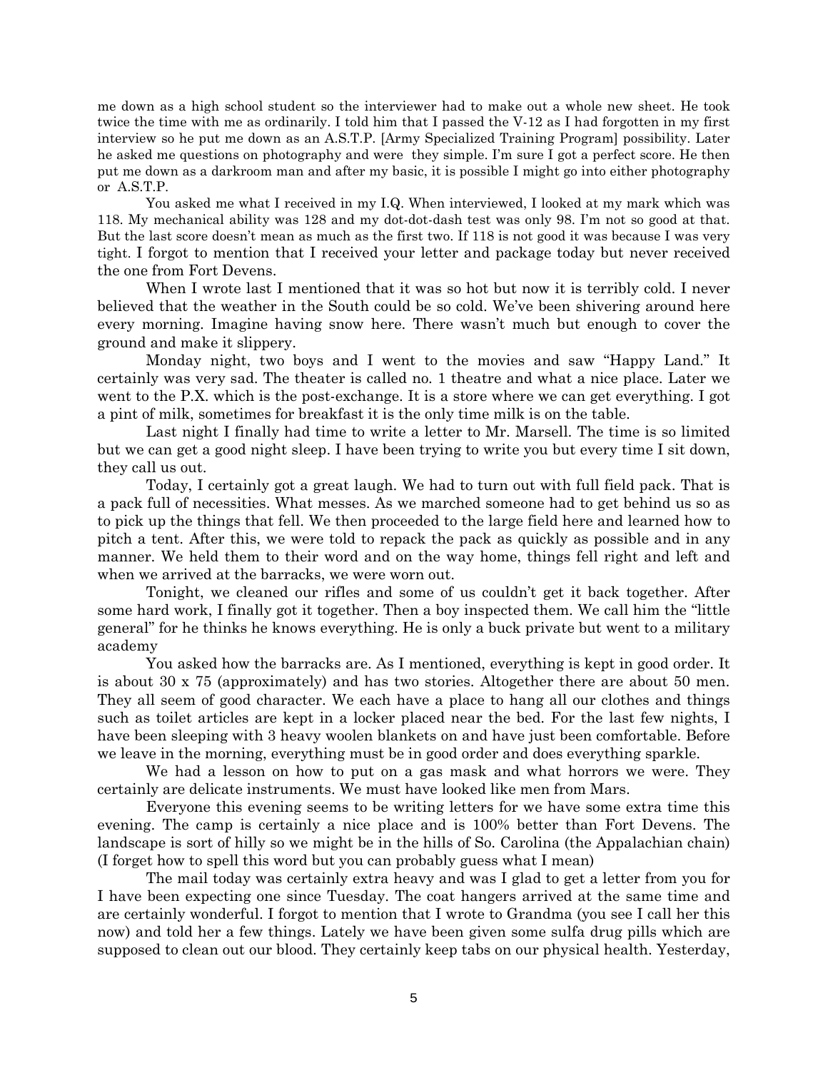me down as a high school student so the interviewer had to make out a whole new sheet. He took twice the time with me as ordinarily. I told him that I passed the V-12 as I had forgotten in my first interview so he put me down as an A.S.T.P. [Army Specialized Training Program] possibility. Later he asked me questions on photography and were they simple. I'm sure I got a perfect score. He then put me down as a darkroom man and after my basic, it is possible I might go into either photography or A.S.T.P.

You asked me what I received in my I.Q. When interviewed, I looked at my mark which was 118. My mechanical ability was 128 and my dot-dot-dash test was only 98. I'm not so good at that. But the last score doesn't mean as much as the first two. If 118 is not good it was because I was very tight. I forgot to mention that I received your letter and package today but never received the one from Fort Devens.

When I wrote last I mentioned that it was so hot but now it is terribly cold. I never believed that the weather in the South could be so cold. We've been shivering around here every morning. Imagine having snow here. There wasn't much but enough to cover the ground and make it slippery.

Monday night, two boys and I went to the movies and saw "Happy Land." It certainly was very sad. The theater is called no. 1 theatre and what a nice place. Later we went to the P.X. which is the post-exchange. It is a store where we can get everything. I got a pint of milk, sometimes for breakfast it is the only time milk is on the table.

Last night I finally had time to write a letter to Mr. Marsell. The time is so limited but we can get a good night sleep. I have been trying to write you but every time I sit down, they call us out.

Today, I certainly got a great laugh. We had to turn out with full field pack. That is a pack full of necessities. What messes. As we marched someone had to get behind us so as to pick up the things that fell. We then proceeded to the large field here and learned how to pitch a tent. After this, we were told to repack the pack as quickly as possible and in any manner. We held them to their word and on the way home, things fell right and left and when we arrived at the barracks, we were worn out.

Tonight, we cleaned our rifles and some of us couldn't get it back together. After some hard work, I finally got it together. Then a boy inspected them. We call him the "little general" for he thinks he knows everything. He is only a buck private but went to a military academy

You asked how the barracks are. As I mentioned, everything is kept in good order. It is about 30 x 75 (approximately) and has two stories. Altogether there are about 50 men. They all seem of good character. We each have a place to hang all our clothes and things such as toilet articles are kept in a locker placed near the bed. For the last few nights, I have been sleeping with 3 heavy woolen blankets on and have just been comfortable. Before we leave in the morning, everything must be in good order and does everything sparkle.

We had a lesson on how to put on a gas mask and what horrors we were. They certainly are delicate instruments. We must have looked like men from Mars.

Everyone this evening seems to be writing letters for we have some extra time this evening. The camp is certainly a nice place and is 100% better than Fort Devens. The landscape is sort of hilly so we might be in the hills of So. Carolina (the Appalachian chain) (I forget how to spell this word but you can probably guess what I mean)

The mail today was certainly extra heavy and was I glad to get a letter from you for I have been expecting one since Tuesday. The coat hangers arrived at the same time and are certainly wonderful. I forgot to mention that I wrote to Grandma (you see I call her this now) and told her a few things. Lately we have been given some sulfa drug pills which are supposed to clean out our blood. They certainly keep tabs on our physical health. Yesterday,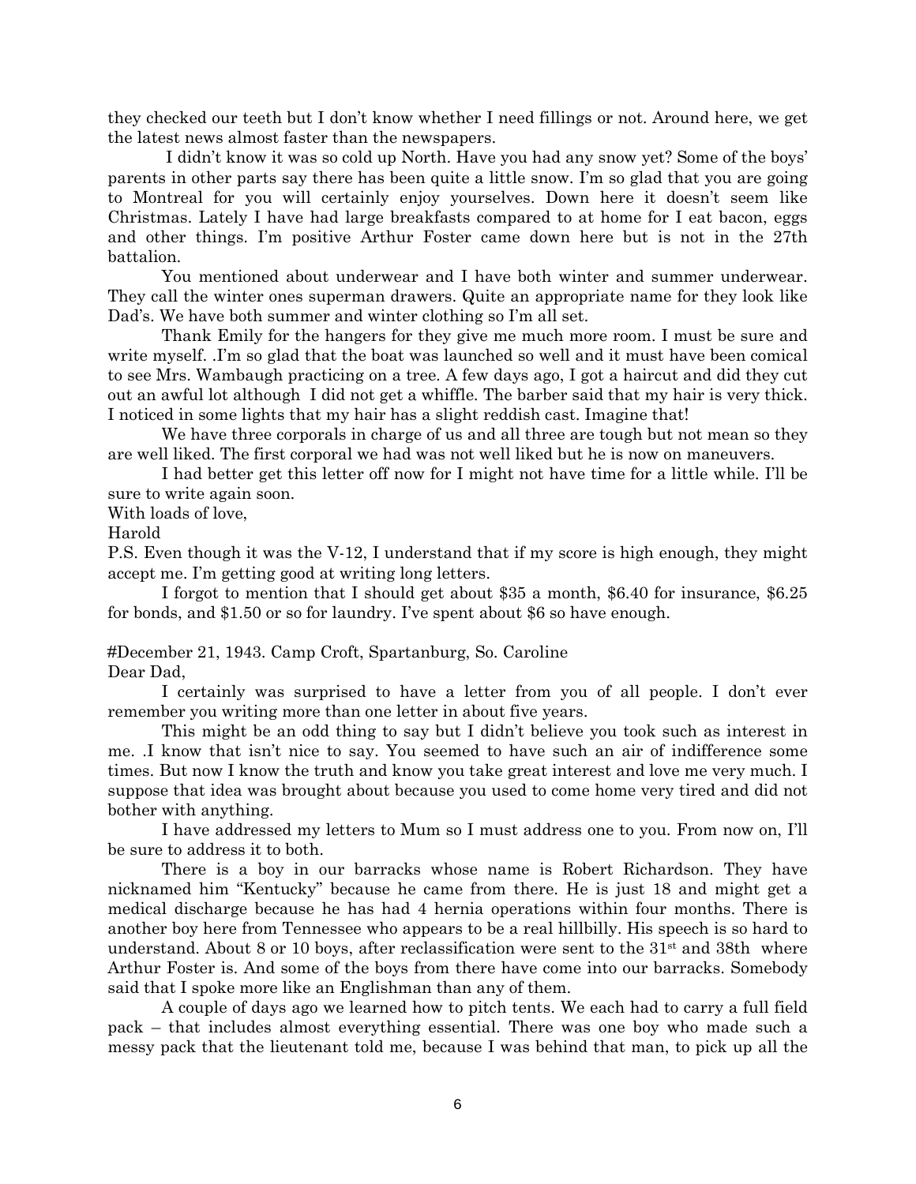they checked our teeth but I don't know whether I need fillings or not. Around here, we get the latest news almost faster than the newspapers.

I didn't know it was so cold up North. Have you had any snow yet? Some of the boys' parents in other parts say there has been quite a little snow. I'm so glad that you are going to Montreal for you will certainly enjoy yourselves. Down here it doesn't seem like Christmas. Lately I have had large breakfasts compared to at home for I eat bacon, eggs and other things. I'm positive Arthur Foster came down here but is not in the 27th battalion.

You mentioned about underwear and I have both winter and summer underwear. They call the winter ones superman drawers. Quite an appropriate name for they look like Dad's. We have both summer and winter clothing so I'm all set.

Thank Emily for the hangers for they give me much more room. I must be sure and write myself. .I'm so glad that the boat was launched so well and it must have been comical to see Mrs. Wambaugh practicing on a tree. A few days ago, I got a haircut and did they cut out an awful lot although I did not get a whiffle. The barber said that my hair is very thick. I noticed in some lights that my hair has a slight reddish cast. Imagine that!

We have three corporals in charge of us and all three are tough but not mean so they are well liked. The first corporal we had was not well liked but he is now on maneuvers.

I had better get this letter off now for I might not have time for a little while. I'll be sure to write again soon.

With loads of love,

Harold

P.S. Even though it was the V-12, I understand that if my score is high enough, they might accept me. I'm getting good at writing long letters.

I forgot to mention that I should get about $35 a month, $6.40 for insurance, $6.25 for bonds, and $1.50 or so for laundry. I've spent about $6 so have enough.

#December 21, 1943. Camp Croft, Spartanburg, So. Caroline

Dear Dad,

I certainly was surprised to have a letter from you of all people. I don't ever remember you writing more than one letter in about five years.

This might be an odd thing to say but I didn't believe you took such as interest in me. .I know that isn't nice to say. You seemed to have such an air of indifference some times. But now I know the truth and know you take great interest and love me very much. I suppose that idea was brought about because you used to come home very tired and did not bother with anything.

I have addressed my letters to Mum so I must address one to you. From now on, I'll be sure to address it to both.

There is a boy in our barracks whose name is Robert Richardson. They have nicknamed him "Kentucky" because he came from there. He is just 18 and might get a medical discharge because he has had 4 hernia operations within four months. There is another boy here from Tennessee who appears to be a real hillbilly. His speech is so hard to understand. About 8 or 10 boys, after reclassification were sent to the 31st and 38th where Arthur Foster is. And some of the boys from there have come into our barracks. Somebody said that I spoke more like an Englishman than any of them.

A couple of days ago we learned how to pitch tents. We each had to carry a full field pack – that includes almost everything essential. There was one boy who made such a messy pack that the lieutenant told me, because I was behind that man, to pick up all the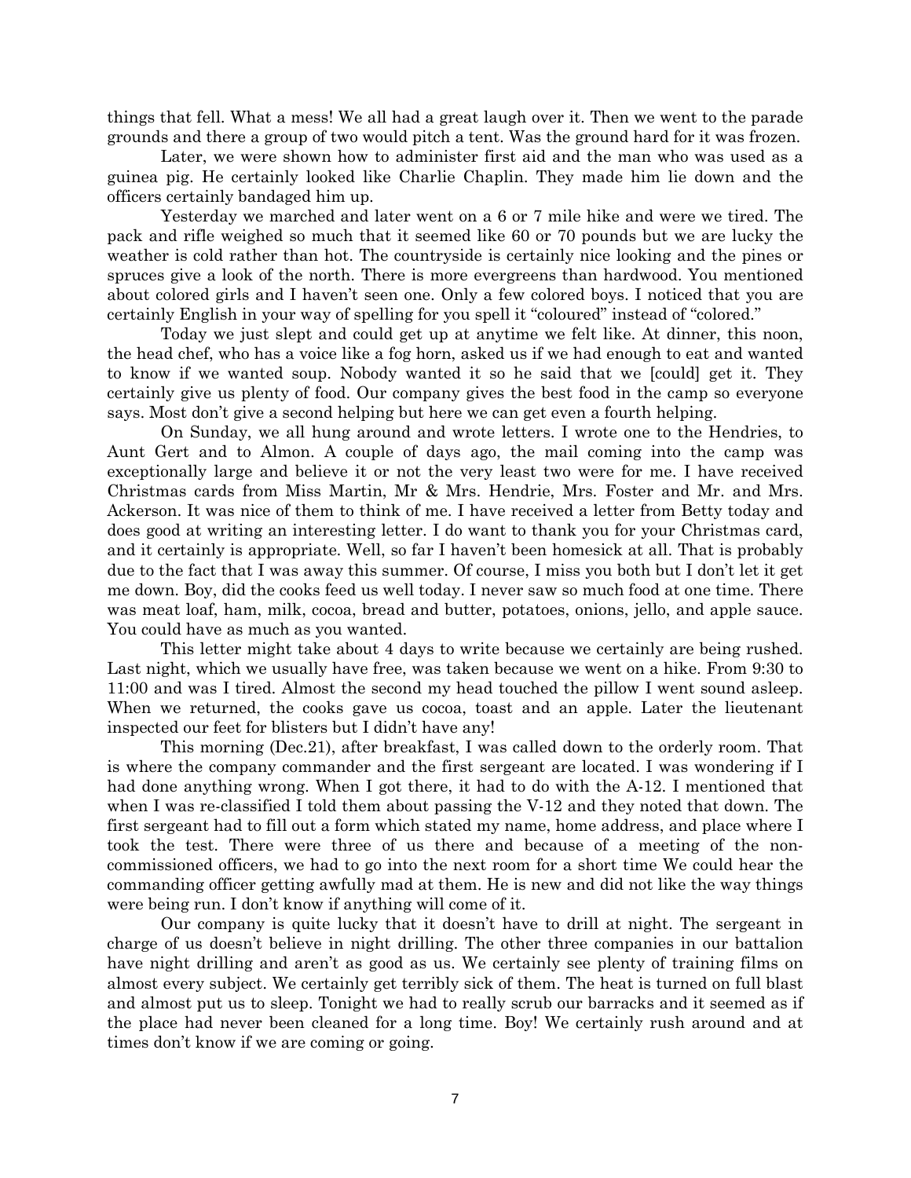things that fell. What a mess! We all had a great laugh over it. Then we went to the parade grounds and there a group of two would pitch a tent. Was the ground hard for it was frozen.

Later, we were shown how to administer first aid and the man who was used as a guinea pig. He certainly looked like Charlie Chaplin. They made him lie down and the officers certainly bandaged him up.

Yesterday we marched and later went on a 6 or 7 mile hike and were we tired. The pack and rifle weighed so much that it seemed like 60 or 70 pounds but we are lucky the weather is cold rather than hot. The countryside is certainly nice looking and the pines or spruces give a look of the north. There is more evergreens than hardwood. You mentioned about colored girls and I haven't seen one. Only a few colored boys. I noticed that you are certainly English in your way of spelling for you spell it "coloured" instead of "colored."

Today we just slept and could get up at anytime we felt like. At dinner, this noon, the head chef, who has a voice like a fog horn, asked us if we had enough to eat and wanted to know if we wanted soup. Nobody wanted it so he said that we [could] get it. They certainly give us plenty of food. Our company gives the best food in the camp so everyone says. Most don't give a second helping but here we can get even a fourth helping.

On Sunday, we all hung around and wrote letters. I wrote one to the Hendries, to Aunt Gert and to Almon. A couple of days ago, the mail coming into the camp was exceptionally large and believe it or not the very least two were for me. I have received Christmas cards from Miss Martin, Mr & Mrs. Hendrie, Mrs. Foster and Mr. and Mrs. Ackerson. It was nice of them to think of me. I have received a letter from Betty today and does good at writing an interesting letter. I do want to thank you for your Christmas card, and it certainly is appropriate. Well, so far I haven't been homesick at all. That is probably due to the fact that I was away this summer. Of course, I miss you both but I don't let it get me down. Boy, did the cooks feed us well today. I never saw so much food at one time. There was meat loaf, ham, milk, cocoa, bread and butter, potatoes, onions, jello, and apple sauce. You could have as much as you wanted.

This letter might take about 4 days to write because we certainly are being rushed. Last night, which we usually have free, was taken because we went on a hike. From 9:30 to 11:00 and was I tired. Almost the second my head touched the pillow I went sound asleep. When we returned, the cooks gave us cocoa, toast and an apple. Later the lieutenant inspected our feet for blisters but I didn't have any!

This morning (Dec.21), after breakfast, I was called down to the orderly room. That is where the company commander and the first sergeant are located. I was wondering if I had done anything wrong. When I got there, it had to do with the A-12. I mentioned that when I was re-classified I told them about passing the V-12 and they noted that down. The first sergeant had to fill out a form which stated my name, home address, and place where I took the test. There were three of us there and because of a meeting of the non-commissioned officers, we had to go into the next room for a short time We could hear the commanding officer getting awfully mad at them. He is new and did not like the way things were being run. I don't know if anything will come of it.

Our company is quite lucky that it doesn't have to drill at night. The sergeant in charge of us doesn't believe in night drilling. The other three companies in our battalion have night drilling and aren't as good as us. We certainly see plenty of training films on almost every subject. We certainly get terribly sick of them. The heat is turned on full blast and almost put us to sleep. Tonight we had to really scrub our barracks and it seemed as if the place had never been cleaned for a long time. Boy! We certainly rush around and at times don't know if we are coming or going.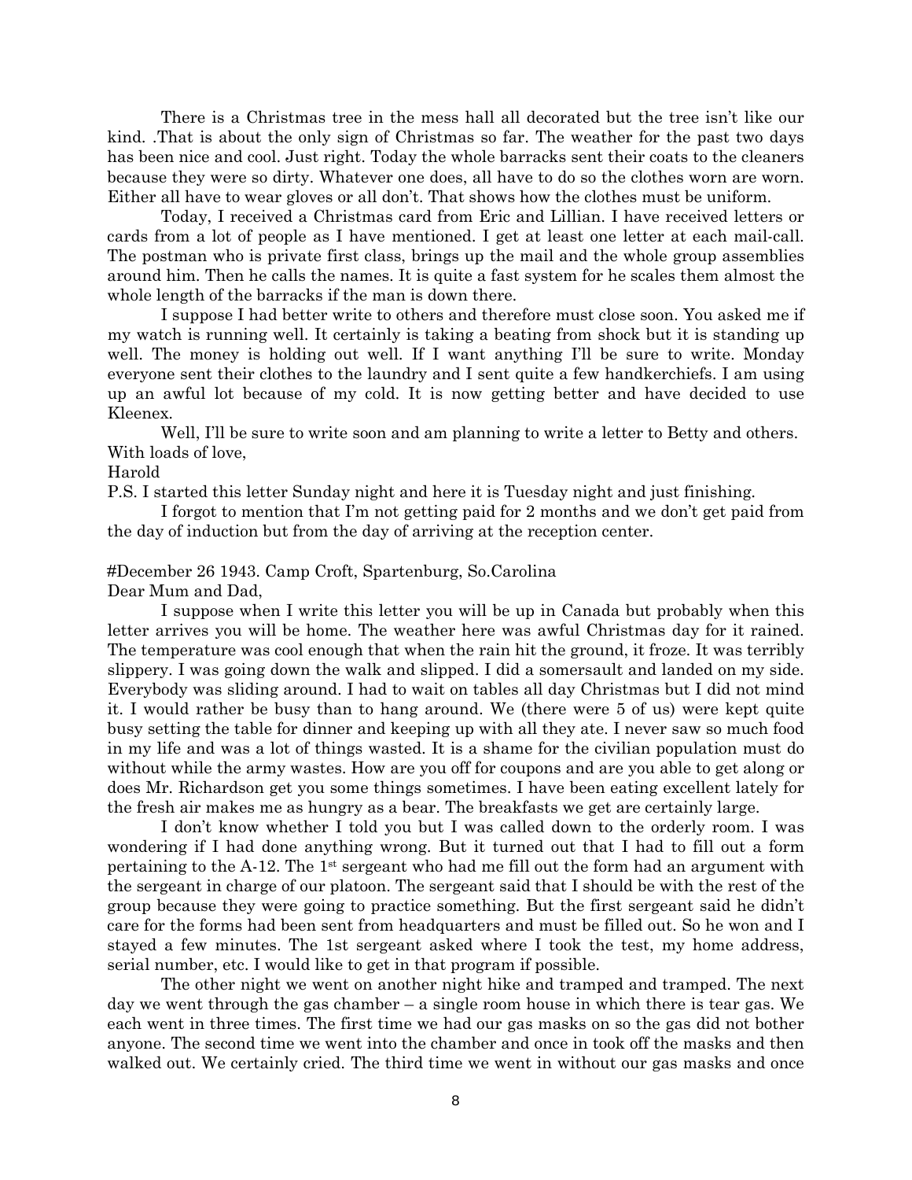There is a Christmas tree in the mess hall all decorated but the tree isn't like our kind. .That is about the only sign of Christmas so far. The weather for the past two days has been nice and cool. Just right. Today the whole barracks sent their coats to the cleaners because they were so dirty. Whatever one does, all have to do so the clothes worn are worn. Either all have to wear gloves or all don't. That shows how the clothes must be uniform.

Today, I received a Christmas card from Eric and Lillian. I have received letters or cards from a lot of people as I have mentioned. I get at least one letter at each mail-call. The postman who is private first class, brings up the mail and the whole group assemblies around him. Then he calls the names. It is quite a fast system for he scales them almost the whole length of the barracks if the man is down there.

I suppose I had better write to others and therefore must close soon. You asked me if my watch is running well. It certainly is taking a beating from shock but it is standing up well. The money is holding out well. If I want anything I'll be sure to write. Monday everyone sent their clothes to the laundry and I sent quite a few handkerchiefs. I am using up an awful lot because of my cold. It is now getting better and have decided to use Kleenex.

Well, I'll be sure to write soon and am planning to write a letter to Betty and others.
With loads of love,
Harold
P.S. I started this letter Sunday night and here it is Tuesday night and just finishing.

I forgot to mention that I'm not getting paid for 2 months and we don't get paid from the day of induction but from the day of arriving at the reception center.

#December 26 1943. Camp Croft, Spartenburg, So.Carolina
Dear Mum and Dad,

I suppose when I write this letter you will be up in Canada but probably when this letter arrives you will be home. The weather here was awful Christmas day for it rained. The temperature was cool enough that when the rain hit the ground, it froze. It was terribly slippery. I was going down the walk and slipped. I did a somersault and landed on my side. Everybody was sliding around. I had to wait on tables all day Christmas but I did not mind it. I would rather be busy than to hang around. We (there were 5 of us) were kept quite busy setting the table for dinner and keeping up with all they ate. I never saw so much food in my life and was a lot of things wasted. It is a shame for the civilian population must do without while the army wastes. How are you off for coupons and are you able to get along or does Mr. Richardson get you some things sometimes. I have been eating excellent lately for the fresh air makes me as hungry as a bear. The breakfasts we get are certainly large.

I don't know whether I told you but I was called down to the orderly room. I was wondering if I had done anything wrong. But it turned out that I had to fill out a form pertaining to the A-12. The 1st sergeant who had me fill out the form had an argument with the sergeant in charge of our platoon. The sergeant said that I should be with the rest of the group because they were going to practice something. But the first sergeant said he didn't care for the forms had been sent from headquarters and must be filled out. So he won and I stayed a few minutes. The 1st sergeant asked where I took the test, my home address, serial number, etc. I would like to get in that program if possible.

The other night we went on another night hike and tramped and tramped. The next day we went through the gas chamber – a single room house in which there is tear gas. We each went in three times. The first time we had our gas masks on so the gas did not bother anyone. The second time we went into the chamber and once in took off the masks and then walked out. We certainly cried. The third time we went in without our gas masks and once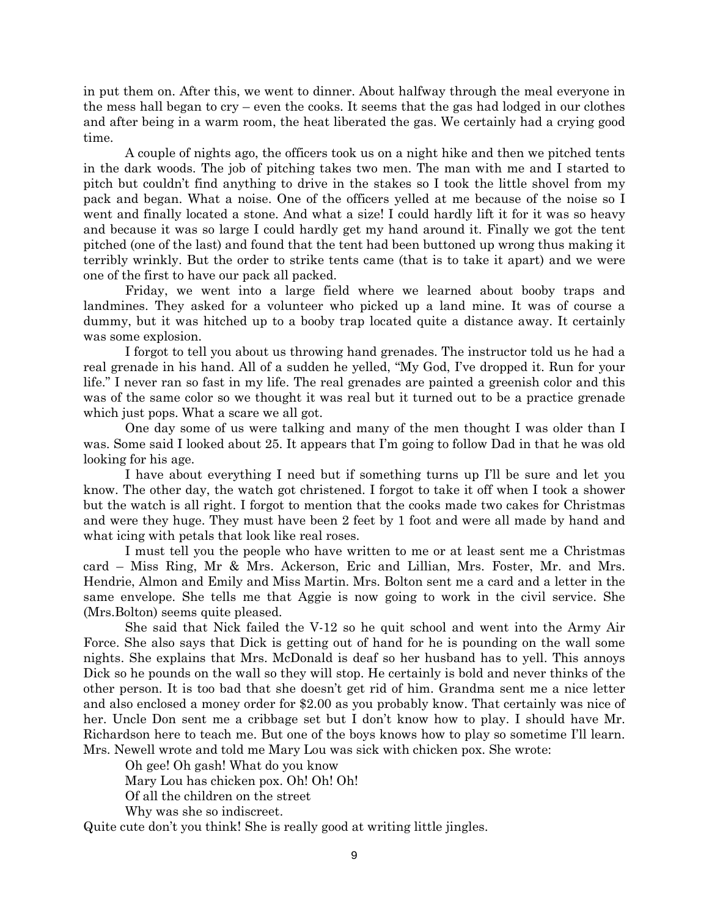in put them on. After this, we went to dinner. About halfway through the meal everyone in the mess hall began to cry – even the cooks. It seems that the gas had lodged in our clothes and after being in a warm room, the heat liberated the gas. We certainly had a crying good time.

A couple of nights ago, the officers took us on a night hike and then we pitched tents in the dark woods. The job of pitching takes two men. The man with me and I started to pitch but couldn't find anything to drive in the stakes so I took the little shovel from my pack and began. What a noise. One of the officers yelled at me because of the noise so I went and finally located a stone. And what a size! I could hardly lift it for it was so heavy and because it was so large I could hardly get my hand around it. Finally we got the tent pitched (one of the last) and found that the tent had been buttoned up wrong thus making it terribly wrinkly. But the order to strike tents came (that is to take it apart) and we were one of the first to have our pack all packed.

Friday, we went into a large field where we learned about booby traps and landmines. They asked for a volunteer who picked up a land mine. It was of course a dummy, but it was hitched up to a booby trap located quite a distance away. It certainly was some explosion.

I forgot to tell you about us throwing hand grenades. The instructor told us he had a real grenade in his hand. All of a sudden he yelled, "My God, I've dropped it. Run for your life." I never ran so fast in my life. The real grenades are painted a greenish color and this was of the same color so we thought it was real but it turned out to be a practice grenade which just pops. What a scare we all got.

One day some of us were talking and many of the men thought I was older than I was. Some said I looked about 25. It appears that I'm going to follow Dad in that he was old looking for his age.

I have about everything I need but if something turns up I'll be sure and let you know. The other day, the watch got christened. I forgot to take it off when I took a shower but the watch is all right. I forgot to mention that the cooks made two cakes for Christmas and were they huge. They must have been 2 feet by 1 foot and were all made by hand and what icing with petals that look like real roses.

I must tell you the people who have written to me or at least sent me a Christmas card – Miss Ring, Mr & Mrs. Ackerson, Eric and Lillian, Mrs. Foster, Mr. and Mrs. Hendrie, Almon and Emily and Miss Martin. Mrs. Bolton sent me a card and a letter in the same envelope. She tells me that Aggie is now going to work in the civil service. She (Mrs.Bolton) seems quite pleased.

She said that Nick failed the V-12 so he quit school and went into the Army Air Force. She also says that Dick is getting out of hand for he is pounding on the wall some nights. She explains that Mrs. McDonald is deaf so her husband has to yell. This annoys Dick so he pounds on the wall so they will stop. He certainly is bold and never thinks of the other person. It is too bad that she doesn't get rid of him. Grandma sent me a nice letter and also enclosed a money order for $2.00 as you probably know. That certainly was nice of her. Uncle Don sent me a cribbage set but I don't know how to play. I should have Mr. Richardson here to teach me. But one of the boys knows how to play so sometime I'll learn. Mrs. Newell wrote and told me Mary Lou was sick with chicken pox. She wrote:

Oh gee! Oh gash! What do you know  
Mary Lou has chicken pox. Oh! Oh! Oh!  
Of all the children on the street  
Why was she so indiscreet.

Quite cute don't you think! She is really good at writing little jingles.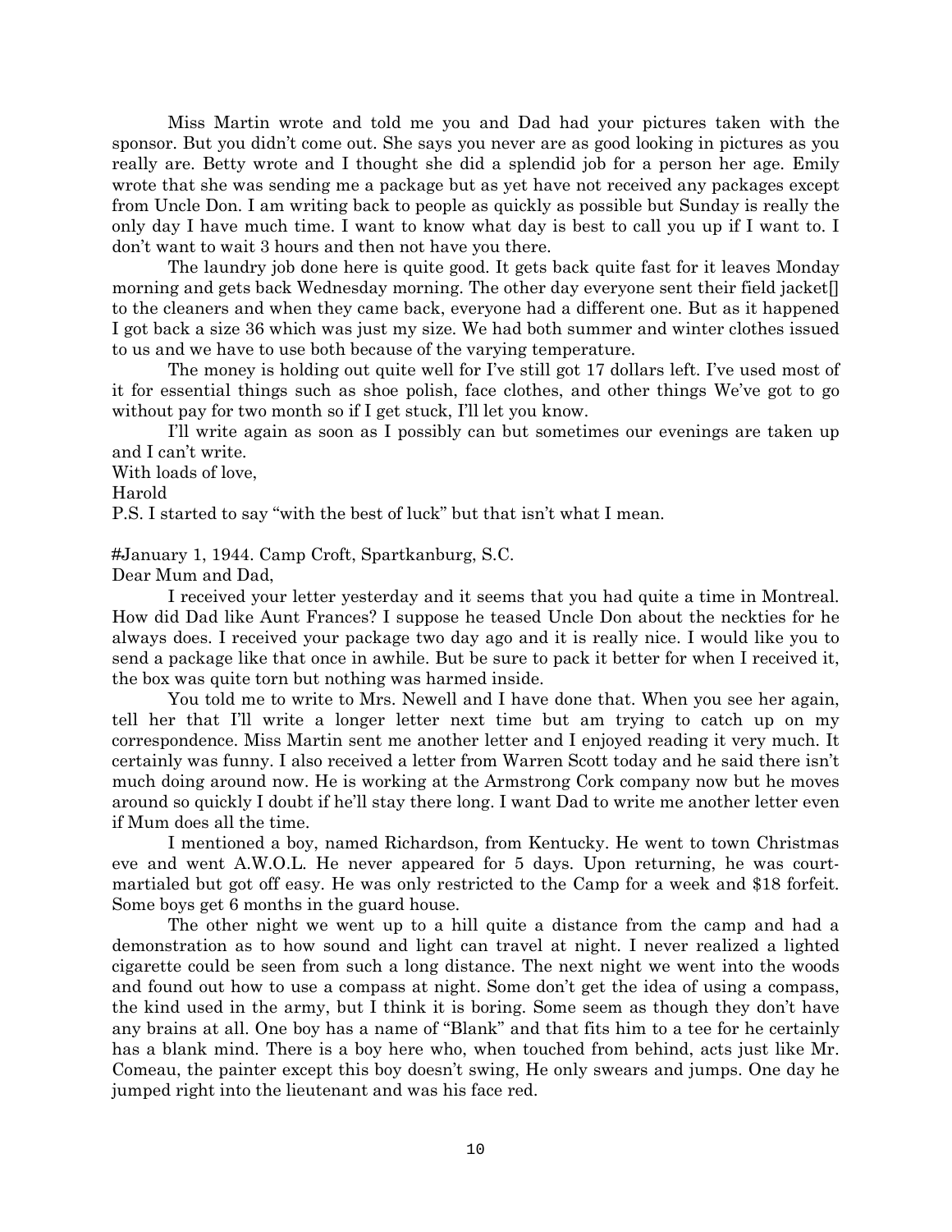Miss Martin wrote and told me you and Dad had your pictures taken with the sponsor. But you didn't come out. She says you never are as good looking in pictures as you really are. Betty wrote and I thought she did a splendid job for a person her age. Emily wrote that she was sending me a package but as yet have not received any packages except from Uncle Don. I am writing back to people as quickly as possible but Sunday is really the only day I have much time. I want to know what day is best to call you up if I want to. I don't want to wait 3 hours and then not have you there.

The laundry job done here is quite good. It gets back quite fast for it leaves Monday morning and gets back Wednesday morning. The other day everyone sent their field jacket[] to the cleaners and when they came back, everyone had a different one. But as it happened I got back a size 36 which was just my size. We had both summer and winter clothes issued to us and we have to use both because of the varying temperature.

The money is holding out quite well for I've still got 17 dollars left. I've used most of it for essential things such as shoe polish, face clothes, and other things We've got to go without pay for two month so if I get stuck, I'll let you know.

I'll write again as soon as I possibly can but sometimes our evenings are taken up and I can't write.

With loads of love,

Harold

P.S. I started to say "with the best of luck" but that isn't what I mean.

#January 1, 1944. Camp Croft, Spartkanburg, S.C.

Dear Mum and Dad,

I received your letter yesterday and it seems that you had quite a time in Montreal. How did Dad like Aunt Frances? I suppose he teased Uncle Don about the neckties for he always does. I received your package two day ago and it is really nice. I would like you to send a package like that once in awhile. But be sure to pack it better for when I received it, the box was quite torn but nothing was harmed inside.

You told me to write to Mrs. Newell and I have done that. When you see her again, tell her that I'll write a longer letter next time but am trying to catch up on my correspondence. Miss Martin sent me another letter and I enjoyed reading it very much. It certainly was funny. I also received a letter from Warren Scott today and he said there isn't much doing around now. He is working at the Armstrong Cork company now but he moves around so quickly I doubt if he'll stay there long. I want Dad to write me another letter even if Mum does all the time.

I mentioned a boy, named Richardson, from Kentucky. He went to town Christmas eve and went A.W.O.L. He never appeared for 5 days. Upon returning, he was court-martialed but got off easy. He was only restricted to the Camp for a week and $18 forfeit. Some boys get 6 months in the guard house.

The other night we went up to a hill quite a distance from the camp and had a demonstration as to how sound and light can travel at night. I never realized a lighted cigarette could be seen from such a long distance. The next night we went into the woods and found out how to use a compass at night. Some don't get the idea of using a compass, the kind used in the army, but I think it is boring. Some seem as though they don't have any brains at all. One boy has a name of "Blank" and that fits him to a tee for he certainly has a blank mind. There is a boy here who, when touched from behind, acts just like Mr. Comeau, the painter except this boy doesn't swing, He only swears and jumps. One day he jumped right into the lieutenant and was his face red.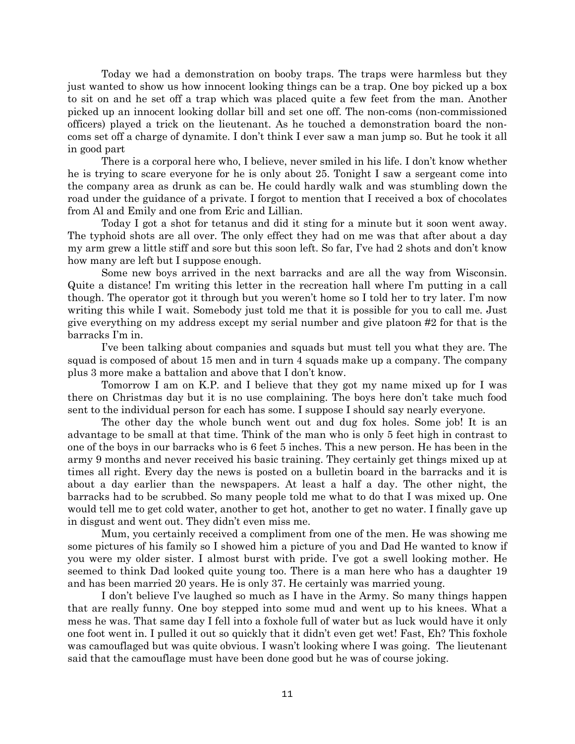Today we had a demonstration on booby traps. The traps were harmless but they just wanted to show us how innocent looking things can be a trap. One boy picked up a box to sit on and he set off a trap which was placed quite a few feet from the man. Another picked up an innocent looking dollar bill and set one off. The non-coms (non-commissioned officers) played a trick on the lieutenant. As he touched a demonstration board the non-coms set off a charge of dynamite. I don't think I ever saw a man jump so. But he took it all in good part

There is a corporal here who, I believe, never smiled in his life. I don't know whether he is trying to scare everyone for he is only about 25. Tonight I saw a sergeant come into the company area as drunk as can be. He could hardly walk and was stumbling down the road under the guidance of a private. I forgot to mention that I received a box of chocolates from Al and Emily and one from Eric and Lillian.

Today I got a shot for tetanus and did it sting for a minute but it soon went away. The typhoid shots are all over. The only effect they had on me was that after about a day my arm grew a little stiff and sore but this soon left. So far, I've had 2 shots and don't know how many are left but I suppose enough.

Some new boys arrived in the next barracks and are all the way from Wisconsin. Quite a distance! I'm writing this letter in the recreation hall where I'm putting in a call though. The operator got it through but you weren't home so I told her to try later. I'm now writing this while I wait. Somebody just told me that it is possible for you to call me. Just give everything on my address except my serial number and give platoon #2 for that is the barracks I'm in.

I've been talking about companies and squads but must tell you what they are. The squad is composed of about 15 men and in turn 4 squads make up a company. The company plus 3 more make a battalion and above that I don't know.

Tomorrow I am on K.P. and I believe that they got my name mixed up for I was there on Christmas day but it is no use complaining. The boys here don't take much food sent to the individual person for each has some. I suppose I should say nearly everyone.

The other day the whole bunch went out and dug fox holes. Some job! It is an advantage to be small at that time. Think of the man who is only 5 feet high in contrast to one of the boys in our barracks who is 6 feet 5 inches. This a new person. He has been in the army 9 months and never received his basic training. They certainly get things mixed up at times all right. Every day the news is posted on a bulletin board in the barracks and it is about a day earlier than the newspapers. At least a half a day. The other night, the barracks had to be scrubbed. So many people told me what to do that I was mixed up. One would tell me to get cold water, another to get hot, another to get no water. I finally gave up in disgust and went out. They didn't even miss me.

Mum, you certainly received a compliment from one of the men. He was showing me some pictures of his family so I showed him a picture of you and Dad He wanted to know if you were my older sister. I almost burst with pride. I've got a swell looking mother. He seemed to think Dad looked quite young too. There is a man here who has a daughter 19 and has been married 20 years. He is only 37. He certainly was married young.

I don't believe I've laughed so much as I have in the Army. So many things happen that are really funny. One boy stepped into some mud and went up to his knees. What a mess he was. That same day I fell into a foxhole full of water but as luck would have it only one foot went in. I pulled it out so quickly that it didn't even get wet! Fast, Eh? This foxhole was camouflaged but was quite obvious. I wasn't looking where I was going. The lieutenant said that the camouflage must have been done good but he was of course joking.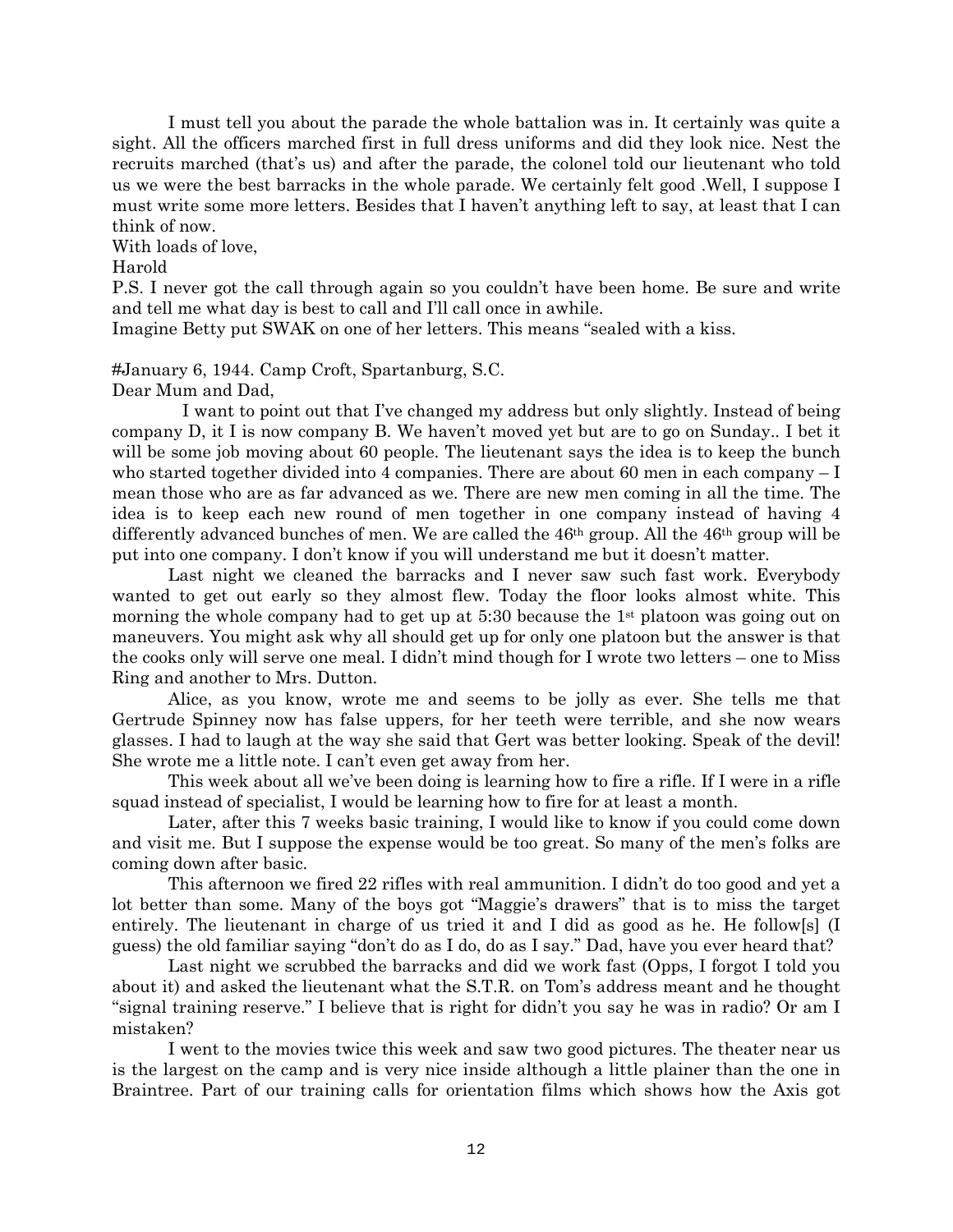I must tell you about the parade the whole battalion was in. It certainly was quite a sight. All the officers marched first in full dress uniforms and did they look nice. Nest the recruits marched (that's us) and after the parade, the colonel told our lieutenant who told us we were the best barracks in the whole parade. We certainly felt good .Well, I suppose I must write some more letters. Besides that I haven't anything left to say, at least that I can think of now.

With loads of love,

Harold

P.S. I never got the call through again so you couldn't have been home. Be sure and write and tell me what day is best to call and I'll call once in awhile.

Imagine Betty put SWAK on one of her letters. This means "sealed with a kiss.

#January 6, 1944. Camp Croft, Spartanburg, S.C.

Dear Mum and Dad,

I want to point out that I've changed my address but only slightly. Instead of being company D, it I is now company B. We haven't moved yet but are to go on Sunday.. I bet it will be some job moving about 60 people. The lieutenant says the idea is to keep the bunch who started together divided into 4 companies. There are about 60 men in each company – I mean those who are as far advanced as we. There are new men coming in all the time. The idea is to keep each new round of men together in one company instead of having 4 differently advanced bunches of men. We are called the 46th group. All the 46th group will be put into one company. I don't know if you will understand me but it doesn't matter.

Last night we cleaned the barracks and I never saw such fast work. Everybody wanted to get out early so they almost flew. Today the floor looks almost white. This morning the whole company had to get up at 5:30 because the 1st platoon was going out on maneuvers. You might ask why all should get up for only one platoon but the answer is that the cooks only will serve one meal. I didn't mind though for I wrote two letters – one to Miss Ring and another to Mrs. Dutton.

Alice, as you know, wrote me and seems to be jolly as ever. She tells me that Gertrude Spinney now has false uppers, for her teeth were terrible, and she now wears glasses. I had to laugh at the way she said that Gert was better looking. Speak of the devil! She wrote me a little note. I can't even get away from her.

This week about all we've been doing is learning how to fire a rifle. If I were in a rifle squad instead of specialist, I would be learning how to fire for at least a month.

Later, after this 7 weeks basic training, I would like to know if you could come down and visit me. But I suppose the expense would be too great. So many of the men's folks are coming down after basic.

This afternoon we fired 22 rifles with real ammunition. I didn't do too good and yet a lot better than some. Many of the boys got "Maggie's drawers" that is to miss the target entirely. The lieutenant in charge of us tried it and I did as good as he. He follow[s] (I guess) the old familiar saying "don't do as I do, do as I say." Dad, have you ever heard that?

Last night we scrubbed the barracks and did we work fast (Opps, I forgot I told you about it) and asked the lieutenant what the S.T.R. on Tom's address meant and he thought "signal training reserve." I believe that is right for didn't you say he was in radio? Or am I mistaken?

I went to the movies twice this week and saw two good pictures. The theater near us is the largest on the camp and is very nice inside although a little plainer than the one in Braintree. Part of our training calls for orientation films which shows how the Axis got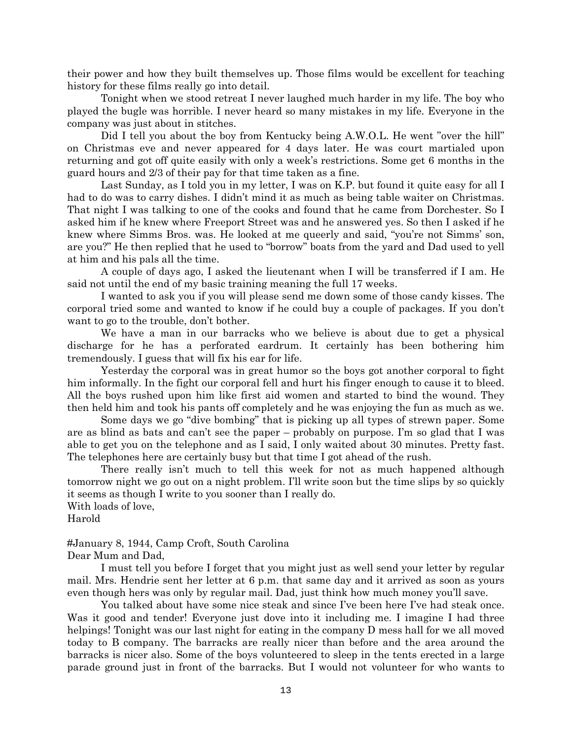their power and how they built themselves up. Those films would be excellent for teaching history for these films really go into detail.

Tonight when we stood retreat I never laughed much harder in my life. The boy who played the bugle was horrible. I never heard so many mistakes in my life. Everyone in the company was just about in stitches.

Did I tell you about the boy from Kentucky being A.W.O.L. He went "over the hill" on Christmas eve and never appeared for 4 days later. He was court martialed upon returning and got off quite easily with only a week's restrictions. Some get 6 months in the guard hours and 2/3 of their pay for that time taken as a fine.

Last Sunday, as I told you in my letter, I was on K.P. but found it quite easy for all I had to do was to carry dishes. I didn't mind it as much as being table waiter on Christmas. That night I was talking to one of the cooks and found that he came from Dorchester. So I asked him if he knew where Freeport Street was and he answered yes. So then I asked if he knew where Simms Bros. was. He looked at me queerly and said, "you're not Simms' son, are you?" He then replied that he used to "borrow" boats from the yard and Dad used to yell at him and his pals all the time.

A couple of days ago, I asked the lieutenant when I will be transferred if I am. He said not until the end of my basic training meaning the full 17 weeks.

I wanted to ask you if you will please send me down some of those candy kisses. The corporal tried some and wanted to know if he could buy a couple of packages. If you don't want to go to the trouble, don't bother.

We have a man in our barracks who we believe is about due to get a physical discharge for he has a perforated eardrum. It certainly has been bothering him tremendously. I guess that will fix his ear for life.

Yesterday the corporal was in great humor so the boys got another corporal to fight him informally. In the fight our corporal fell and hurt his finger enough to cause it to bleed. All the boys rushed upon him like first aid women and started to bind the wound. They then held him and took his pants off completely and he was enjoying the fun as much as we.

Some days we go "dive bombing" that is picking up all types of strewn paper. Some are as blind as bats and can't see the paper – probably on purpose. I'm so glad that I was able to get you on the telephone and as I said, I only waited about 30 minutes. Pretty fast. The telephones here are certainly busy but that time I got ahead of the rush.

There really isn't much to tell this week for not as much happened although tomorrow night we go out on a night problem. I'll write soon but the time slips by so quickly it seems as though I write to you sooner than I really do.

With loads of love,
Harold

#January 8, 1944, Camp Croft, South Carolina

Dear Mum and Dad,

I must tell you before I forget that you might just as well send your letter by regular mail. Mrs. Hendrie sent her letter at 6 p.m. that same day and it arrived as soon as yours even though hers was only by regular mail. Dad, just think how much money you'll save.

You talked about have some nice steak and since I've been here I've had steak once. Was it good and tender! Everyone just dove into it including me. I imagine I had three helpings! Tonight was our last night for eating in the company D mess hall for we all moved today to B company. The barracks are really nicer than before and the area around the barracks is nicer also. Some of the boys volunteered to sleep in the tents erected in a large parade ground just in front of the barracks. But I would not volunteer for who wants to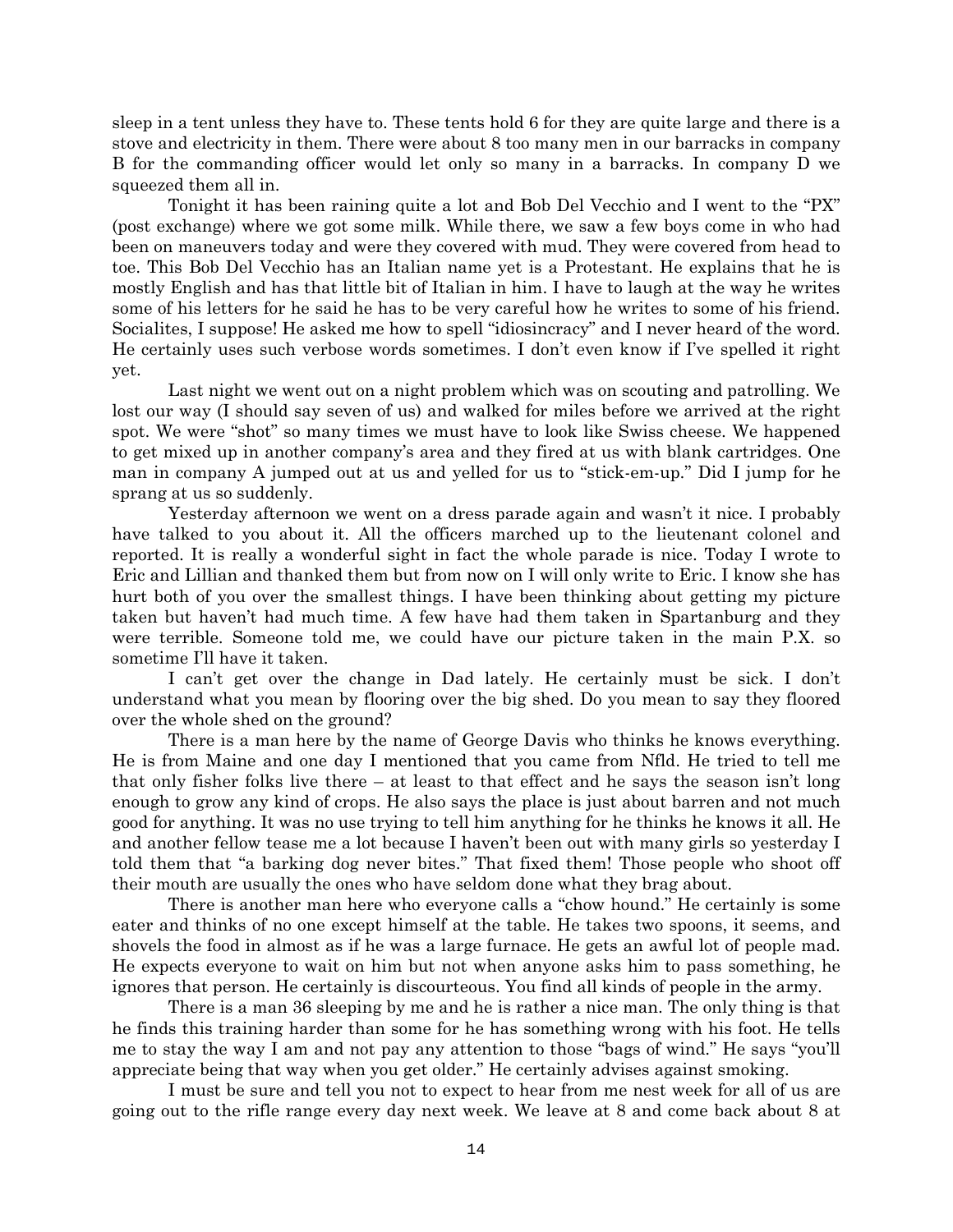sleep in a tent unless they have to. These tents hold 6 for they are quite large and there is a stove and electricity in them. There were about 8 too many men in our barracks in company B for the commanding officer would let only so many in a barracks. In company D we squeezed them all in.

Tonight it has been raining quite a lot and Bob Del Vecchio and I went to the "PX" (post exchange) where we got some milk. While there, we saw a few boys come in who had been on maneuvers today and were they covered with mud. They were covered from head to toe. This Bob Del Vecchio has an Italian name yet is a Protestant. He explains that he is mostly English and has that little bit of Italian in him. I have to laugh at the way he writes some of his letters for he said he has to be very careful how he writes to some of his friend. Socialites, I suppose! He asked me how to spell "idiosincracy" and I never heard of the word. He certainly uses such verbose words sometimes. I don't even know if I've spelled it right yet.

Last night we went out on a night problem which was on scouting and patrolling. We lost our way (I should say seven of us) and walked for miles before we arrived at the right spot. We were "shot" so many times we must have to look like Swiss cheese. We happened to get mixed up in another company's area and they fired at us with blank cartridges. One man in company A jumped out at us and yelled for us to "stick-em-up." Did I jump for he sprang at us so suddenly.

Yesterday afternoon we went on a dress parade again and wasn't it nice. I probably have talked to you about it. All the officers marched up to the lieutenant colonel and reported. It is really a wonderful sight in fact the whole parade is nice. Today I wrote to Eric and Lillian and thanked them but from now on I will only write to Eric. I know she has hurt both of you over the smallest things. I have been thinking about getting my picture taken but haven't had much time. A few have had them taken in Spartanburg and they were terrible. Someone told me, we could have our picture taken in the main P.X. so sometime I'll have it taken.

I can't get over the change in Dad lately. He certainly must be sick. I don't understand what you mean by flooring over the big shed. Do you mean to say they floored over the whole shed on the ground?

There is a man here by the name of George Davis who thinks he knows everything. He is from Maine and one day I mentioned that you came from Nfld. He tried to tell me that only fisher folks live there – at least to that effect and he says the season isn't long enough to grow any kind of crops. He also says the place is just about barren and not much good for anything. It was no use trying to tell him anything for he thinks he knows it all. He and another fellow tease me a lot because I haven't been out with many girls so yesterday I told them that "a barking dog never bites." That fixed them! Those people who shoot off their mouth are usually the ones who have seldom done what they brag about.

There is another man here who everyone calls a "chow hound." He certainly is some eater and thinks of no one except himself at the table. He takes two spoons, it seems, and shovels the food in almost as if he was a large furnace. He gets an awful lot of people mad. He expects everyone to wait on him but not when anyone asks him to pass something, he ignores that person. He certainly is discourteous. You find all kinds of people in the army.

There is a man 36 sleeping by me and he is rather a nice man. The only thing is that he finds this training harder than some for he has something wrong with his foot. He tells me to stay the way I am and not pay any attention to those "bags of wind." He says "you'll appreciate being that way when you get older." He certainly advises against smoking.

I must be sure and tell you not to expect to hear from me nest week for all of us are going out to the rifle range every day next week. We leave at 8 and come back about 8 at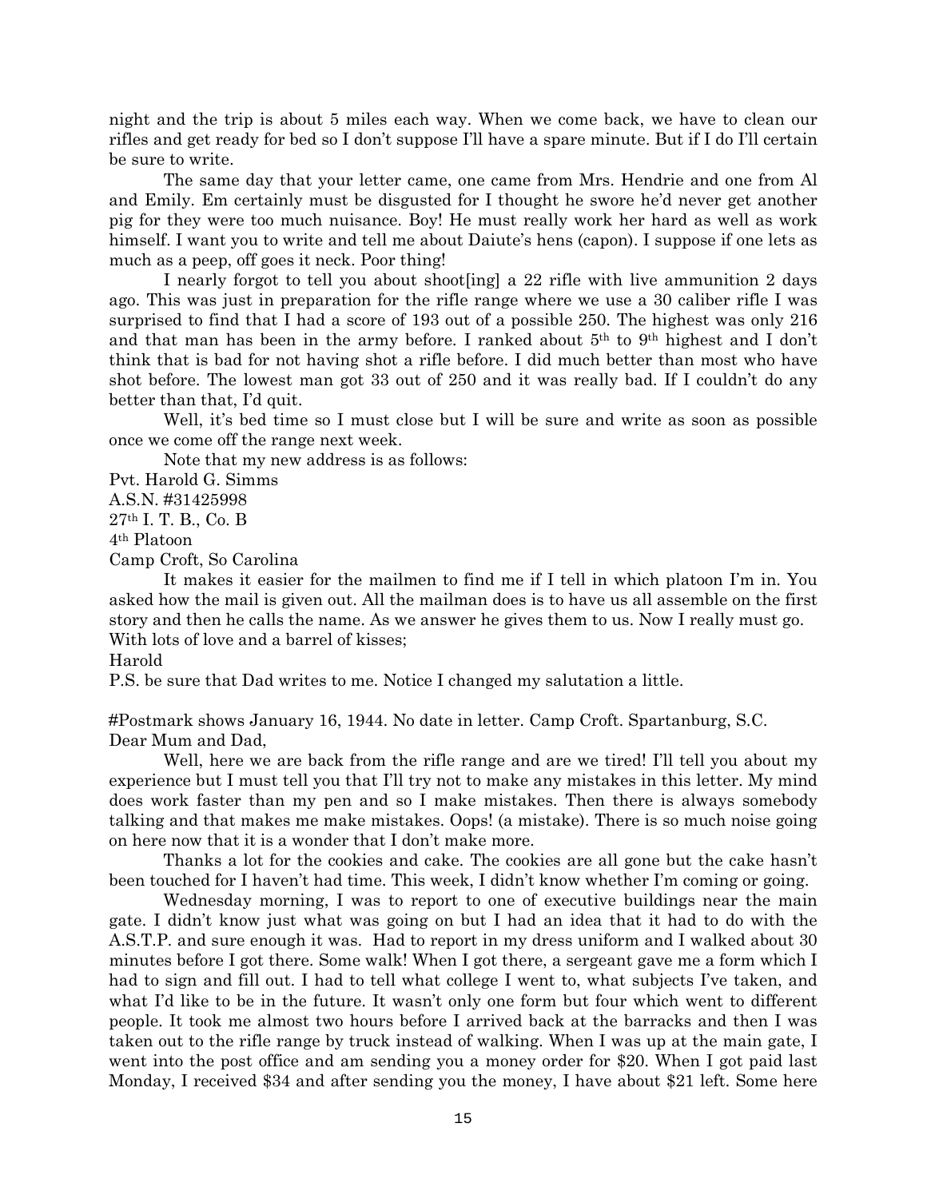night and the trip is about 5 miles each way. When we come back, we have to clean our rifles and get ready for bed so I don't suppose I'll have a spare minute. But if I do I'll certain be sure to write.

The same day that your letter came, one came from Mrs. Hendrie and one from Al and Emily. Em certainly must be disgusted for I thought he swore he'd never get another pig for they were too much nuisance. Boy! He must really work her hard as well as work himself. I want you to write and tell me about Daiute's hens (capon). I suppose if one lets as much as a peep, off goes it neck. Poor thing!

I nearly forgot to tell you about shoot[ing] a 22 rifle with live ammunition 2 days ago. This was just in preparation for the rifle range where we use a 30 caliber rifle I was surprised to find that I had a score of 193 out of a possible 250. The highest was only 216 and that man has been in the army before. I ranked about 5th to 9th highest and I don't think that is bad for not having shot a rifle before. I did much better than most who have shot before. The lowest man got 33 out of 250 and it was really bad. If I couldn't do any better than that, I'd quit.

Well, it's bed time so I must close but I will be sure and write as soon as possible once we come off the range next week.

Note that my new address is as follows:

Pvt. Harold G. Simms
A.S.N. #31425998
27th I. T. B., Co. B
4th Platoon
Camp Croft, So Carolina

It makes it easier for the mailmen to find me if I tell in which platoon I'm in. You asked how the mail is given out. All the mailman does is to have us all assemble on the first story and then he calls the name. As we answer he gives them to us. Now I really must go.

With lots of love and a barrel of kisses;
Harold

P.S. be sure that Dad writes to me. Notice I changed my salutation a little.

#Postmark shows January 16, 1944. No date in letter. Camp Croft. Spartanburg, S.C.

Dear Mum and Dad,

Well, here we are back from the rifle range and are we tired! I'll tell you about my experience but I must tell you that I'll try not to make any mistakes in this letter. My mind does work faster than my pen and so I make mistakes. Then there is always somebody talking and that makes me make mistakes. Oops! (a mistake). There is so much noise going on here now that it is a wonder that I don't make more.

Thanks a lot for the cookies and cake. The cookies are all gone but the cake hasn't been touched for I haven't had time. This week, I didn't know whether I'm coming or going.

Wednesday morning, I was to report to one of executive buildings near the main gate. I didn't know just what was going on but I had an idea that it had to do with the A.S.T.P. and sure enough it was. Had to report in my dress uniform and I walked about 30 minutes before I got there. Some walk! When I got there, a sergeant gave me a form which I had to sign and fill out. I had to tell what college I went to, what subjects I've taken, and what I'd like to be in the future. It wasn't only one form but four which went to different people. It took me almost two hours before I arrived back at the barracks and then I was taken out to the rifle range by truck instead of walking. When I was up at the main gate, I went into the post office and am sending you a money order for $20. When I got paid last Monday, I received $34 and after sending you the money, I have about $21 left. Some here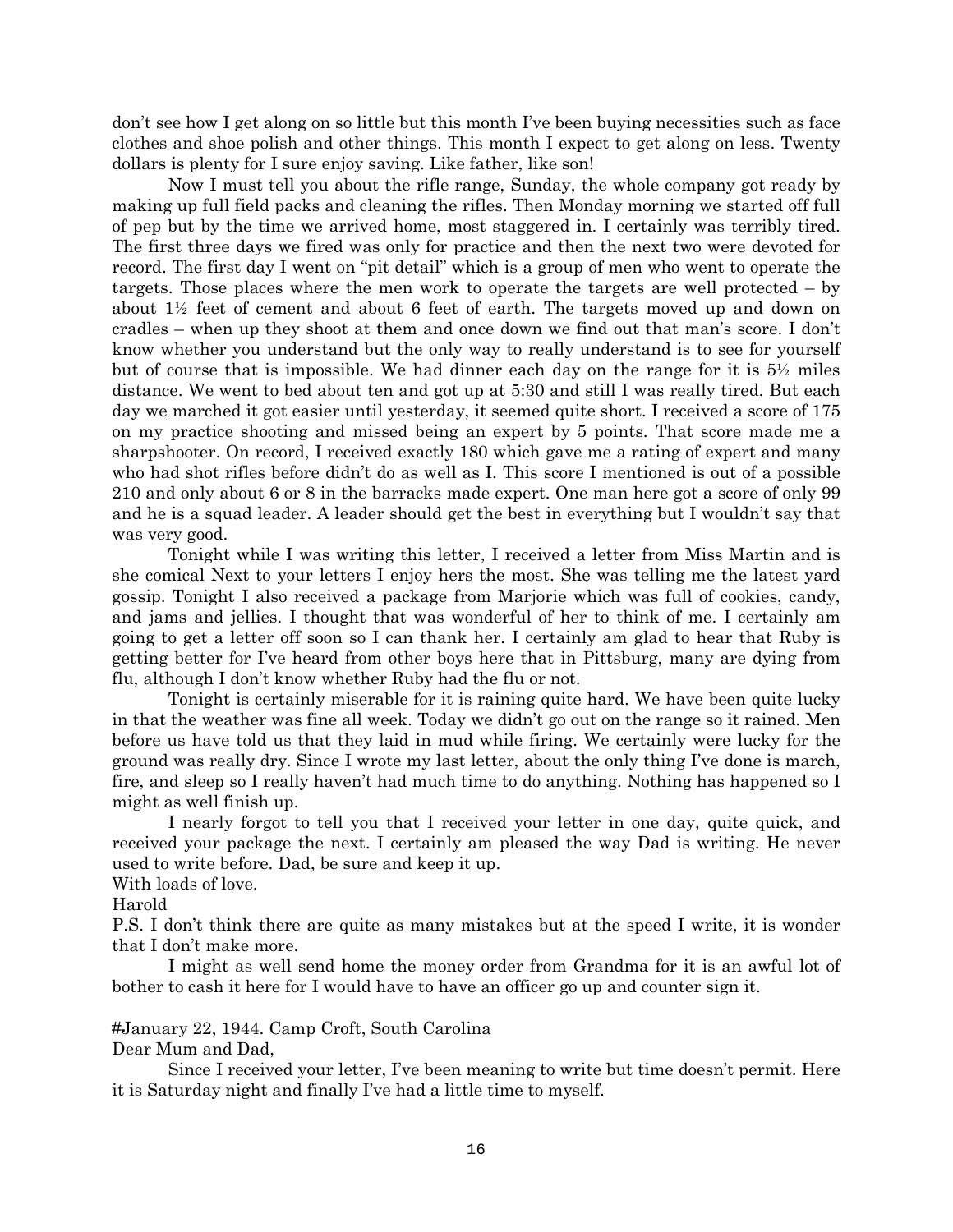don't see how I get along on so little but this month I've been buying necessities such as face clothes and shoe polish and other things. This month I expect to get along on less. Twenty dollars is plenty for I sure enjoy saving. Like father, like son!

Now I must tell you about the rifle range, Sunday, the whole company got ready by making up full field packs and cleaning the rifles. Then Monday morning we started off full of pep but by the time we arrived home, most staggered in. I certainly was terribly tired. The first three days we fired was only for practice and then the next two were devoted for record. The first day I went on "pit detail" which is a group of men who went to operate the targets. Those places where the men work to operate the targets are well protected – by about 1½ feet of cement and about 6 feet of earth. The targets moved up and down on cradles – when up they shoot at them and once down we find out that man's score. I don't know whether you understand but the only way to really understand is to see for yourself but of course that is impossible. We had dinner each day on the range for it is 5½ miles distance. We went to bed about ten and got up at 5:30 and still I was really tired. But each day we marched it got easier until yesterday, it seemed quite short. I received a score of 175 on my practice shooting and missed being an expert by 5 points. That score made me a sharpshooter. On record, I received exactly 180 which gave me a rating of expert and many who had shot rifles before didn't do as well as I. This score I mentioned is out of a possible 210 and only about 6 or 8 in the barracks made expert. One man here got a score of only 99 and he is a squad leader. A leader should get the best in everything but I wouldn't say that was very good.

Tonight while I was writing this letter, I received a letter from Miss Martin and is she comical Next to your letters I enjoy hers the most. She was telling me the latest yard gossip. Tonight I also received a package from Marjorie which was full of cookies, candy, and jams and jellies. I thought that was wonderful of her to think of me. I certainly am going to get a letter off soon so I can thank her. I certainly am glad to hear that Ruby is getting better for I've heard from other boys here that in Pittsburg, many are dying from flu, although I don't know whether Ruby had the flu or not.

Tonight is certainly miserable for it is raining quite hard. We have been quite lucky in that the weather was fine all week. Today we didn't go out on the range so it rained. Men before us have told us that they laid in mud while firing. We certainly were lucky for the ground was really dry. Since I wrote my last letter, about the only thing I've done is march, fire, and sleep so I really haven't had much time to do anything. Nothing has happened so I might as well finish up.

I nearly forgot to tell you that I received your letter in one day, quite quick, and received your package the next. I certainly am pleased the way Dad is writing. He never used to write before. Dad, be sure and keep it up.

With loads of love.

Harold

P.S. I don't think there are quite as many mistakes but at the speed I write, it is wonder that I don't make more.

I might as well send home the money order from Grandma for it is an awful lot of bother to cash it here for I would have to have an officer go up and counter sign it.

#January 22, 1944. Camp Croft, South Carolina

Dear Mum and Dad,

Since I received your letter, I've been meaning to write but time doesn't permit. Here it is Saturday night and finally I've had a little time to myself.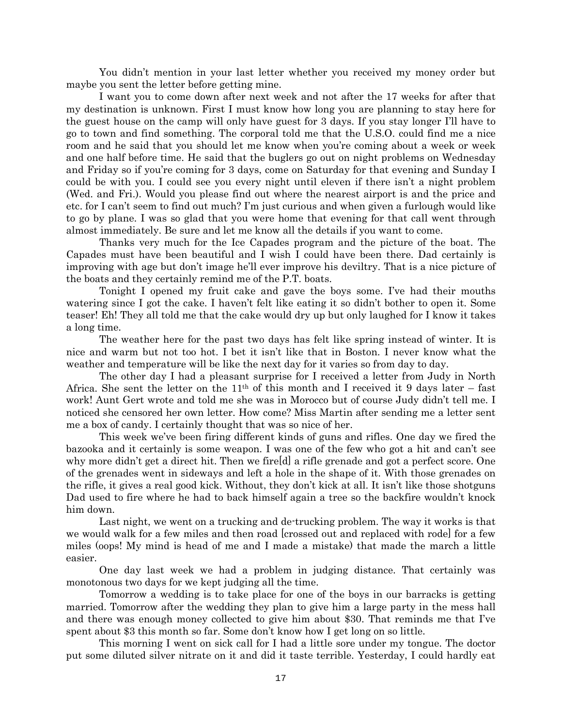You didn't mention in your last letter whether you received my money order but maybe you sent the letter before getting mine.

I want you to come down after next week and not after the 17 weeks for after that my destination is unknown. First I must know how long you are planning to stay here for the guest house on the camp will only have guest for 3 days. If you stay longer I'll have to go to town and find something. The corporal told me that the U.S.O. could find me a nice room and he said that you should let me know when you're coming about a week or week and one half before time. He said that the buglers go out on night problems on Wednesday and Friday so if you're coming for 3 days, come on Saturday for that evening and Sunday I could be with you. I could see you every night until eleven if there isn't a night problem (Wed. and Fri.). Would you please find out where the nearest airport is and the price and etc. for I can't seem to find out much? I'm just curious and when given a furlough would like to go by plane. I was so glad that you were home that evening for that call went through almost immediately. Be sure and let me know all the details if you want to come.

Thanks very much for the Ice Capades program and the picture of the boat. The Capades must have been beautiful and I wish I could have been there. Dad certainly is improving with age but don't image he'll ever improve his deviltry. That is a nice picture of the boats and they certainly remind me of the P.T. boats.

Tonight I opened my fruit cake and gave the boys some. I've had their mouths watering since I got the cake. I haven't felt like eating it so didn't bother to open it. Some teaser! Eh! They all told me that the cake would dry up but only laughed for I know it takes a long time.

The weather here for the past two days has felt like spring instead of winter. It is nice and warm but not too hot. I bet it isn't like that in Boston. I never know what the weather and temperature will be like the next day for it varies so from day to day.

The other day I had a pleasant surprise for I received a letter from Judy in North Africa. She sent the letter on the 11th of this month and I received it 9 days later – fast work! Aunt Gert wrote and told me she was in Morocco but of course Judy didn't tell me. I noticed she censored her own letter. How come? Miss Martin after sending me a letter sent me a box of candy. I certainly thought that was so nice of her.

This week we've been firing different kinds of guns and rifles. One day we fired the bazooka and it certainly is some weapon. I was one of the few who got a hit and can't see why more didn't get a direct hit. Then we fire[d] a rifle grenade and got a perfect score. One of the grenades went in sideways and left a hole in the shape of it. With those grenades on the rifle, it gives a real good kick. Without, they don't kick at all. It isn't like those shotguns Dad used to fire where he had to back himself again a tree so the backfire wouldn't knock him down.

Last night, we went on a trucking and de-trucking problem. The way it works is that we would walk for a few miles and then road [crossed out and replaced with rode] for a few miles (oops! My mind is head of me and I made a mistake) that made the march a little easier.

One day last week we had a problem in judging distance. That certainly was monotonous two days for we kept judging all the time.

Tomorrow a wedding is to take place for one of the boys in our barracks is getting married. Tomorrow after the wedding they plan to give him a large party in the mess hall and there was enough money collected to give him about $30. That reminds me that I've spent about $3 this month so far. Some don't know how I get long on so little.

This morning I went on sick call for I had a little sore under my tongue. The doctor put some diluted silver nitrate on it and did it taste terrible. Yesterday, I could hardly eat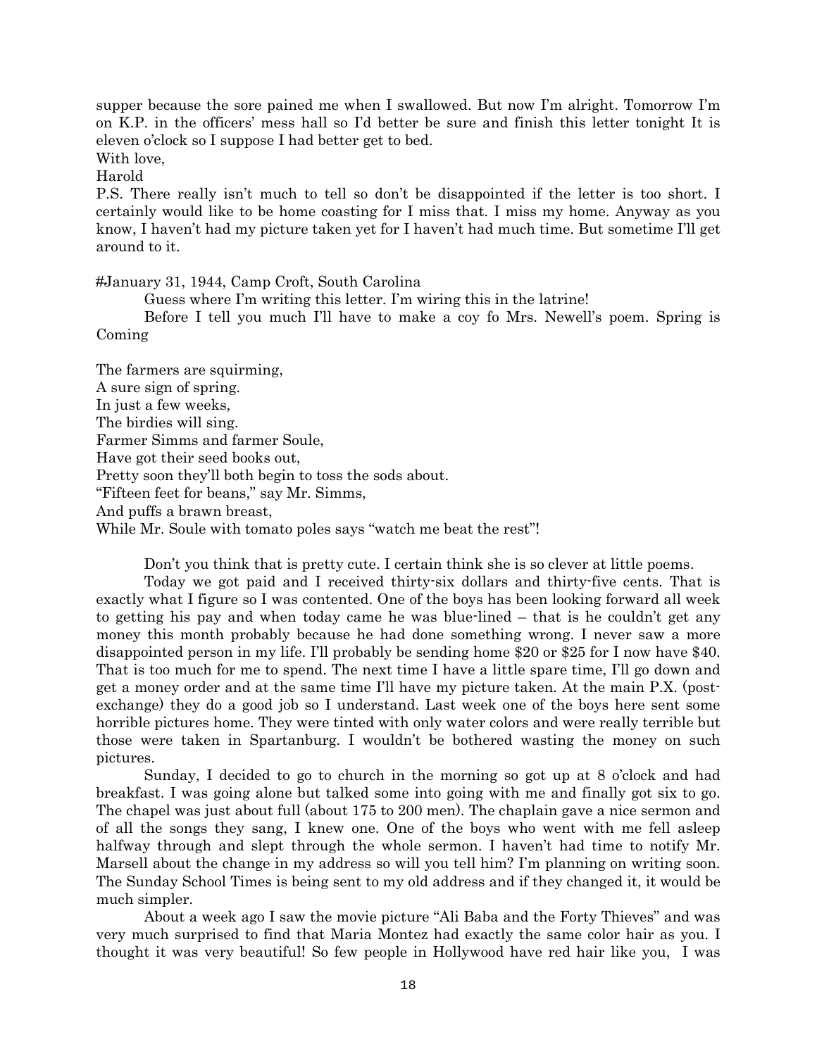supper because the sore pained me when I swallowed. But now I'm alright. Tomorrow I'm on K.P. in the officers' mess hall so I'd better be sure and finish this letter tonight It is eleven o'clock so I suppose I had better get to bed.

With love,

Harold

P.S. There really isn't much to tell so don't be disappointed if the letter is too short. I certainly would like to be home coasting for I miss that. I miss my home. Anyway as you know, I haven't had my picture taken yet for I haven't had much time. But sometime I'll get around to it.

#January 31, 1944, Camp Croft, South Carolina

Guess where I'm writing this letter. I'm wiring this in the latrine!

Before I tell you much I'll have to make a coy fo Mrs. Newell's poem. Spring is Coming

The farmers are squirming,  
A sure sign of spring.  
In just a few weeks,  
The birdies will sing.  
Farmer Simms and farmer Soule,  
Have got their seed books out,  
Pretty soon they'll both begin to toss the sods about.  
"Fifteen feet for beans," say Mr. Simms,  
And puffs a brawn breast,  
While Mr. Soule with tomato poles says "watch me beat the rest"!

Don't you think that is pretty cute. I certain think she is so clever at little poems.

Today we got paid and I received thirty-six dollars and thirty-five cents. That is exactly what I figure so I was contented. One of the boys has been looking forward all week to getting his pay and when today came he was blue-lined – that is he couldn't get any money this month probably because he had done something wrong. I never saw a more disappointed person in my life. I'll probably be sending home \$20 or \$25 for I now have \$40. That is too much for me to spend. The next time I have a little spare time, I'll go down and get a money order and at the same time I'll have my picture taken. At the main P.X. (post-exchange) they do a good job so I understand. Last week one of the boys here sent some horrible pictures home. They were tinted with only water colors and were really terrible but those were taken in Spartanburg. I wouldn't be bothered wasting the money on such pictures.

Sunday, I decided to go to church in the morning so got up at 8 o'clock and had breakfast. I was going alone but talked some into going with me and finally got six to go. The chapel was just about full (about 175 to 200 men). The chaplain gave a nice sermon and of all the songs they sang, I knew one. One of the boys who went with me fell asleep halfway through and slept through the whole sermon. I haven't had time to notify Mr. Marsell about the change in my address so will you tell him? I'm planning on writing soon. The Sunday School Times is being sent to my old address and if they changed it, it would be much simpler.

About a week ago I saw the movie picture "Ali Baba and the Forty Thieves" and was very much surprised to find that Maria Montez had exactly the same color hair as you. I thought it was very beautiful! So few people in Hollywood have red hair like you, I was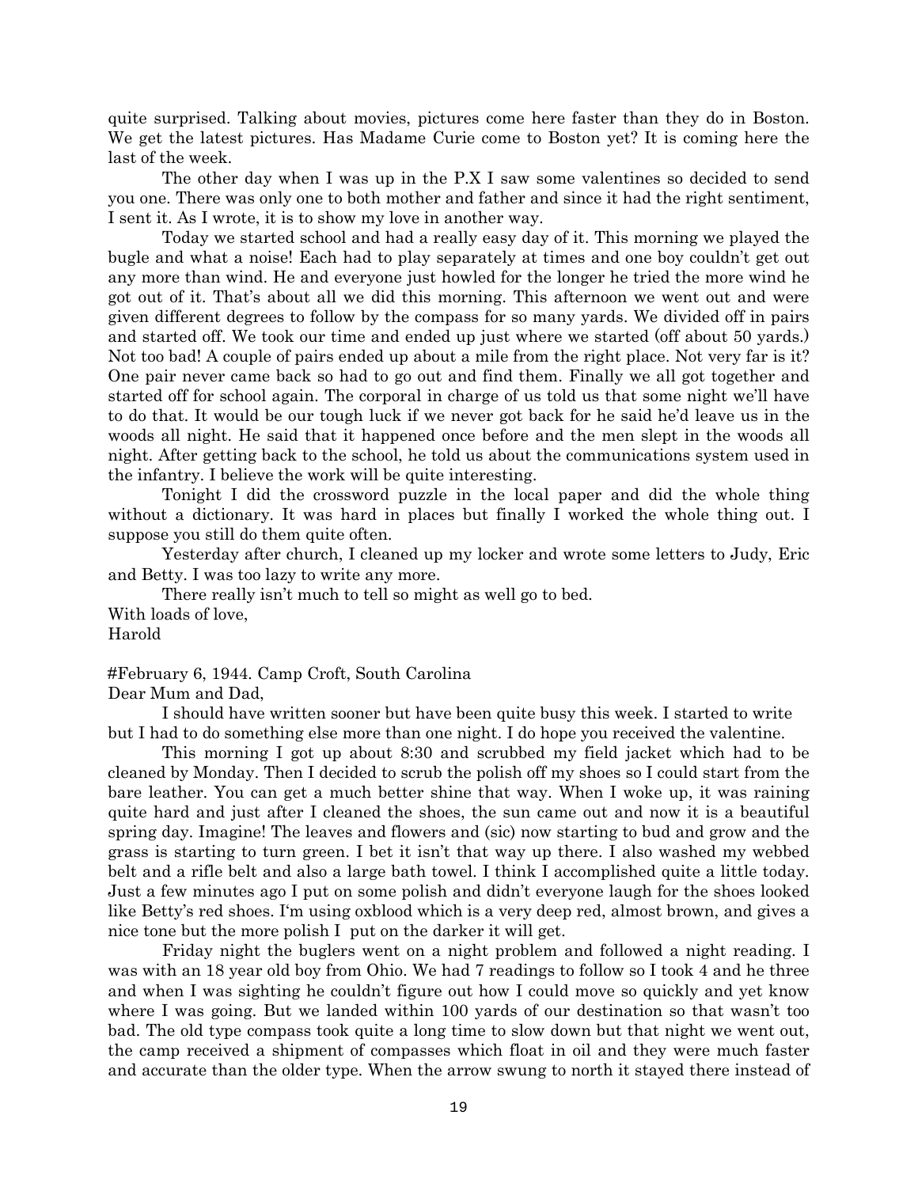quite surprised. Talking about movies, pictures come here faster than they do in Boston. We get the latest pictures. Has Madame Curie come to Boston yet? It is coming here the last of the week.

The other day when I was up in the P.X I saw some valentines so decided to send you one. There was only one to both mother and father and since it had the right sentiment, I sent it. As I wrote, it is to show my love in another way.

Today we started school and had a really easy day of it. This morning we played the bugle and what a noise! Each had to play separately at times and one boy couldn't get out any more than wind. He and everyone just howled for the longer he tried the more wind he got out of it. That's about all we did this morning. This afternoon we went out and were given different degrees to follow by the compass for so many yards. We divided off in pairs and started off. We took our time and ended up just where we started (off about 50 yards.) Not too bad! A couple of pairs ended up about a mile from the right place. Not very far is it? One pair never came back so had to go out and find them. Finally we all got together and started off for school again. The corporal in charge of us told us that some night we'll have to do that. It would be our tough luck if we never got back for he said he'd leave us in the woods all night. He said that it happened once before and the men slept in the woods all night. After getting back to the school, he told us about the communications system used in the infantry. I believe the work will be quite interesting.

Tonight I did the crossword puzzle in the local paper and did the whole thing without a dictionary. It was hard in places but finally I worked the whole thing out. I suppose you still do them quite often.

Yesterday after church, I cleaned up my locker and wrote some letters to Judy, Eric and Betty. I was too lazy to write any more.

There really isn't much to tell so might as well go to bed.

With loads of love,
Harold

#February 6, 1944. Camp Croft, South Carolina

Dear Mum and Dad,

I should have written sooner but have been quite busy this week. I started to write but I had to do something else more than one night. I do hope you received the valentine.

This morning I got up about 8:30 and scrubbed my field jacket which had to be cleaned by Monday. Then I decided to scrub the polish off my shoes so I could start from the bare leather. You can get a much better shine that way. When I woke up, it was raining quite hard and just after I cleaned the shoes, the sun came out and now it is a beautiful spring day. Imagine! The leaves and flowers and (sic) now starting to bud and grow and the grass is starting to turn green. I bet it isn't that way up there. I also washed my webbed belt and a rifle belt and also a large bath towel. I think I accomplished quite a little today. Just a few minutes ago I put on some polish and didn't everyone laugh for the shoes looked like Betty's red shoes. I'm using oxblood which is a very deep red, almost brown, and gives a nice tone but the more polish I put on the darker it will get.

Friday night the buglers went on a night problem and followed a night reading. I was with an 18 year old boy from Ohio. We had 7 readings to follow so I took 4 and he three and when I was sighting he couldn't figure out how I could move so quickly and yet know where I was going. But we landed within 100 yards of our destination so that wasn't too bad. The old type compass took quite a long time to slow down but that night we went out, the camp received a shipment of compasses which float in oil and they were much faster and accurate than the older type. When the arrow swung to north it stayed there instead of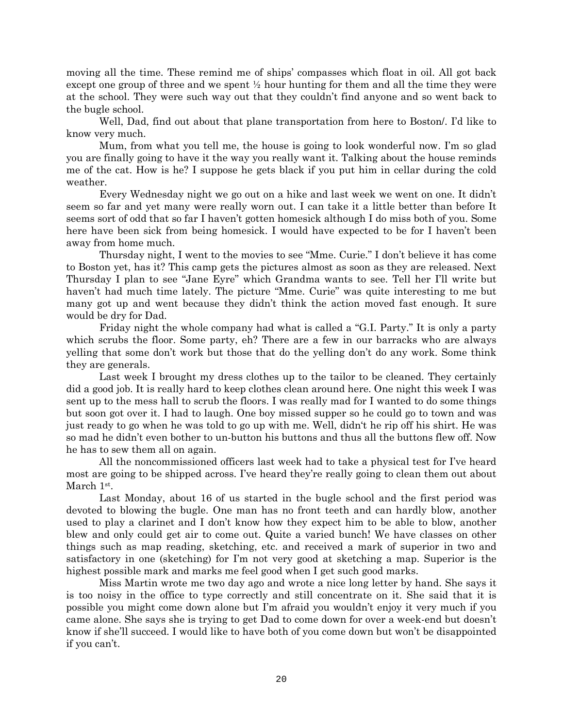moving all the time. These remind me of ships' compasses which float in oil. All got back except one group of three and we spent ½ hour hunting for them and all the time they were at the school. They were such way out that they couldn't find anyone and so went back to the bugle school.

Well, Dad, find out about that plane transportation from here to Boston/. I'd like to know very much.

Mum, from what you tell me, the house is going to look wonderful now. I'm so glad you are finally going to have it the way you really want it. Talking about the house reminds me of the cat. How is he? I suppose he gets black if you put him in cellar during the cold weather.

Every Wednesday night we go out on a hike and last week we went on one. It didn't seem so far and yet many were really worn out. I can take it a little better than before It seems sort of odd that so far I haven't gotten homesick although I do miss both of you. Some here have been sick from being homesick. I would have expected to be for I haven't been away from home much.

Thursday night, I went to the movies to see "Mme. Curie." I don't believe it has come to Boston yet, has it? This camp gets the pictures almost as soon as they are released. Next Thursday I plan to see "Jane Eyre" which Grandma wants to see. Tell her I'll write but haven't had much time lately. The picture "Mme. Curie" was quite interesting to me but many got up and went because they didn't think the action moved fast enough. It sure would be dry for Dad.

Friday night the whole company had what is called a "G.I. Party." It is only a party which scrubs the floor. Some party, eh? There are a few in our barracks who are always yelling that some don't work but those that do the yelling don't do any work. Some think they are generals.

Last week I brought my dress clothes up to the tailor to be cleaned. They certainly did a good job. It is really hard to keep clothes clean around here. One night this week I was sent up to the mess hall to scrub the floors. I was really mad for I wanted to do some things but soon got over it. I had to laugh. One boy missed supper so he could go to town and was just ready to go when he was told to go up with me. Well, didn't he rip off his shirt. He was so mad he didn't even bother to un-button his buttons and thus all the buttons flew off. Now he has to sew them all on again.

All the noncommissioned officers last week had to take a physical test for I've heard most are going to be shipped across. I've heard they're really going to clean them out about March 1st.

Last Monday, about 16 of us started in the bugle school and the first period was devoted to blowing the bugle. One man has no front teeth and can hardly blow, another used to play a clarinet and I don't know how they expect him to be able to blow, another blew and only could get air to come out. Quite a varied bunch! We have classes on other things such as map reading, sketching, etc. and received a mark of superior in two and satisfactory in one (sketching) for I'm not very good at sketching a map. Superior is the highest possible mark and marks me feel good when I get such good marks.

Miss Martin wrote me two day ago and wrote a nice long letter by hand. She says it is too noisy in the office to type correctly and still concentrate on it. She said that it is possible you might come down alone but I'm afraid you wouldn't enjoy it very much if you came alone. She says she is trying to get Dad to come down for over a week-end but doesn't know if she'll succeed. I would like to have both of you come down but won't be disappointed if you can't.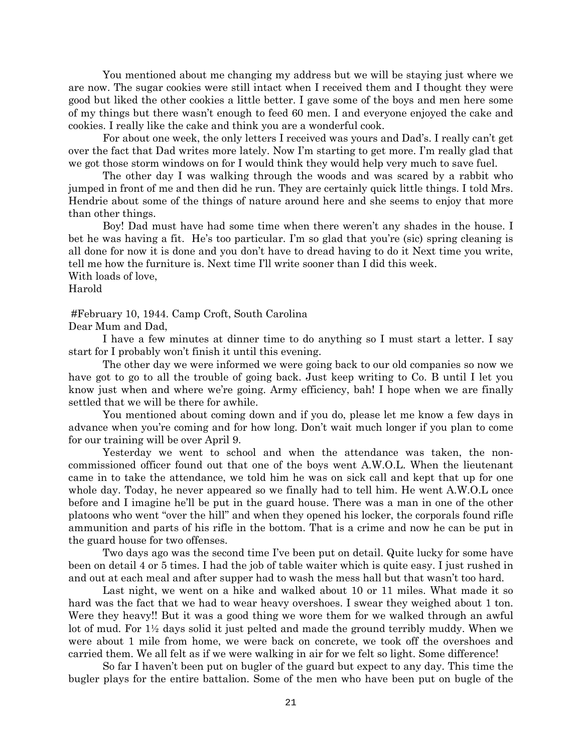You mentioned about me changing my address but we will be staying just where we are now. The sugar cookies were still intact when I received them and I thought they were good but liked the other cookies a little better. I gave some of the boys and men here some of my things but there wasn't enough to feed 60 men. I and everyone enjoyed the cake and cookies. I really like the cake and think you are a wonderful cook.

For about one week, the only letters I received was yours and Dad's. I really can't get over the fact that Dad writes more lately. Now I'm starting to get more. I'm really glad that we got those storm windows on for I would think they would help very much to save fuel.

The other day I was walking through the woods and was scared by a rabbit who jumped in front of me and then did he run. They are certainly quick little things. I told Mrs. Hendrie about some of the things of nature around here and she seems to enjoy that more than other things.

Boy! Dad must have had some time when there weren't any shades in the house. I bet he was having a fit. He's too particular. I'm so glad that you're (sic) spring cleaning is all done for now it is done and you don't have to dread having to do it Next time you write, tell me how the furniture is. Next time I'll write sooner than I did this week.

With loads of love,
Harold

#February 10, 1944. Camp Croft, South Carolina

Dear Mum and Dad,

I have a few minutes at dinner time to do anything so I must start a letter. I say start for I probably won't finish it until this evening.

The other day we were informed we were going back to our old companies so now we have got to go to all the trouble of going back. Just keep writing to Co. B until I let you know just when and where we're going. Army efficiency, bah! I hope when we are finally settled that we will be there for awhile.

You mentioned about coming down and if you do, please let me know a few days in advance when you're coming and for how long. Don't wait much longer if you plan to come for our training will be over April 9.

Yesterday we went to school and when the attendance was taken, the non-commissioned officer found out that one of the boys went A.W.O.L. When the lieutenant came in to take the attendance, we told him he was on sick call and kept that up for one whole day. Today, he never appeared so we finally had to tell him. He went A.W.O.L once before and I imagine he'll be put in the guard house. There was a man in one of the other platoons who went "over the hill" and when they opened his locker, the corporals found rifle ammunition and parts of his rifle in the bottom. That is a crime and now he can be put in the guard house for two offenses.

Two days ago was the second time I've been put on detail. Quite lucky for some have been on detail 4 or 5 times. I had the job of table waiter which is quite easy. I just rushed in and out at each meal and after supper had to wash the mess hall but that wasn't too hard.

Last night, we went on a hike and walked about 10 or 11 miles. What made it so hard was the fact that we had to wear heavy overshoes. I swear they weighed about 1 ton. Were they heavy!! But it was a good thing we wore them for we walked through an awful lot of mud. For 1½ days solid it just pelted and made the ground terribly muddy. When we were about 1 mile from home, we were back on concrete, we took off the overshoes and carried them. We all felt as if we were walking in air for we felt so light. Some difference!

So far I haven't been put on bugler of the guard but expect to any day. This time the bugler plays for the entire battalion. Some of the men who have been put on bugle of the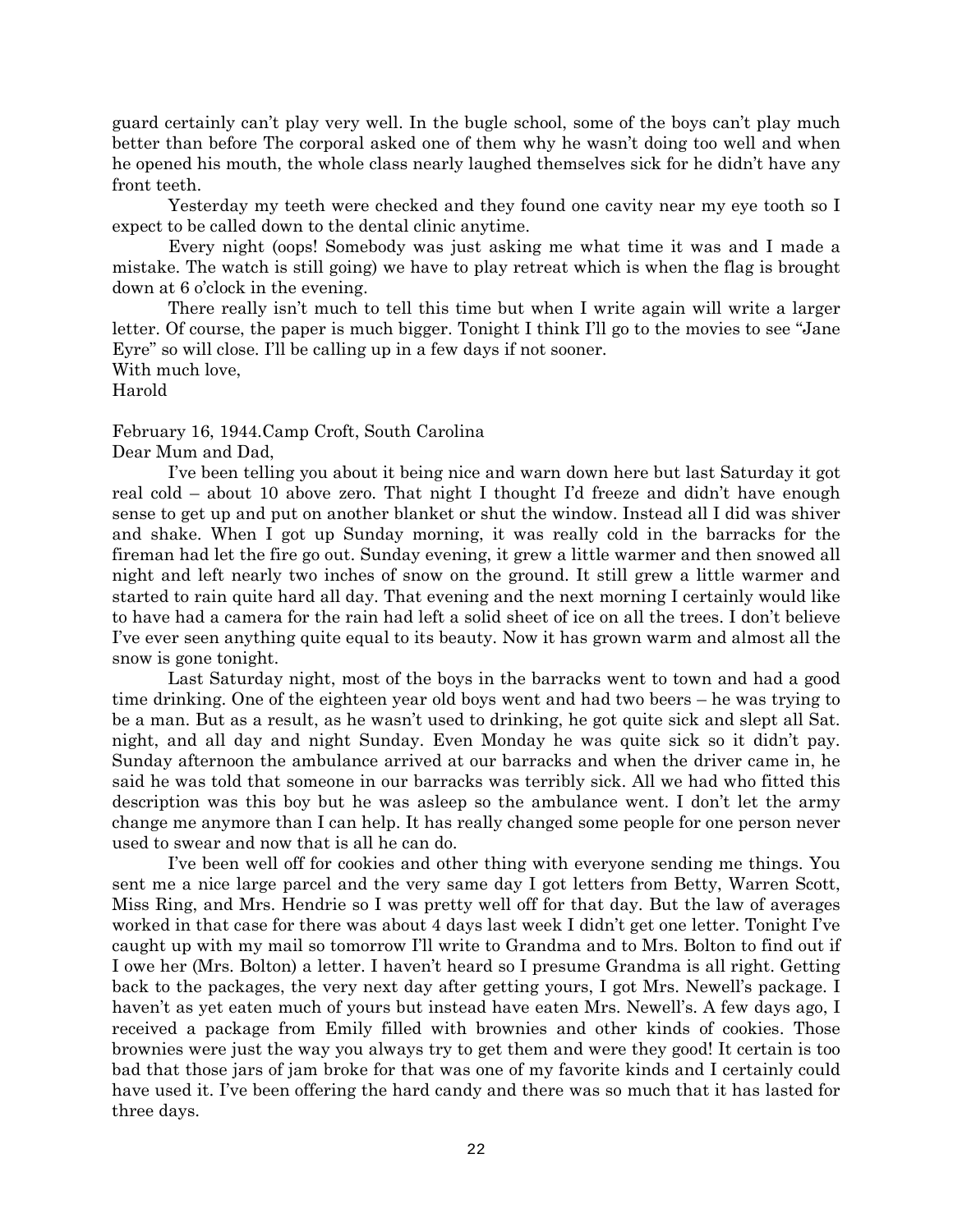guard certainly can't play very well. In the bugle school, some of the boys can't play much better than before The corporal asked one of them why he wasn't doing too well and when he opened his mouth, the whole class nearly laughed themselves sick for he didn't have any front teeth.

Yesterday my teeth were checked and they found one cavity near my eye tooth so I expect to be called down to the dental clinic anytime.

Every night (oops! Somebody was just asking me what time it was and I made a mistake. The watch is still going) we have to play retreat which is when the flag is brought down at 6 o'clock in the evening.

There really isn't much to tell this time but when I write again will write a larger letter. Of course, the paper is much bigger. Tonight I think I'll go to the movies to see "Jane Eyre" so will close. I'll be calling up in a few days if not sooner.

With much love,

Harold

February 16, 1944.Camp Croft, South Carolina

Dear Mum and Dad,

I've been telling you about it being nice and warn down here but last Saturday it got real cold – about 10 above zero. That night I thought I'd freeze and didn't have enough sense to get up and put on another blanket or shut the window. Instead all I did was shiver and shake. When I got up Sunday morning, it was really cold in the barracks for the fireman had let the fire go out. Sunday evening, it grew a little warmer and then snowed all night and left nearly two inches of snow on the ground. It still grew a little warmer and started to rain quite hard all day. That evening and the next morning I certainly would like to have had a camera for the rain had left a solid sheet of ice on all the trees. I don't believe I've ever seen anything quite equal to its beauty. Now it has grown warm and almost all the snow is gone tonight.

Last Saturday night, most of the boys in the barracks went to town and had a good time drinking. One of the eighteen year old boys went and had two beers – he was trying to be a man. But as a result, as he wasn't used to drinking, he got quite sick and slept all Sat. night, and all day and night Sunday. Even Monday he was quite sick so it didn't pay. Sunday afternoon the ambulance arrived at our barracks and when the driver came in, he said he was told that someone in our barracks was terribly sick. All we had who fitted this description was this boy but he was asleep so the ambulance went. I don't let the army change me anymore than I can help. It has really changed some people for one person never used to swear and now that is all he can do.

I've been well off for cookies and other thing with everyone sending me things. You sent me a nice large parcel and the very same day I got letters from Betty, Warren Scott, Miss Ring, and Mrs. Hendrie so I was pretty well off for that day. But the law of averages worked in that case for there was about 4 days last week I didn't get one letter. Tonight I've caught up with my mail so tomorrow I'll write to Grandma and to Mrs. Bolton to find out if I owe her (Mrs. Bolton) a letter. I haven't heard so I presume Grandma is all right. Getting back to the packages, the very next day after getting yours, I got Mrs. Newell's package. I haven't as yet eaten much of yours but instead have eaten Mrs. Newell's. A few days ago, I received a package from Emily filled with brownies and other kinds of cookies. Those brownies were just the way you always try to get them and were they good! It certain is too bad that those jars of jam broke for that was one of my favorite kinds and I certainly could have used it. I've been offering the hard candy and there was so much that it has lasted for three days.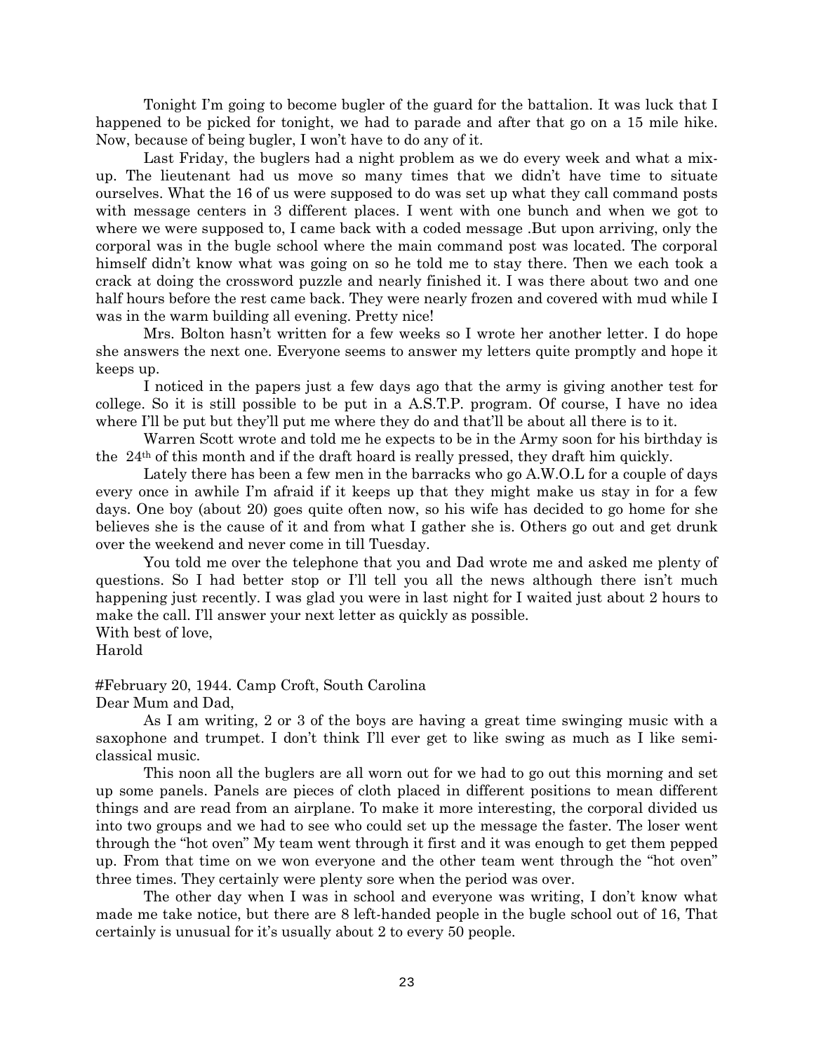Tonight I'm going to become bugler of the guard for the battalion. It was luck that I happened to be picked for tonight, we had to parade and after that go on a 15 mile hike. Now, because of being bugler, I won't have to do any of it.

Last Friday, the buglers had a night problem as we do every week and what a mix-up. The lieutenant had us move so many times that we didn't have time to situate ourselves. What the 16 of us were supposed to do was set up what they call command posts with message centers in 3 different places. I went with one bunch and when we got to where we were supposed to, I came back with a coded message .But upon arriving, only the corporal was in the bugle school where the main command post was located. The corporal himself didn't know what was going on so he told me to stay there. Then we each took a crack at doing the crossword puzzle and nearly finished it. I was there about two and one half hours before the rest came back. They were nearly frozen and covered with mud while I was in the warm building all evening. Pretty nice!

Mrs. Bolton hasn't written for a few weeks so I wrote her another letter. I do hope she answers the next one. Everyone seems to answer my letters quite promptly and hope it keeps up.

I noticed in the papers just a few days ago that the army is giving another test for college. So it is still possible to be put in a A.S.T.P. program. Of course, I have no idea where I'll be put but they'll put me where they do and that'll be about all there is to it.

Warren Scott wrote and told me he expects to be in the Army soon for his birthday is the 24th of this month and if the draft hoard is really pressed, they draft him quickly.

Lately there has been a few men in the barracks who go A.W.O.L for a couple of days every once in awhile I'm afraid if it keeps up that they might make us stay in for a few days. One boy (about 20) goes quite often now, so his wife has decided to go home for she believes she is the cause of it and from what I gather she is. Others go out and get drunk over the weekend and never come in till Tuesday.

You told me over the telephone that you and Dad wrote me and asked me plenty of questions. So I had better stop or I'll tell you all the news although there isn't much happening just recently. I was glad you were in last night for I waited just about 2 hours to make the call. I'll answer your next letter as quickly as possible.

With best of love,
Harold

#February 20, 1944. Camp Croft, South Carolina
Dear Mum and Dad,

As I am writing, 2 or 3 of the boys are having a great time swinging music with a saxophone and trumpet. I don't think I'll ever get to like swing as much as I like semi-classical music.

This noon all the buglers are all worn out for we had to go out this morning and set up some panels. Panels are pieces of cloth placed in different positions to mean different things and are read from an airplane. To make it more interesting, the corporal divided us into two groups and we had to see who could set up the message the faster. The loser went through the "hot oven" My team went through it first and it was enough to get them pepped up. From that time on we won everyone and the other team went through the "hot oven" three times. They certainly were plenty sore when the period was over.

The other day when I was in school and everyone was writing, I don't know what made me take notice, but there are 8 left-handed people in the bugle school out of 16, That certainly is unusual for it's usually about 2 to every 50 people.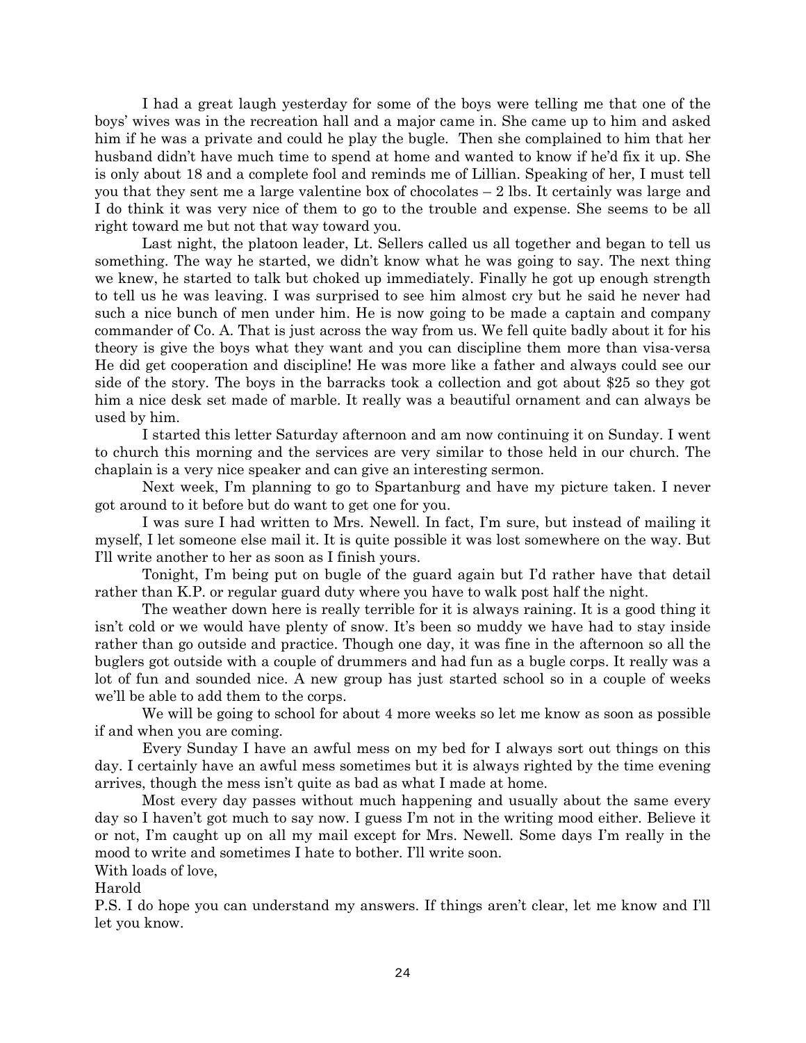I had a great laugh yesterday for some of the boys were telling me that one of the boys' wives was in the recreation hall and a major came in. She came up to him and asked him if he was a private and could he play the bugle. Then she complained to him that her husband didn't have much time to spend at home and wanted to know if he'd fix it up. She is only about 18 and a complete fool and reminds me of Lillian. Speaking of her, I must tell you that they sent me a large valentine box of chocolates – 2 lbs. It certainly was large and I do think it was very nice of them to go to the trouble and expense. She seems to be all right toward me but not that way toward you.

Last night, the platoon leader, Lt. Sellers called us all together and began to tell us something. The way he started, we didn't know what he was going to say. The next thing we knew, he started to talk but choked up immediately. Finally he got up enough strength to tell us he was leaving. I was surprised to see him almost cry but he said he never had such a nice bunch of men under him. He is now going to be made a captain and company commander of Co. A. That is just across the way from us. We fell quite badly about it for his theory is give the boys what they want and you can discipline them more than visa-versa He did get cooperation and discipline! He was more like a father and always could see our side of the story. The boys in the barracks took a collection and got about $25 so they got him a nice desk set made of marble. It really was a beautiful ornament and can always be used by him.

I started this letter Saturday afternoon and am now continuing it on Sunday. I went to church this morning and the services are very similar to those held in our church. The chaplain is a very nice speaker and can give an interesting sermon.

Next week, I'm planning to go to Spartanburg and have my picture taken. I never got around to it before but do want to get one for you.

I was sure I had written to Mrs. Newell. In fact, I'm sure, but instead of mailing it myself, I let someone else mail it. It is quite possible it was lost somewhere on the way. But I'll write another to her as soon as I finish yours.

Tonight, I'm being put on bugle of the guard again but I'd rather have that detail rather than K.P. or regular guard duty where you have to walk post half the night.

The weather down here is really terrible for it is always raining. It is a good thing it isn't cold or we would have plenty of snow. It's been so muddy we have had to stay inside rather than go outside and practice. Though one day, it was fine in the afternoon so all the buglers got outside with a couple of drummers and had fun as a bugle corps. It really was a lot of fun and sounded nice. A new group has just started school so in a couple of weeks we'll be able to add them to the corps.

We will be going to school for about 4 more weeks so let me know as soon as possible if and when you are coming.

Every Sunday I have an awful mess on my bed for I always sort out things on this day. I certainly have an awful mess sometimes but it is always righted by the time evening arrives, though the mess isn't quite as bad as what I made at home.

Most every day passes without much happening and usually about the same every day so I haven't got much to say now. I guess I'm not in the writing mood either. Believe it or not, I'm caught up on all my mail except for Mrs. Newell. Some days I'm really in the mood to write and sometimes I hate to bother. I'll write soon.

With loads of love,

Harold

P.S. I do hope you can understand my answers. If things aren't clear, let me know and I'll let you know.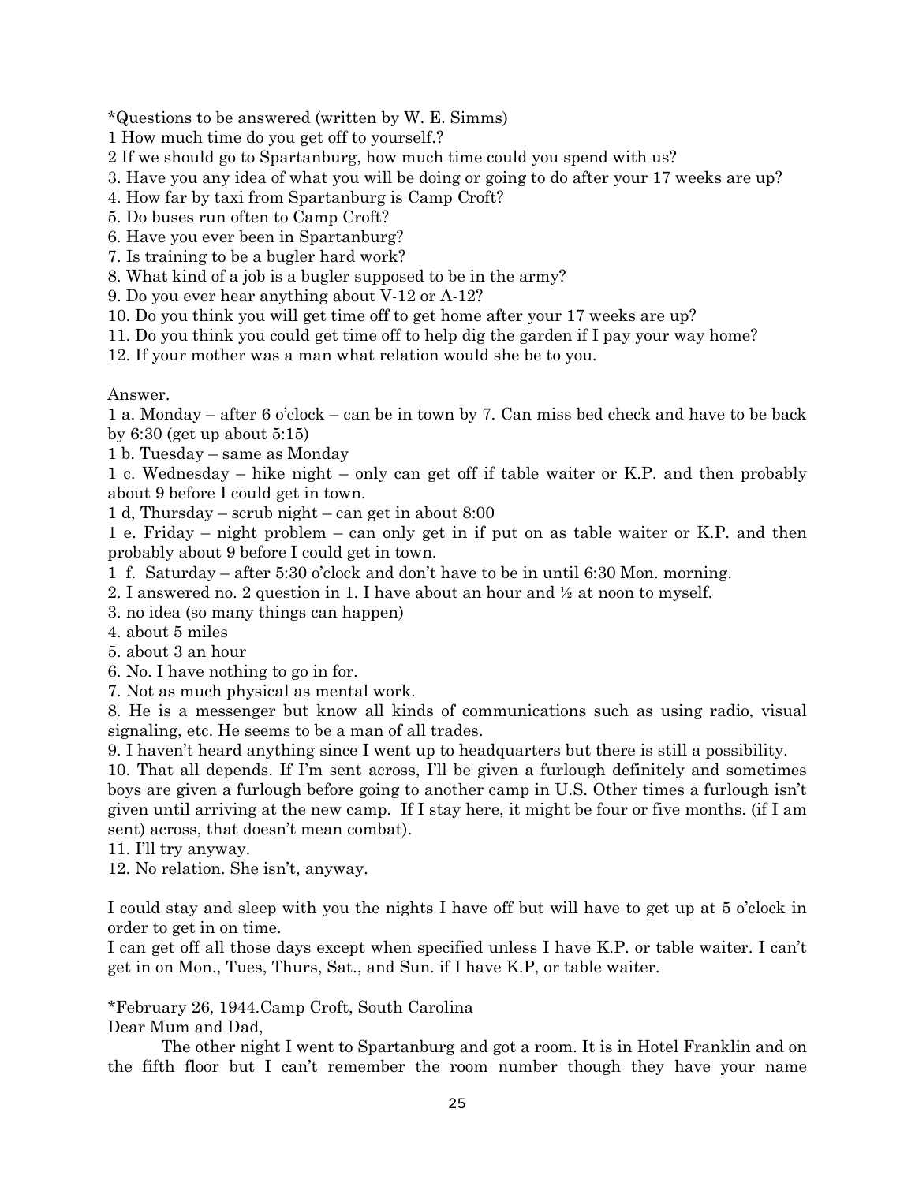*Questions to be answered (written by W. E. Simms)

1 How much time do you get off to yourself.?

2 If we should go to Spartanburg, how much time could you spend with us?

3. Have you any idea of what you will be doing or going to do after your 17 weeks are up?

4. How far by taxi from Spartanburg is Camp Croft?

5. Do buses run often to Camp Croft?

6. Have you ever been in Spartanburg?

7. Is training to be a bugler hard work?

8. What kind of a job is a bugler supposed to be in the army?

9. Do you ever hear anything about V-12 or A-12?

10. Do you think you will get time off to get home after your 17 weeks are up?

11. Do you think you could get time off to help dig the garden if I pay your way home?

12. If your mother was a man what relation would she be to you.

Answer.

1 a. Monday – after 6 o'clock – can be in town by 7. Can miss bed check and have to be back by 6:30 (get up about 5:15)

1 b. Tuesday – same as Monday

1 c. Wednesday – hike night – only can get off if table waiter or K.P. and then probably about 9 before I could get in town.

1 d, Thursday – scrub night – can get in about 8:00

1 e. Friday – night problem – can only get in if put on as table waiter or K.P. and then probably about 9 before I could get in town.

1 f. Saturday – after 5:30 o'clock and don't have to be in until 6:30 Mon. morning.

2. I answered no. 2 question in 1. I have about an hour and ½ at noon to myself.

3. no idea (so many things can happen)

4. about 5 miles

5. about 3 an hour

6. No. I have nothing to go in for.

7. Not as much physical as mental work.

8. He is a messenger but know all kinds of communications such as using radio, visual signaling, etc. He seems to be a man of all trades.

9. I haven't heard anything since I went up to headquarters but there is still a possibility.

10. That all depends. If I'm sent across, I'll be given a furlough definitely and sometimes boys are given a furlough before going to another camp in U.S. Other times a furlough isn't given until arriving at the new camp. If I stay here, it might be four or five months. (if I am sent) across, that doesn't mean combat).

11. I'll try anyway.

12. No relation. She isn't, anyway.

I could stay and sleep with you the nights I have off but will have to get up at 5 o'clock in order to get in on time.

I can get off all those days except when specified unless I have K.P. or table waiter. I can't get in on Mon., Tues, Thurs, Sat., and Sun. if I have K.P, or table waiter.

*February 26, 1944.Camp Croft, South Carolina

Dear Mum and Dad,

The other night I went to Spartanburg and got a room. It is in Hotel Franklin and on the fifth floor but I can't remember the room number though they have your name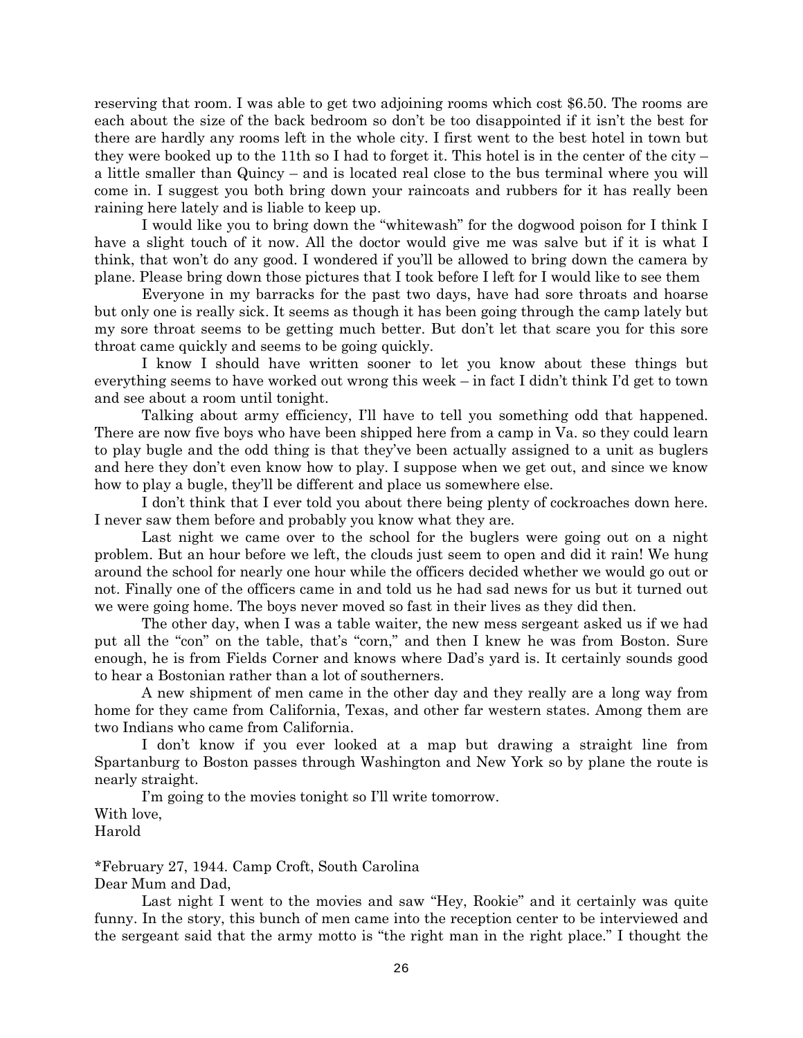reserving that room. I was able to get two adjoining rooms which cost $6.50. The rooms are each about the size of the back bedroom so don't be too disappointed if it isn't the best for there are hardly any rooms left in the whole city. I first went to the best hotel in town but they were booked up to the 11th so I had to forget it. This hotel is in the center of the city – a little smaller than Quincy – and is located real close to the bus terminal where you will come in. I suggest you both bring down your raincoats and rubbers for it has really been raining here lately and is liable to keep up.

I would like you to bring down the "whitewash" for the dogwood poison for I think I have a slight touch of it now. All the doctor would give me was salve but if it is what I think, that won't do any good. I wondered if you'll be allowed to bring down the camera by plane. Please bring down those pictures that I took before I left for I would like to see them

Everyone in my barracks for the past two days, have had sore throats and hoarse but only one is really sick. It seems as though it has been going through the camp lately but my sore throat seems to be getting much better. But don't let that scare you for this sore throat came quickly and seems to be going quickly.

I know I should have written sooner to let you know about these things but everything seems to have worked out wrong this week – in fact I didn't think I'd get to town and see about a room until tonight.

Talking about army efficiency, I'll have to tell you something odd that happened. There are now five boys who have been shipped here from a camp in Va. so they could learn to play bugle and the odd thing is that they've been actually assigned to a unit as buglers and here they don't even know how to play. I suppose when we get out, and since we know how to play a bugle, they'll be different and place us somewhere else.

I don't think that I ever told you about there being plenty of cockroaches down here. I never saw them before and probably you know what they are.

Last night we came over to the school for the buglers were going out on a night problem. But an hour before we left, the clouds just seem to open and did it rain! We hung around the school for nearly one hour while the officers decided whether we would go out or not. Finally one of the officers came in and told us he had sad news for us but it turned out we were going home. The boys never moved so fast in their lives as they did then.

The other day, when I was a table waiter, the new mess sergeant asked us if we had put all the "con" on the table, that's "corn," and then I knew he was from Boston. Sure enough, he is from Fields Corner and knows where Dad's yard is. It certainly sounds good to hear a Bostonian rather than a lot of southerners.

A new shipment of men came in the other day and they really are a long way from home for they came from California, Texas, and other far western states. Among them are two Indians who came from California.

I don't know if you ever looked at a map but drawing a straight line from Spartanburg to Boston passes through Washington and New York so by plane the route is nearly straight.

I'm going to the movies tonight so I'll write tomorrow.

With love,
Harold

*February 27, 1944. Camp Croft, South Carolina

Dear Mum and Dad,

Last night I went to the movies and saw "Hey, Rookie" and it certainly was quite funny. In the story, this bunch of men came into the reception center to be interviewed and the sergeant said that the army motto is "the right man in the right place." I thought the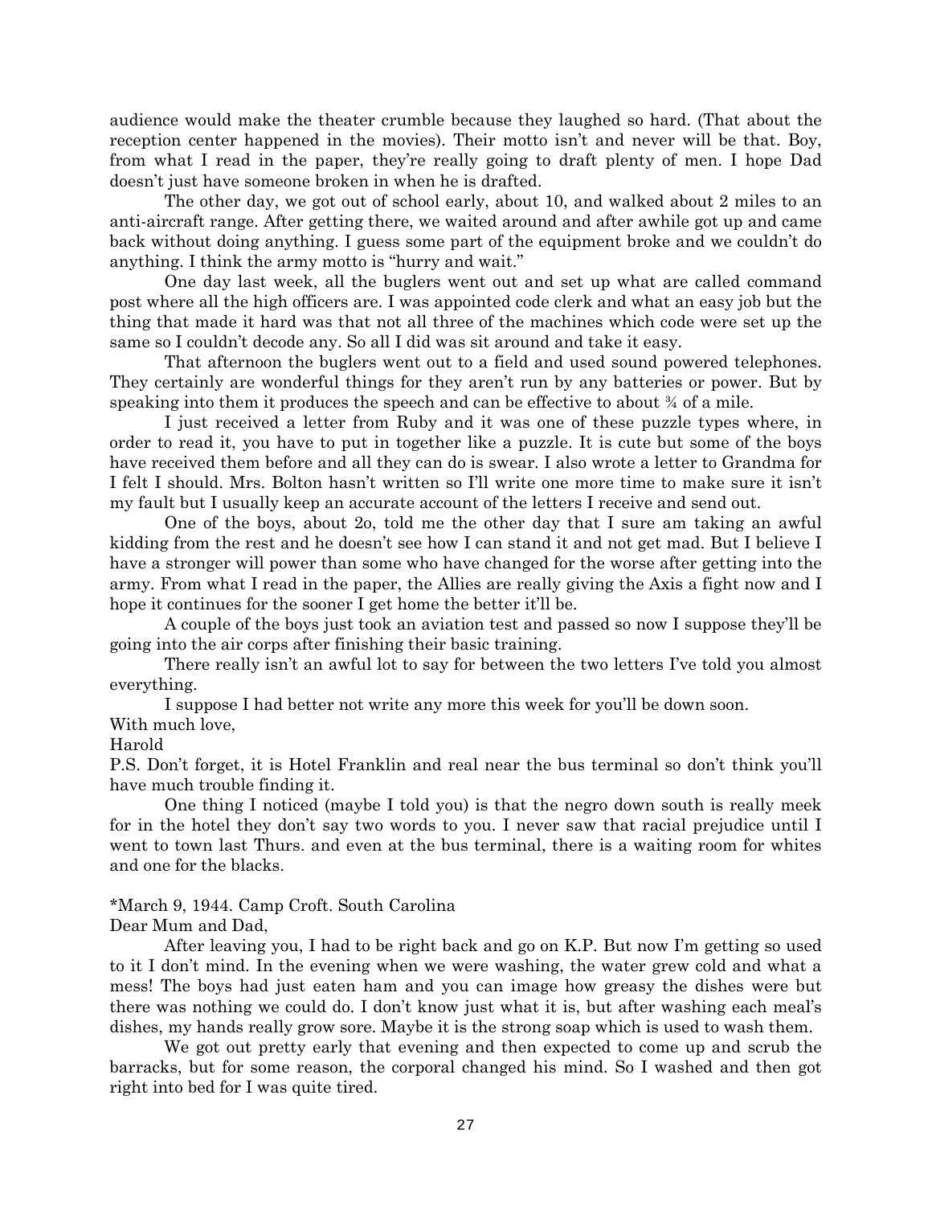audience would make the theater crumble because they laughed so hard. (That about the reception center happened in the movies). Their motto isn't and never will be that. Boy, from what I read in the paper, they're really going to draft plenty of men. I hope Dad doesn't just have someone broken in when he is drafted.

The other day, we got out of school early, about 10, and walked about 2 miles to an anti-aircraft range. After getting there, we waited around and after awhile got up and came back without doing anything. I guess some part of the equipment broke and we couldn't do anything. I think the army motto is "hurry and wait."

One day last week, all the buglers went out and set up what are called command post where all the high officers are. I was appointed code clerk and what an easy job but the thing that made it hard was that not all three of the machines which code were set up the same so I couldn't decode any. So all I did was sit around and take it easy.

That afternoon the buglers went out to a field and used sound powered telephones. They certainly are wonderful things for they aren't run by any batteries or power. But by speaking into them it produces the speech and can be effective to about ¾ of a mile.

I just received a letter from Ruby and it was one of these puzzle types where, in order to read it, you have to put in together like a puzzle. It is cute but some of the boys have received them before and all they can do is swear. I also wrote a letter to Grandma for I felt I should. Mrs. Bolton hasn't written so I'll write one more time to make sure it isn't my fault but I usually keep an accurate account of the letters I receive and send out.

One of the boys, about 2o, told me the other day that I sure am taking an awful kidding from the rest and he doesn't see how I can stand it and not get mad. But I believe I have a stronger will power than some who have changed for the worse after getting into the army. From what I read in the paper, the Allies are really giving the Axis a fight now and I hope it continues for the sooner I get home the better it'll be.

A couple of the boys just took an aviation test and passed so now I suppose they'll be going into the air corps after finishing their basic training.

There really isn't an awful lot to say for between the two letters I've told you almost everything.

I suppose I had better not write any more this week for you'll be down soon.

With much love,
Harold

P.S. Don't forget, it is Hotel Franklin and real near the bus terminal so don't think you'll have much trouble finding it.

One thing I noticed (maybe I told you) is that the negro down south is really meek for in the hotel they don't say two words to you. I never saw that racial prejudice until I went to town last Thurs. and even at the bus terminal, there is a waiting room for whites and one for the blacks.

*March 9, 1944. Camp Croft. South Carolina

Dear Mum and Dad,

After leaving you, I had to be right back and go on K.P. But now I'm getting so used to it I don't mind. In the evening when we were washing, the water grew cold and what a mess! The boys had just eaten ham and you can image how greasy the dishes were but there was nothing we could do. I don't know just what it is, but after washing each meal's dishes, my hands really grow sore. Maybe it is the strong soap which is used to wash them.

We got out pretty early that evening and then expected to come up and scrub the barracks, but for some reason, the corporal changed his mind. So I washed and then got right into bed for I was quite tired.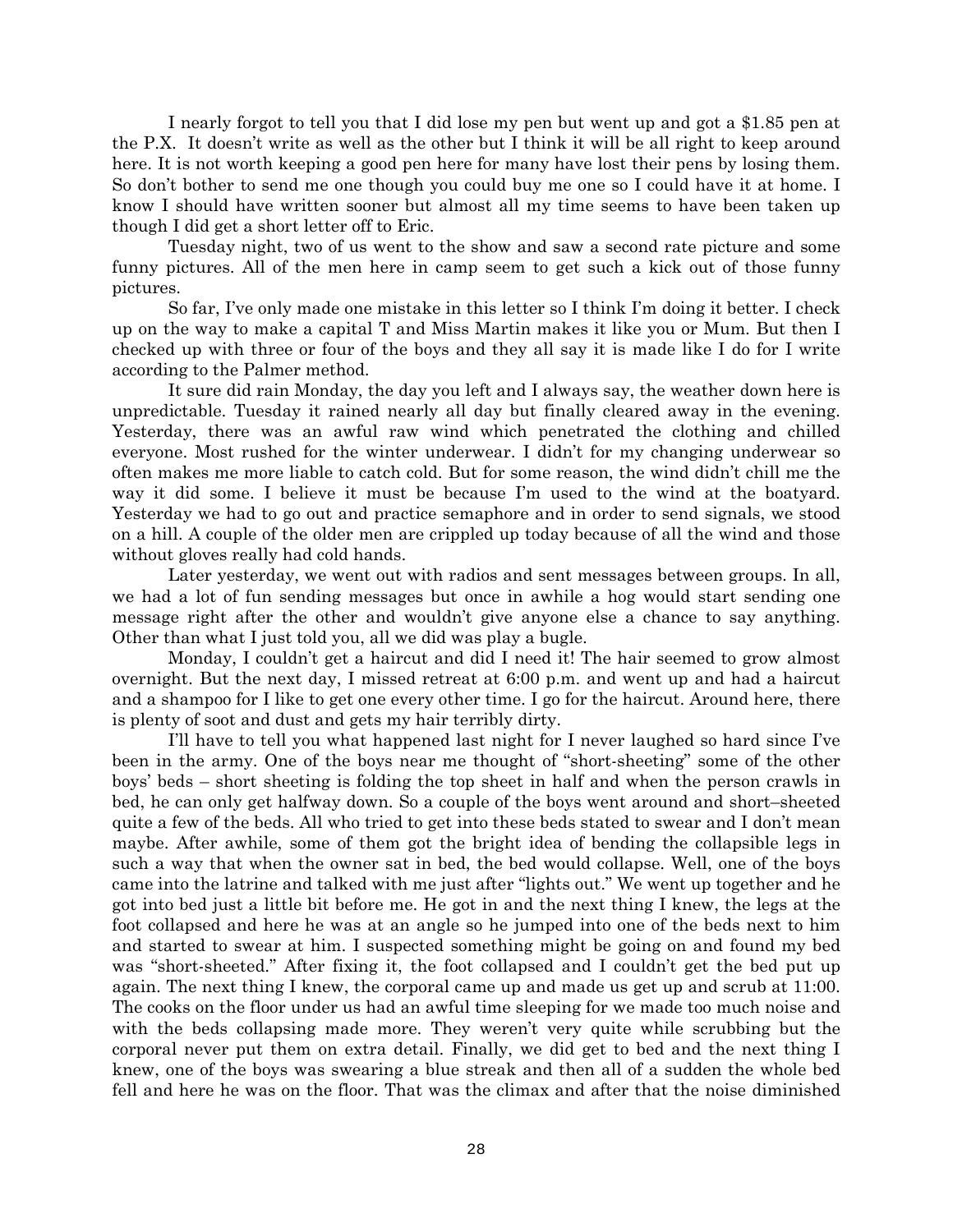I nearly forgot to tell you that I did lose my pen but went up and got a $1.85 pen at the P.X. It doesn't write as well as the other but I think it will be all right to keep around here. It is not worth keeping a good pen here for many have lost their pens by losing them. So don't bother to send me one though you could buy me one so I could have it at home. I know I should have written sooner but almost all my time seems to have been taken up though I did get a short letter off to Eric.

Tuesday night, two of us went to the show and saw a second rate picture and some funny pictures. All of the men here in camp seem to get such a kick out of those funny pictures.

So far, I've only made one mistake in this letter so I think I'm doing it better. I check up on the way to make a capital T and Miss Martin makes it like you or Mum. But then I checked up with three or four of the boys and they all say it is made like I do for I write according to the Palmer method.

It sure did rain Monday, the day you left and I always say, the weather down here is unpredictable. Tuesday it rained nearly all day but finally cleared away in the evening. Yesterday, there was an awful raw wind which penetrated the clothing and chilled everyone. Most rushed for the winter underwear. I didn't for my changing underwear so often makes me more liable to catch cold. But for some reason, the wind didn't chill me the way it did some. I believe it must be because I'm used to the wind at the boatyard. Yesterday we had to go out and practice semaphore and in order to send signals, we stood on a hill. A couple of the older men are crippled up today because of all the wind and those without gloves really had cold hands.

Later yesterday, we went out with radios and sent messages between groups. In all, we had a lot of fun sending messages but once in awhile a hog would start sending one message right after the other and wouldn't give anyone else a chance to say anything. Other than what I just told you, all we did was play a bugle.

Monday, I couldn't get a haircut and did I need it! The hair seemed to grow almost overnight. But the next day, I missed retreat at 6:00 p.m. and went up and had a haircut and a shampoo for I like to get one every other time. I go for the haircut. Around here, there is plenty of soot and dust and gets my hair terribly dirty.

I'll have to tell you what happened last night for I never laughed so hard since I've been in the army. One of the boys near me thought of "short-sheeting" some of the other boys' beds – short sheeting is folding the top sheet in half and when the person crawls in bed, he can only get halfway down. So a couple of the boys went around and short–sheeted quite a few of the beds. All who tried to get into these beds stated to swear and I don't mean maybe. After awhile, some of them got the bright idea of bending the collapsible legs in such a way that when the owner sat in bed, the bed would collapse. Well, one of the boys came into the latrine and talked with me just after "lights out." We went up together and he got into bed just a little bit before me. He got in and the next thing I knew, the legs at the foot collapsed and here he was at an angle so he jumped into one of the beds next to him and started to swear at him. I suspected something might be going on and found my bed was "short-sheeted." After fixing it, the foot collapsed and I couldn't get the bed put up again. The next thing I knew, the corporal came up and made us get up and scrub at 11:00. The cooks on the floor under us had an awful time sleeping for we made too much noise and with the beds collapsing made more. They weren't very quite while scrubbing but the corporal never put them on extra detail. Finally, we did get to bed and the next thing I knew, one of the boys was swearing a blue streak and then all of a sudden the whole bed fell and here he was on the floor. That was the climax and after that the noise diminished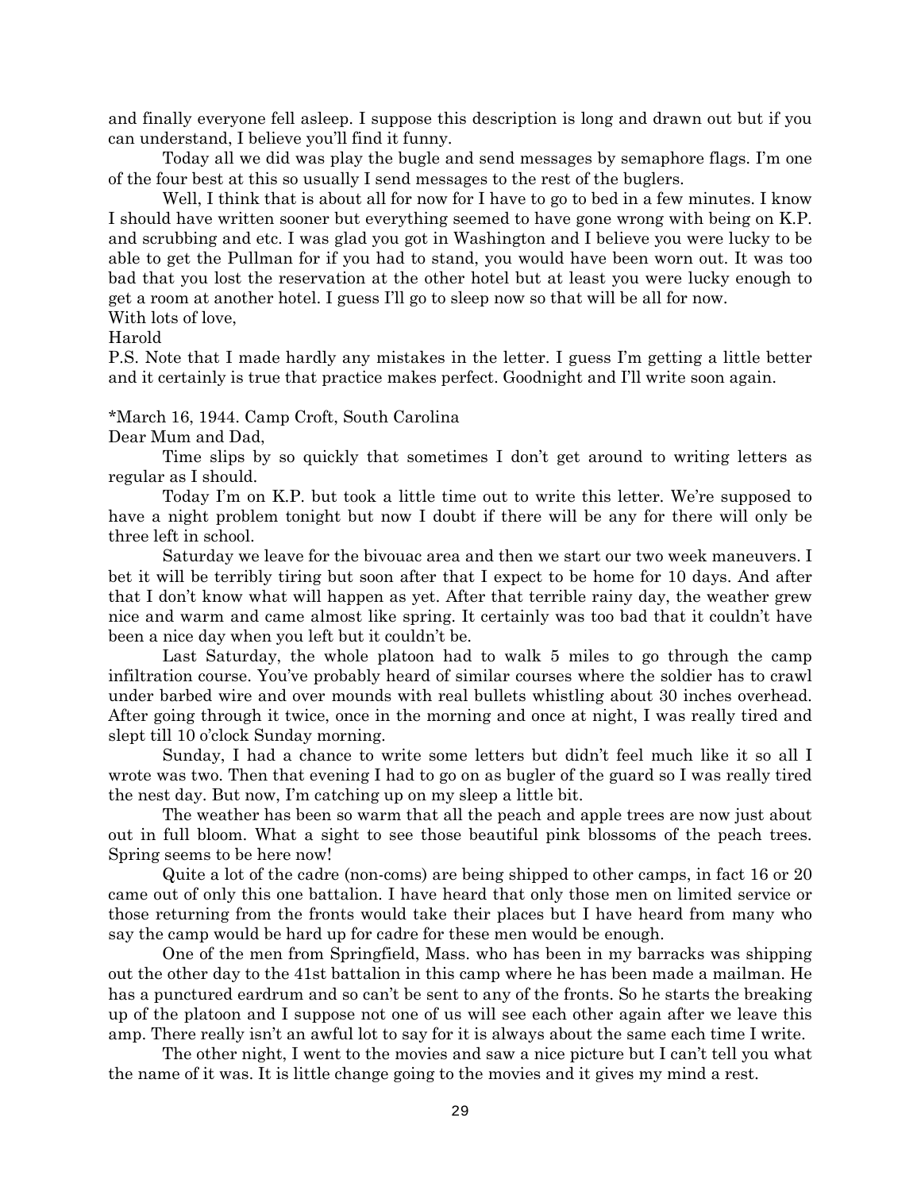and finally everyone fell asleep. I suppose this description is long and drawn out but if you can understand, I believe you'll find it funny.

Today all we did was play the bugle and send messages by semaphore flags. I'm one of the four best at this so usually I send messages to the rest of the buglers.

Well, I think that is about all for now for I have to go to bed in a few minutes. I know I should have written sooner but everything seemed to have gone wrong with being on K.P. and scrubbing and etc. I was glad you got in Washington and I believe you were lucky to be able to get the Pullman for if you had to stand, you would have been worn out. It was too bad that you lost the reservation at the other hotel but at least you were lucky enough to get a room at another hotel. I guess I'll go to sleep now so that will be all for now.

With lots of love,

Harold

P.S. Note that I made hardly any mistakes in the letter. I guess I'm getting a little better and it certainly is true that practice makes perfect. Goodnight and I'll write soon again.

*March 16, 1944. Camp Croft, South Carolina

Dear Mum and Dad,

Time slips by so quickly that sometimes I don't get around to writing letters as regular as I should.

Today I'm on K.P. but took a little time out to write this letter. We're supposed to have a night problem tonight but now I doubt if there will be any for there will only be three left in school.

Saturday we leave for the bivouac area and then we start our two week maneuvers. I bet it will be terribly tiring but soon after that I expect to be home for 10 days. And after that I don't know what will happen as yet. After that terrible rainy day, the weather grew nice and warm and came almost like spring. It certainly was too bad that it couldn't have been a nice day when you left but it couldn't be.

Last Saturday, the whole platoon had to walk 5 miles to go through the camp infiltration course. You've probably heard of similar courses where the soldier has to crawl under barbed wire and over mounds with real bullets whistling about 30 inches overhead. After going through it twice, once in the morning and once at night, I was really tired and slept till 10 o'clock Sunday morning.

Sunday, I had a chance to write some letters but didn't feel much like it so all I wrote was two. Then that evening I had to go on as bugler of the guard so I was really tired the nest day. But now, I'm catching up on my sleep a little bit.

The weather has been so warm that all the peach and apple trees are now just about out in full bloom. What a sight to see those beautiful pink blossoms of the peach trees. Spring seems to be here now!

Quite a lot of the cadre (non-coms) are being shipped to other camps, in fact 16 or 20 came out of only this one battalion. I have heard that only those men on limited service or those returning from the fronts would take their places but I have heard from many who say the camp would be hard up for cadre for these men would be enough.

One of the men from Springfield, Mass. who has been in my barracks was shipping out the other day to the 41st battalion in this camp where he has been made a mailman. He has a punctured eardrum and so can't be sent to any of the fronts. So he starts the breaking up of the platoon and I suppose not one of us will see each other again after we leave this amp. There really isn't an awful lot to say for it is always about the same each time I write.

The other night, I went to the movies and saw a nice picture but I can't tell you what the name of it was. It is little change going to the movies and it gives my mind a rest.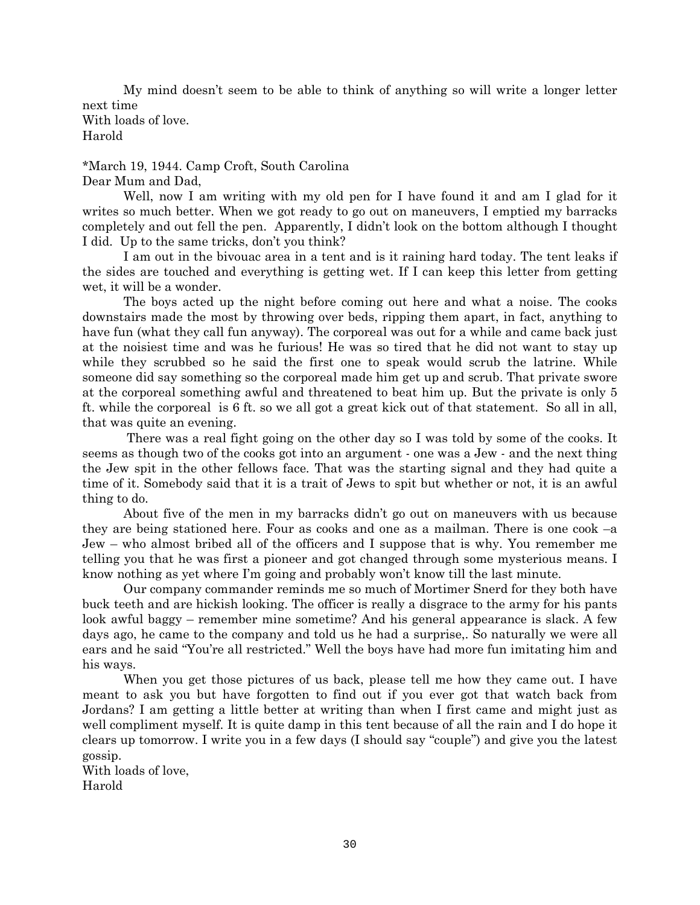My mind doesn't seem to be able to think of anything so will write a longer letter next time
With loads of love.
Harold

*March 19, 1944. Camp Croft, South Carolina
Dear Mum and Dad,

Well, now I am writing with my old pen for I have found it and am I glad for it writes so much better. When we got ready to go out on maneuvers, I emptied my barracks completely and out fell the pen. Apparently, I didn't look on the bottom although I thought I did. Up to the same tricks, don't you think?

I am out in the bivouac area in a tent and is it raining hard today. The tent leaks if the sides are touched and everything is getting wet. If I can keep this letter from getting wet, it will be a wonder.

The boys acted up the night before coming out here and what a noise. The cooks downstairs made the most by throwing over beds, ripping them apart, in fact, anything to have fun (what they call fun anyway). The corporeal was out for a while and came back just at the noisiest time and was he furious! He was so tired that he did not want to stay up while they scrubbed so he said the first one to speak would scrub the latrine. While someone did say something so the corporeal made him get up and scrub. That private swore at the corporeal something awful and threatened to beat him up. But the private is only 5 ft. while the corporeal is 6 ft. so we all got a great kick out of that statement. So all in all, that was quite an evening.

There was a real fight going on the other day so I was told by some of the cooks. It seems as though two of the cooks got into an argument - one was a Jew - and the next thing the Jew spit in the other fellows face. That was the starting signal and they had quite a time of it. Somebody said that it is a trait of Jews to spit but whether or not, it is an awful thing to do.

About five of the men in my barracks didn't go out on maneuvers with us because they are being stationed here. Four as cooks and one as a mailman. There is one cook –a Jew – who almost bribed all of the officers and I suppose that is why. You remember me telling you that he was first a pioneer and got changed through some mysterious means. I know nothing as yet where I'm going and probably won't know till the last minute.

Our company commander reminds me so much of Mortimer Snerd for they both have buck teeth and are hickish looking. The officer is really a disgrace to the army for his pants look awful baggy – remember mine sometime? And his general appearance is slack. A few days ago, he came to the company and told us he had a surprise,. So naturally we were all ears and he said "You're all restricted." Well the boys have had more fun imitating him and his ways.

When you get those pictures of us back, please tell me how they came out. I have meant to ask you but have forgotten to find out if you ever got that watch back from Jordans? I am getting a little better at writing than when I first came and might just as well compliment myself. It is quite damp in this tent because of all the rain and I do hope it clears up tomorrow. I write you in a few days (I should say "couple") and give you the latest gossip.
With loads of love,
Harold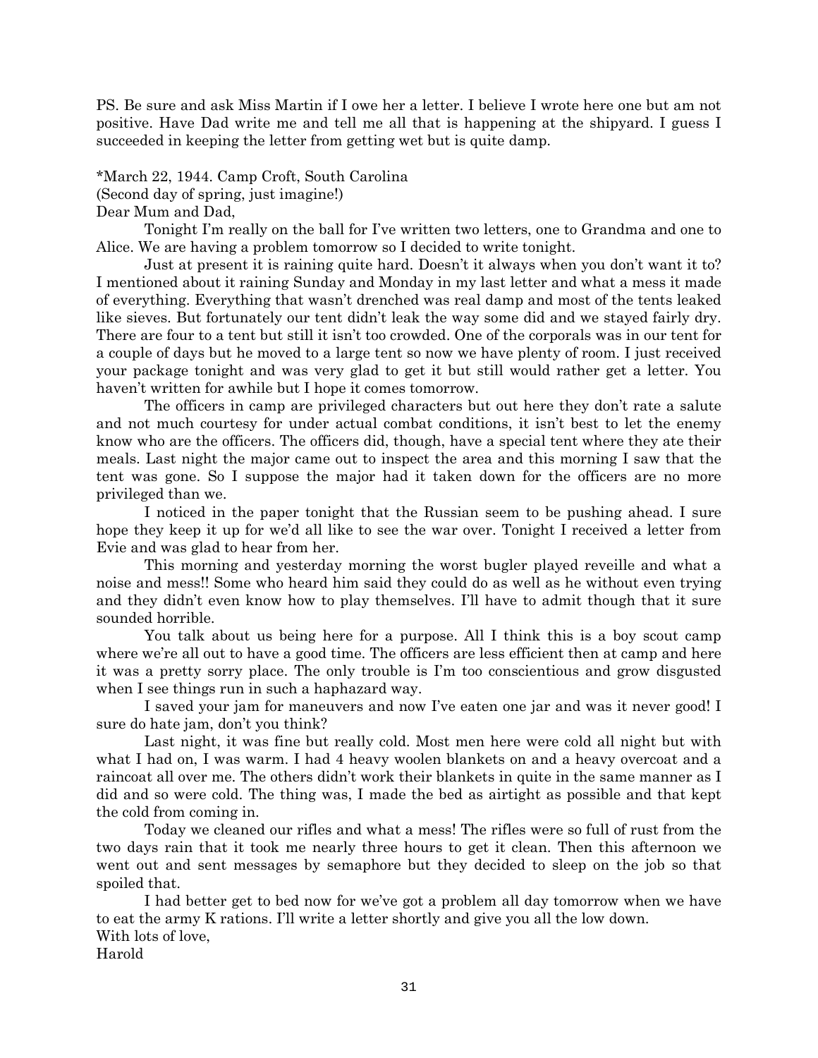PS. Be sure and ask Miss Martin if I owe her a letter. I believe I wrote here one but am not positive. Have Dad write me and tell me all that is happening at the shipyard. I guess I succeeded in keeping the letter from getting wet but is quite damp.

*March 22, 1944. Camp Croft, South Carolina
(Second day of spring, just imagine!)
Dear Mum and Dad,

Tonight I'm really on the ball for I've written two letters, one to Grandma and one to Alice. We are having a problem tomorrow so I decided to write tonight.

Just at present it is raining quite hard. Doesn't it always when you don't want it to? I mentioned about it raining Sunday and Monday in my last letter and what a mess it made of everything. Everything that wasn't drenched was real damp and most of the tents leaked like sieves. But fortunately our tent didn't leak the way some did and we stayed fairly dry. There are four to a tent but still it isn't too crowded. One of the corporals was in our tent for a couple of days but he moved to a large tent so now we have plenty of room. I just received your package tonight and was very glad to get it but still would rather get a letter. You haven't written for awhile but I hope it comes tomorrow.

The officers in camp are privileged characters but out here they don't rate a salute and not much courtesy for under actual combat conditions, it isn't best to let the enemy know who are the officers. The officers did, though, have a special tent where they ate their meals. Last night the major came out to inspect the area and this morning I saw that the tent was gone. So I suppose the major had it taken down for the officers are no more privileged than we.

I noticed in the paper tonight that the Russian seem to be pushing ahead. I sure hope they keep it up for we'd all like to see the war over. Tonight I received a letter from Evie and was glad to hear from her.

This morning and yesterday morning the worst bugler played reveille and what a noise and mess!! Some who heard him said they could do as well as he without even trying and they didn't even know how to play themselves. I'll have to admit though that it sure sounded horrible.

You talk about us being here for a purpose. All I think this is a boy scout camp where we're all out to have a good time. The officers are less efficient then at camp and here it was a pretty sorry place. The only trouble is I'm too conscientious and grow disgusted when I see things run in such a haphazard way.

I saved your jam for maneuvers and now I've eaten one jar and was it never good! I sure do hate jam, don't you think?

Last night, it was fine but really cold. Most men here were cold all night but with what I had on, I was warm. I had 4 heavy woolen blankets on and a heavy overcoat and a raincoat all over me. The others didn't work their blankets in quite in the same manner as I did and so were cold. The thing was, I made the bed as airtight as possible and that kept the cold from coming in.

Today we cleaned our rifles and what a mess! The rifles were so full of rust from the two days rain that it took me nearly three hours to get it clean. Then this afternoon we went out and sent messages by semaphore but they decided to sleep on the job so that spoiled that.

I had better get to bed now for we've got a problem all day tomorrow when we have to eat the army K rations. I'll write a letter shortly and give you all the low down.
With lots of love,
Harold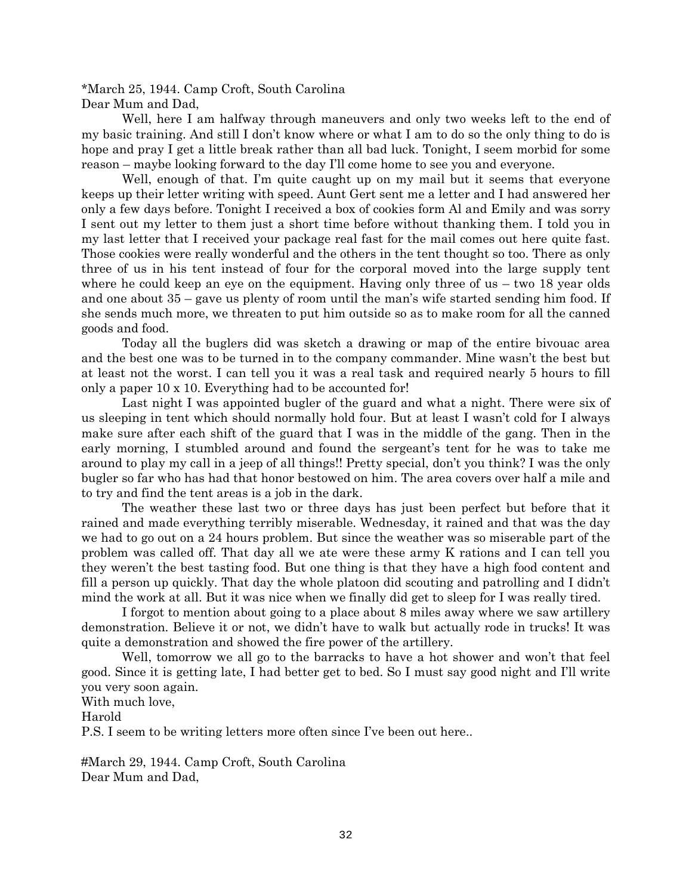*March 25, 1944. Camp Croft, South Carolina
Dear Mum and Dad,

Well, here I am halfway through maneuvers and only two weeks left to the end of my basic training. And still I don't know where or what I am to do so the only thing to do is hope and pray I get a little break rather than all bad luck. Tonight, I seem morbid for some reason – maybe looking forward to the day I'll come home to see you and everyone.

Well, enough of that. I'm quite caught up on my mail but it seems that everyone keeps up their letter writing with speed. Aunt Gert sent me a letter and I had answered her only a few days before. Tonight I received a box of cookies form Al and Emily and was sorry I sent out my letter to them just a short time before without thanking them. I told you in my last letter that I received your package real fast for the mail comes out here quite fast. Those cookies were really wonderful and the others in the tent thought so too. There as only three of us in his tent instead of four for the corporal moved into the large supply tent where he could keep an eye on the equipment. Having only three of us – two 18 year olds and one about 35 – gave us plenty of room until the man's wife started sending him food. If she sends much more, we threaten to put him outside so as to make room for all the canned goods and food.

Today all the buglers did was sketch a drawing or map of the entire bivouac area and the best one was to be turned in to the company commander. Mine wasn't the best but at least not the worst. I can tell you it was a real task and required nearly 5 hours to fill only a paper 10 x 10. Everything had to be accounted for!

Last night I was appointed bugler of the guard and what a night. There were six of us sleeping in tent which should normally hold four. But at least I wasn't cold for I always make sure after each shift of the guard that I was in the middle of the gang. Then in the early morning, I stumbled around and found the sergeant's tent for he was to take me around to play my call in a jeep of all things!! Pretty special, don't you think? I was the only bugler so far who has had that honor bestowed on him. The area covers over half a mile and to try and find the tent areas is a job in the dark.

The weather these last two or three days has just been perfect but before that it rained and made everything terribly miserable. Wednesday, it rained and that was the day we had to go out on a 24 hours problem. But since the weather was so miserable part of the problem was called off. That day all we ate were these army K rations and I can tell you they weren't the best tasting food. But one thing is that they have a high food content and fill a person up quickly. That day the whole platoon did scouting and patrolling and I didn't mind the work at all. But it was nice when we finally did get to sleep for I was really tired.

I forgot to mention about going to a place about 8 miles away where we saw artillery demonstration. Believe it or not, we didn't have to walk but actually rode in trucks! It was quite a demonstration and showed the fire power of the artillery.

Well, tomorrow we all go to the barracks to have a hot shower and won't that feel good. Since it is getting late, I had better get to bed. So I must say good night and I'll write you very soon again.

With much love,
Harold

P.S. I seem to be writing letters more often since I've been out here..

#March 29, 1944. Camp Croft, South Carolina
Dear Mum and Dad,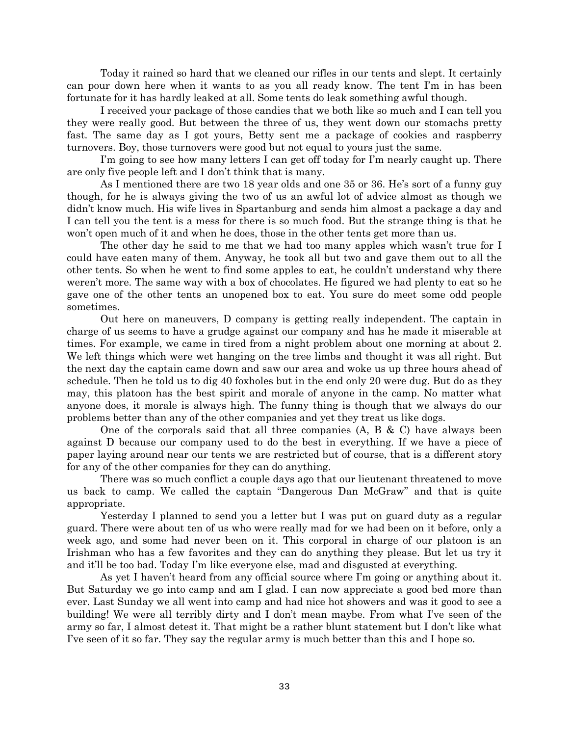Today it rained so hard that we cleaned our rifles in our tents and slept. It certainly can pour down here when it wants to as you all ready know. The tent I'm in has been fortunate for it has hardly leaked at all. Some tents do leak something awful though.

I received your package of those candies that we both like so much and I can tell you they were really good. But between the three of us, they went down our stomachs pretty fast. The same day as I got yours, Betty sent me a package of cookies and raspberry turnovers. Boy, those turnovers were good but not equal to yours just the same.

I'm going to see how many letters I can get off today for I'm nearly caught up. There are only five people left and I don't think that is many.

As I mentioned there are two 18 year olds and one 35 or 36. He's sort of a funny guy though, for he is always giving the two of us an awful lot of advice almost as though we didn't know much. His wife lives in Spartanburg and sends him almost a package a day and I can tell you the tent is a mess for there is so much food. But the strange thing is that he won't open much of it and when he does, those in the other tents get more than us.

The other day he said to me that we had too many apples which wasn't true for I could have eaten many of them. Anyway, he took all but two and gave them out to all the other tents. So when he went to find some apples to eat, he couldn't understand why there weren't more. The same way with a box of chocolates. He figured we had plenty to eat so he gave one of the other tents an unopened box to eat. You sure do meet some odd people sometimes.

Out here on maneuvers, D company is getting really independent. The captain in charge of us seems to have a grudge against our company and has he made it miserable at times. For example, we came in tired from a night problem about one morning at about 2. We left things which were wet hanging on the tree limbs and thought it was all right. But the next day the captain came down and saw our area and woke us up three hours ahead of schedule. Then he told us to dig 40 foxholes but in the end only 20 were dug. But do as they may, this platoon has the best spirit and morale of anyone in the camp. No matter what anyone does, it morale is always high. The funny thing is though that we always do our problems better than any of the other companies and yet they treat us like dogs.

One of the corporals said that all three companies (A, B & C) have always been against D because our company used to do the best in everything. If we have a piece of paper laying around near our tents we are restricted but of course, that is a different story for any of the other companies for they can do anything.

There was so much conflict a couple days ago that our lieutenant threatened to move us back to camp. We called the captain "Dangerous Dan McGraw" and that is quite appropriate.

Yesterday I planned to send you a letter but I was put on guard duty as a regular guard. There were about ten of us who were really mad for we had been on it before, only a week ago, and some had never been on it. This corporal in charge of our platoon is an Irishman who has a few favorites and they can do anything they please. But let us try it and it'll be too bad. Today I'm like everyone else, mad and disgusted at everything.

As yet I haven't heard from any official source where I'm going or anything about it. But Saturday we go into camp and am I glad. I can now appreciate a good bed more than ever. Last Sunday we all went into camp and had nice hot showers and was it good to see a building! We were all terribly dirty and I don't mean maybe. From what I've seen of the army so far, I almost detest it. That might be a rather blunt statement but I don't like what I've seen of it so far. They say the regular army is much better than this and I hope so.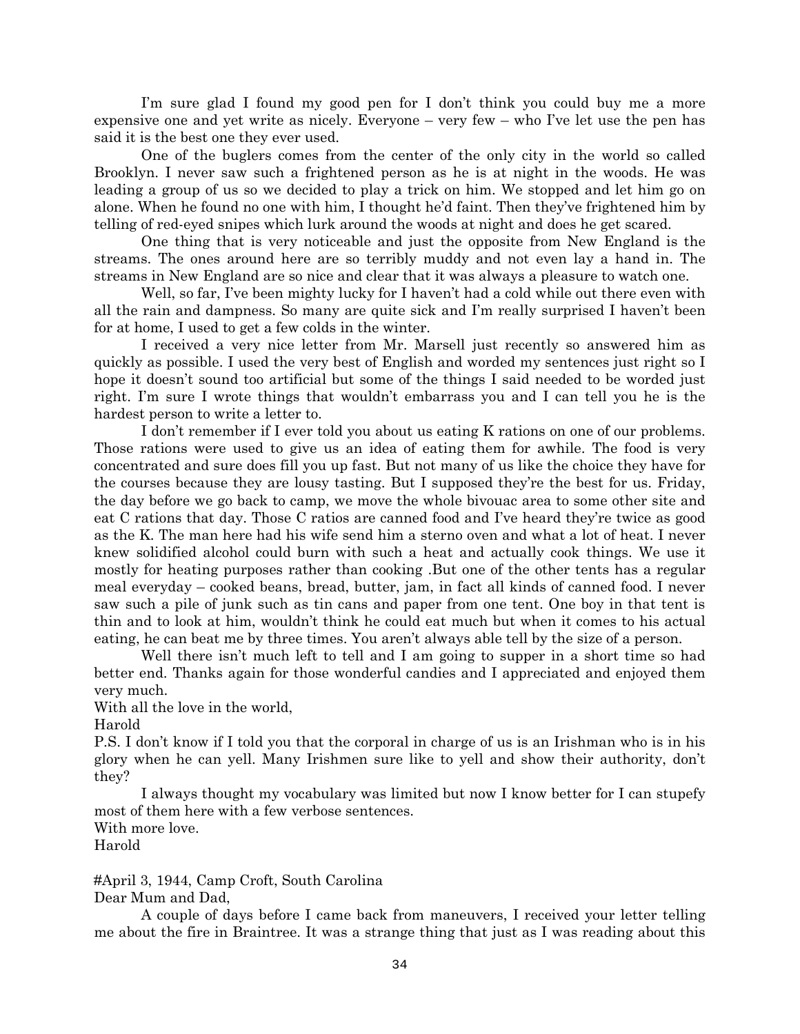I'm sure glad I found my good pen for I don't think you could buy me a more expensive one and yet write as nicely. Everyone – very few – who I've let use the pen has said it is the best one they ever used.

One of the buglers comes from the center of the only city in the world so called Brooklyn. I never saw such a frightened person as he is at night in the woods. He was leading a group of us so we decided to play a trick on him. We stopped and let him go on alone. When he found no one with him, I thought he'd faint. Then they've frightened him by telling of red-eyed snipes which lurk around the woods at night and does he get scared.

One thing that is very noticeable and just the opposite from New England is the streams. The ones around here are so terribly muddy and not even lay a hand in. The streams in New England are so nice and clear that it was always a pleasure to watch one.

Well, so far, I've been mighty lucky for I haven't had a cold while out there even with all the rain and dampness. So many are quite sick and I'm really surprised I haven't been for at home, I used to get a few colds in the winter.

I received a very nice letter from Mr. Marsell just recently so answered him as quickly as possible. I used the very best of English and worded my sentences just right so I hope it doesn't sound too artificial but some of the things I said needed to be worded just right. I'm sure I wrote things that wouldn't embarrass you and I can tell you he is the hardest person to write a letter to.

I don't remember if I ever told you about us eating K rations on one of our problems. Those rations were used to give us an idea of eating them for awhile. The food is very concentrated and sure does fill you up fast. But not many of us like the choice they have for the courses because they are lousy tasting. But I supposed they're the best for us. Friday, the day before we go back to camp, we move the whole bivouac area to some other site and eat C rations that day. Those C ratios are canned food and I've heard they're twice as good as the K. The man here had his wife send him a sterno oven and what a lot of heat. I never knew solidified alcohol could burn with such a heat and actually cook things. We use it mostly for heating purposes rather than cooking .But one of the other tents has a regular meal everyday – cooked beans, bread, butter, jam, in fact all kinds of canned food. I never saw such a pile of junk such as tin cans and paper from one tent. One boy in that tent is thin and to look at him, wouldn't think he could eat much but when it comes to his actual eating, he can beat me by three times. You aren't always able tell by the size of a person.

Well there isn't much left to tell and I am going to supper in a short time so had better end. Thanks again for those wonderful candies and I appreciated and enjoyed them very much.

With all the love in the world,
Harold

P.S. I don't know if I told you that the corporal in charge of us is an Irishman who is in his glory when he can yell. Many Irishmen sure like to yell and show their authority, don't they?

I always thought my vocabulary was limited but now I know better for I can stupefy most of them here with a few verbose sentences.

With more love.
Harold

#April 3, 1944, Camp Croft, South Carolina

Dear Mum and Dad,

A couple of days before I came back from maneuvers, I received your letter telling me about the fire in Braintree. It was a strange thing that just as I was reading about this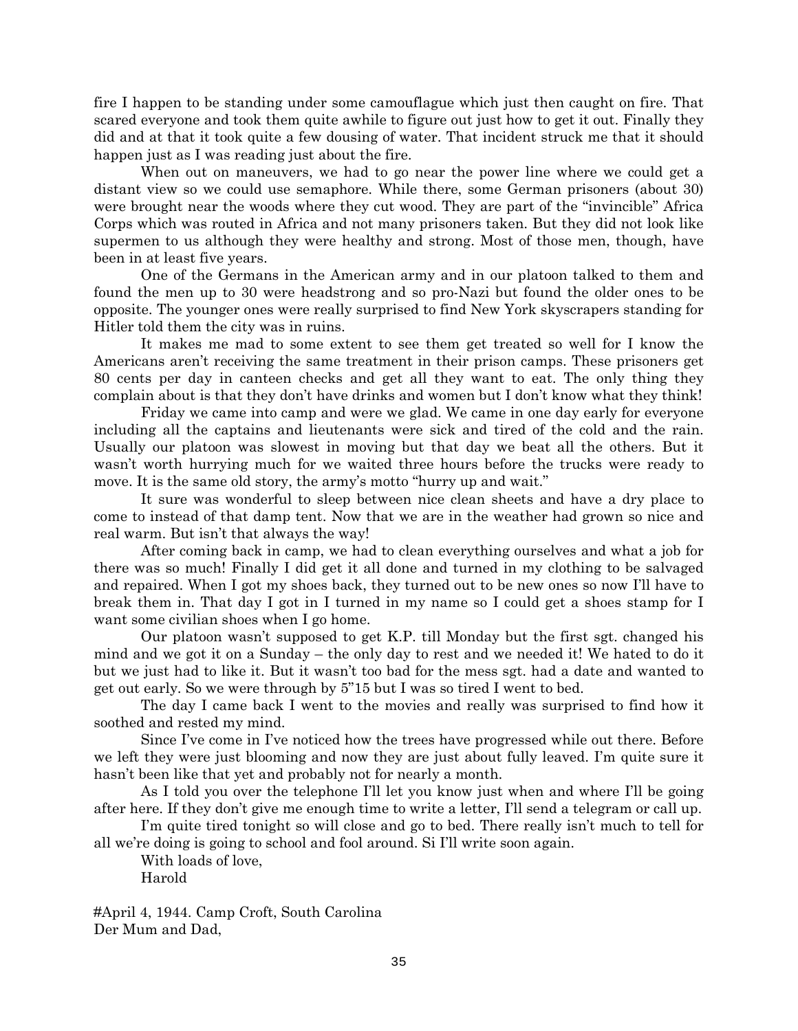fire I happen to be standing under some camouflague which just then caught on fire. That scared everyone and took them quite awhile to figure out just how to get it out. Finally they did and at that it took quite a few dousing of water. That incident struck me that it should happen just as I was reading just about the fire.

When out on maneuvers, we had to go near the power line where we could get a distant view so we could use semaphore. While there, some German prisoners (about 30) were brought near the woods where they cut wood. They are part of the "invincible" Africa Corps which was routed in Africa and not many prisoners taken. But they did not look like supermen to us although they were healthy and strong. Most of those men, though, have been in at least five years.

One of the Germans in the American army and in our platoon talked to them and found the men up to 30 were headstrong and so pro-Nazi but found the older ones to be opposite. The younger ones were really surprised to find New York skyscrapers standing for Hitler told them the city was in ruins.

It makes me mad to some extent to see them get treated so well for I know the Americans aren't receiving the same treatment in their prison camps. These prisoners get 80 cents per day in canteen checks and get all they want to eat. The only thing they complain about is that they don't have drinks and women but I don't know what they think!

Friday we came into camp and were we glad. We came in one day early for everyone including all the captains and lieutenants were sick and tired of the cold and the rain. Usually our platoon was slowest in moving but that day we beat all the others. But it wasn't worth hurrying much for we waited three hours before the trucks were ready to move. It is the same old story, the army's motto "hurry up and wait."

It sure was wonderful to sleep between nice clean sheets and have a dry place to come to instead of that damp tent. Now that we are in the weather had grown so nice and real warm. But isn't that always the way!

After coming back in camp, we had to clean everything ourselves and what a job for there was so much! Finally I did get it all done and turned in my clothing to be salvaged and repaired. When I got my shoes back, they turned out to be new ones so now I'll have to break them in. That day I got in I turned in my name so I could get a shoes stamp for I want some civilian shoes when I go home.

Our platoon wasn't supposed to get K.P. till Monday but the first sgt. changed his mind and we got it on a Sunday – the only day to rest and we needed it! We hated to do it but we just had to like it. But it wasn't too bad for the mess sgt. had a date and wanted to get out early. So we were through by 5"15 but I was so tired I went to bed.

The day I came back I went to the movies and really was surprised to find how it soothed and rested my mind.

Since I've come in I've noticed how the trees have progressed while out there. Before we left they were just blooming and now they are just about fully leaved. I'm quite sure it hasn't been like that yet and probably not for nearly a month.

As I told you over the telephone I'll let you know just when and where I'll be going after here. If they don't give me enough time to write a letter, I'll send a telegram or call up.

I'm quite tired tonight so will close and go to bed. There really isn't much to tell for all we're doing is going to school and fool around. Si I'll write soon again.

With loads of love,
Harold

#April 4, 1944. Camp Croft, South Carolina
Der Mum and Dad,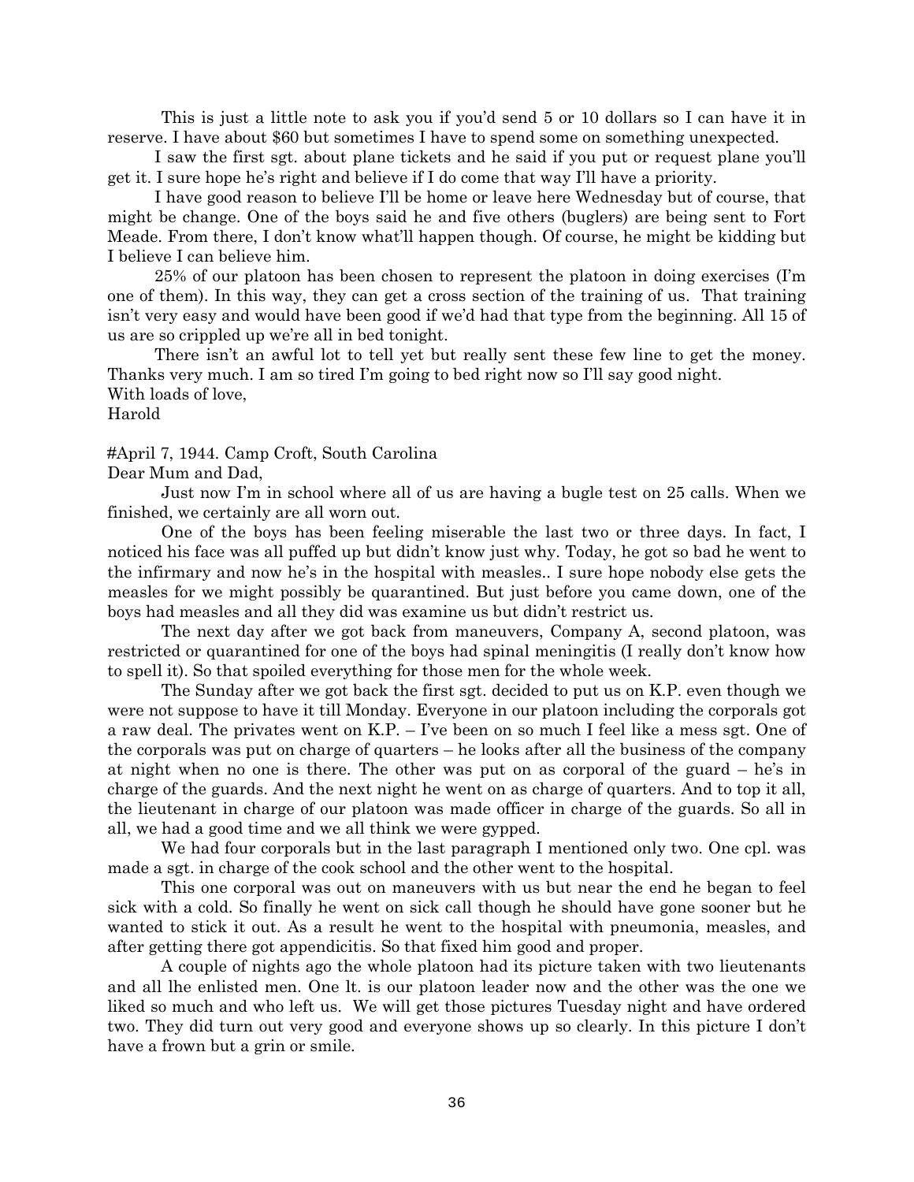This is just a little note to ask you if you'd send 5 or 10 dollars so I can have it in reserve. I have about $60 but sometimes I have to spend some on something unexpected.

I saw the first sgt. about plane tickets and he said if you put or request plane you'll get it. I sure hope he's right and believe if I do come that way I'll have a priority.

I have good reason to believe I'll be home or leave here Wednesday but of course, that might be change. One of the boys said he and five others (buglers) are being sent to Fort Meade. From there, I don't know what'll happen though. Of course, he might be kidding but I believe I can believe him.

25% of our platoon has been chosen to represent the platoon in doing exercises (I'm one of them). In this way, they can get a cross section of the training of us. That training isn't very easy and would have been good if we'd had that type from the beginning. All 15 of us are so crippled up we're all in bed tonight.

There isn't an awful lot to tell yet but really sent these few line to get the money. Thanks very much. I am so tired I'm going to bed right now so I'll say good night.
With loads of love,
Harold

#April 7, 1944. Camp Croft, South Carolina
Dear Mum and Dad,

Just now I'm in school where all of us are having a bugle test on 25 calls. When we finished, we certainly are all worn out.

One of the boys has been feeling miserable the last two or three days. In fact, I noticed his face was all puffed up but didn't know just why. Today, he got so bad he went to the infirmary and now he's in the hospital with measles.. I sure hope nobody else gets the measles for we might possibly be quarantined. But just before you came down, one of the boys had measles and all they did was examine us but didn't restrict us.

The next day after we got back from maneuvers, Company A, second platoon, was restricted or quarantined for one of the boys had spinal meningitis (I really don't know how to spell it). So that spoiled everything for those men for the whole week.

The Sunday after we got back the first sgt. decided to put us on K.P. even though we were not suppose to have it till Monday. Everyone in our platoon including the corporals got a raw deal. The privates went on K.P. – I've been on so much I feel like a mess sgt. One of the corporals was put on charge of quarters – he looks after all the business of the company at night when no one is there. The other was put on as corporal of the guard – he's in charge of the guards. And the next night he went on as charge of quarters. And to top it all, the lieutenant in charge of our platoon was made officer in charge of the guards. So all in all, we had a good time and we all think we were gypped.

We had four corporals but in the last paragraph I mentioned only two. One cpl. was made a sgt. in charge of the cook school and the other went to the hospital.

This one corporal was out on maneuvers with us but near the end he began to feel sick with a cold. So finally he went on sick call though he should have gone sooner but he wanted to stick it out. As a result he went to the hospital with pneumonia, measles, and after getting there got appendicitis. So that fixed him good and proper.

A couple of nights ago the whole platoon had its picture taken with two lieutenants and all lhe enlisted men. One lt. is our platoon leader now and the other was the one we liked so much and who left us. We will get those pictures Tuesday night and have ordered two. They did turn out very good and everyone shows up so clearly. In this picture I don't have a frown but a grin or smile.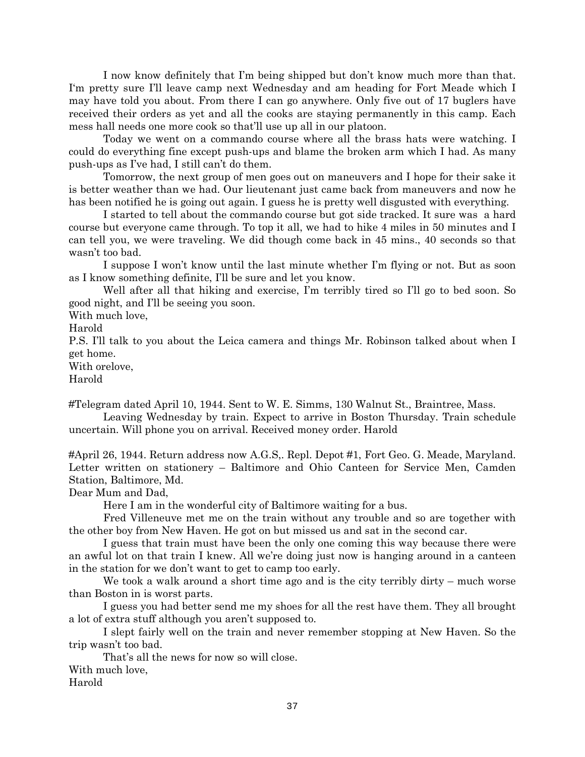I now know definitely that I'm being shipped but don't know much more than that. I'm pretty sure I'll leave camp next Wednesday and am heading for Fort Meade which I may have told you about. From there I can go anywhere. Only five out of 17 buglers have received their orders as yet and all the cooks are staying permanently in this camp. Each mess hall needs one more cook so that'll use up all in our platoon.

Today we went on a commando course where all the brass hats were watching. I could do everything fine except push-ups and blame the broken arm which I had. As many push-ups as I've had, I still can't do them.

Tomorrow, the next group of men goes out on maneuvers and I hope for their sake it is better weather than we had. Our lieutenant just came back from maneuvers and now he has been notified he is going out again. I guess he is pretty well disgusted with everything.

I started to tell about the commando course but got side tracked. It sure was a hard course but everyone came through. To top it all, we had to hike 4 miles in 50 minutes and I can tell you, we were traveling. We did though come back in 45 mins., 40 seconds so that wasn't too bad.

I suppose I won't know until the last minute whether I'm flying or not. But as soon as I know something definite, I'll be sure and let you know.

Well after all that hiking and exercise, I'm terribly tired so I'll go to bed soon. So good night, and I'll be seeing you soon.

With much love,
Harold

P.S. I'll talk to you about the Leica camera and things Mr. Robinson talked about when I get home.

With orelove,
Harold

#Telegram dated April 10, 1944. Sent to W. E. Simms, 130 Walnut St., Braintree, Mass.

Leaving Wednesday by train. Expect to arrive in Boston Thursday. Train schedule uncertain. Will phone you on arrival. Received money order. Harold

#April 26, 1944. Return address now A.G.S,. Repl. Depot #1, Fort Geo. G. Meade, Maryland. Letter written on stationery – Baltimore and Ohio Canteen for Service Men, Camden Station, Baltimore, Md.

Dear Mum and Dad,

Here I am in the wonderful city of Baltimore waiting for a bus.

Fred Villeneuve met me on the train without any trouble and so are together with the other boy from New Haven. He got on but missed us and sat in the second car.

I guess that train must have been the only one coming this way because there were an awful lot on that train I knew. All we're doing just now is hanging around in a canteen in the station for we don't want to get to camp too early.

We took a walk around a short time ago and is the city terribly dirty – much worse than Boston in is worst parts.

I guess you had better send me my shoes for all the rest have them. They all brought a lot of extra stuff although you aren't supposed to.

I slept fairly well on the train and never remember stopping at New Haven. So the trip wasn't too bad.

That's all the news for now so will close.

With much love,
Harold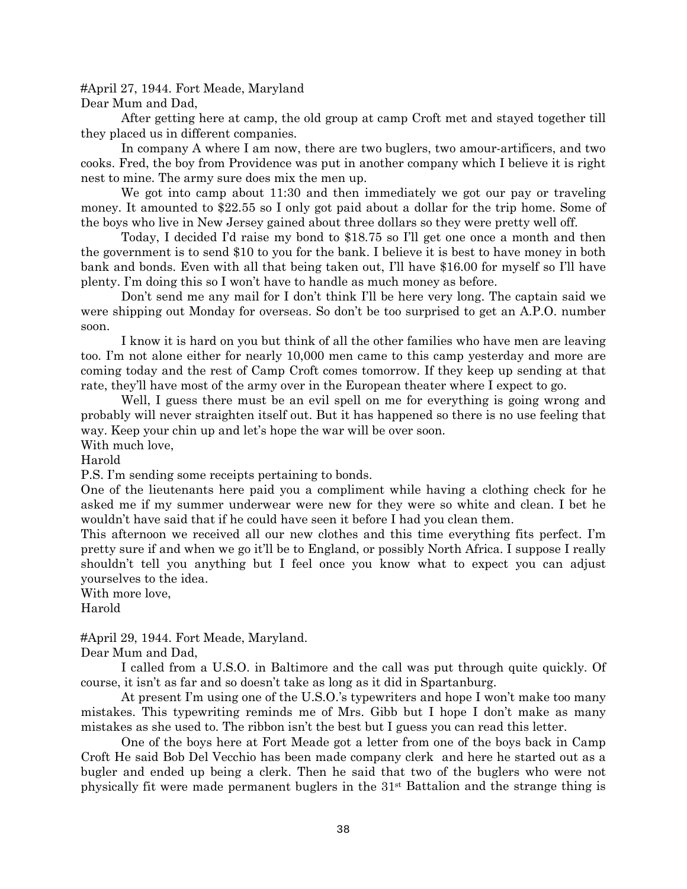#April 27, 1944. Fort Meade, Maryland

Dear Mum and Dad,

After getting here at camp, the old group at camp Croft met and stayed together till they placed us in different companies.

In company A where I am now, there are two buglers, two amour-artificers, and two cooks. Fred, the boy from Providence was put in another company which I believe it is right nest to mine. The army sure does mix the men up.

We got into camp about 11:30 and then immediately we got our pay or traveling money. It amounted to $22.55 so I only got paid about a dollar for the trip home. Some of the boys who live in New Jersey gained about three dollars so they were pretty well off.

Today, I decided I'd raise my bond to $18.75 so I'll get one once a month and then the government is to send $10 to you for the bank. I believe it is best to have money in both bank and bonds. Even with all that being taken out, I'll have $16.00 for myself so I'll have plenty. I'm doing this so I won't have to handle as much money as before.

Don't send me any mail for I don't think I'll be here very long. The captain said we were shipping out Monday for overseas. So don't be too surprised to get an A.P.O. number soon.

I know it is hard on you but think of all the other families who have men are leaving too. I'm not alone either for nearly 10,000 men came to this camp yesterday and more are coming today and the rest of Camp Croft comes tomorrow. If they keep up sending at that rate, they'll have most of the army over in the European theater where I expect to go.

Well, I guess there must be an evil spell on me for everything is going wrong and probably will never straighten itself out. But it has happened so there is no use feeling that way. Keep your chin up and let's hope the war will be over soon.

With much love,

Harold

P.S. I'm sending some receipts pertaining to bonds.

One of the lieutenants here paid you a compliment while having a clothing check for he asked me if my summer underwear were new for they were so white and clean. I bet he wouldn't have said that if he could have seen it before I had you clean them.

This afternoon we received all our new clothes and this time everything fits perfect. I'm pretty sure if and when we go it'll be to England, or possibly North Africa. I suppose I really shouldn't tell you anything but I feel once you know what to expect you can adjust yourselves to the idea.

With more love,

Harold

#April 29, 1944. Fort Meade, Maryland.

Dear Mum and Dad,

I called from a U.S.O. in Baltimore and the call was put through quite quickly. Of course, it isn't as far and so doesn't take as long as it did in Spartanburg.

At present I'm using one of the U.S.O.'s typewriters and hope I won't make too many mistakes. This typewriting reminds me of Mrs. Gibb but I hope I don't make as many mistakes as she used to. The ribbon isn't the best but I guess you can read this letter.

One of the boys here at Fort Meade got a letter from one of the boys back in Camp Croft He said Bob Del Vecchio has been made company clerk and here he started out as a bugler and ended up being a clerk. Then he said that two of the buglers who were not physically fit were made permanent buglers in the 31st Battalion and the strange thing is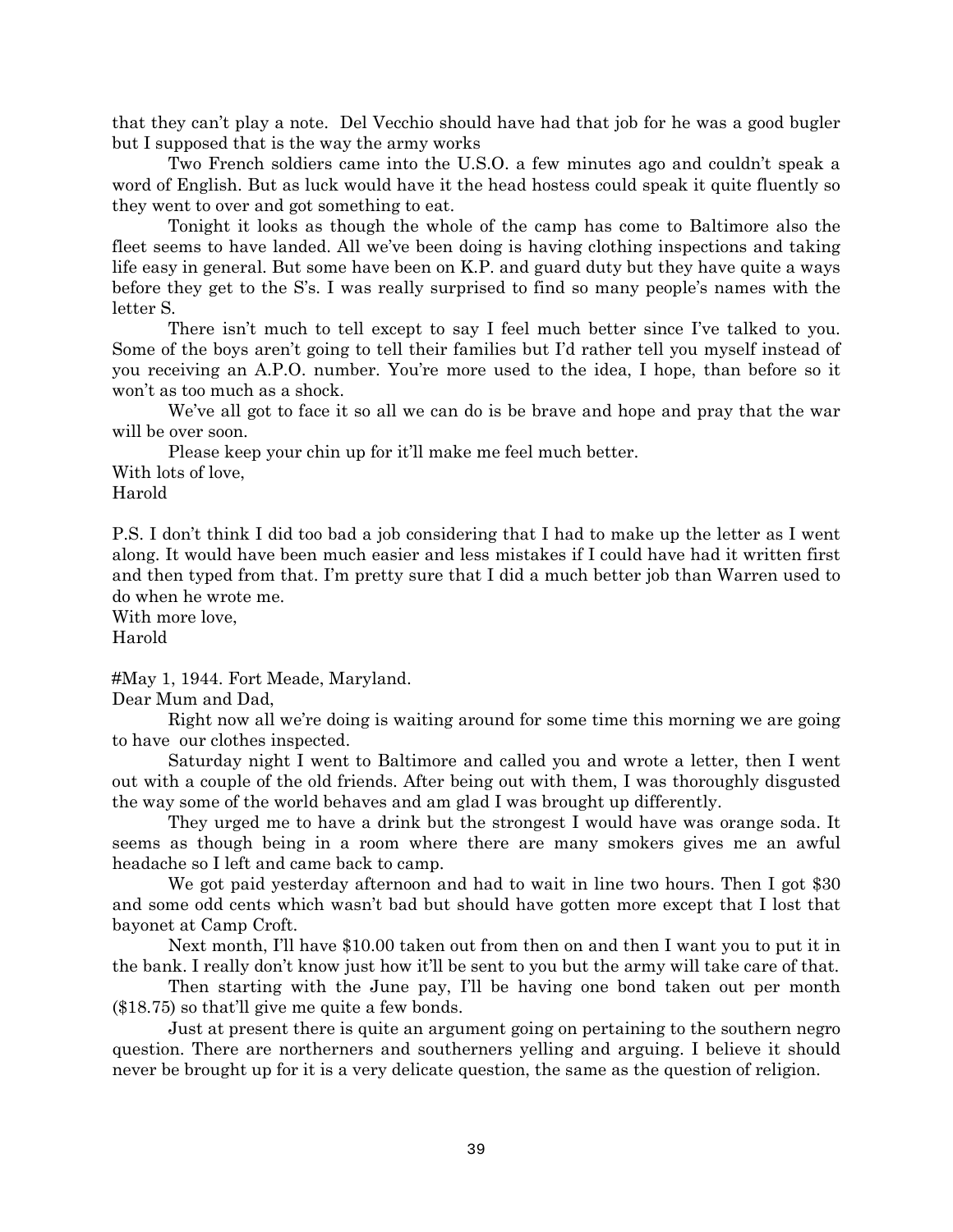that they can't play a note. Del Vecchio should have had that job for he was a good bugler but I supposed that is the way the army works

Two French soldiers came into the U.S.O. a few minutes ago and couldn't speak a word of English. But as luck would have it the head hostess could speak it quite fluently so they went to over and got something to eat.

Tonight it looks as though the whole of the camp has come to Baltimore also the fleet seems to have landed. All we've been doing is having clothing inspections and taking life easy in general. But some have been on K.P. and guard duty but they have quite a ways before they get to the S's. I was really surprised to find so many people's names with the letter S.

There isn't much to tell except to say I feel much better since I've talked to you. Some of the boys aren't going to tell their families but I'd rather tell you myself instead of you receiving an A.P.O. number. You're more used to the idea, I hope, than before so it won't as too much as a shock.

We've all got to face it so all we can do is be brave and hope and pray that the war will be over soon.

Please keep your chin up for it'll make me feel much better.

With lots of love,
Harold

P.S. I don't think I did too bad a job considering that I had to make up the letter as I went along. It would have been much easier and less mistakes if I could have had it written first and then typed from that. I'm pretty sure that I did a much better job than Warren used to do when he wrote me.

With more love,
Harold

#May 1, 1944. Fort Meade, Maryland.

Dear Mum and Dad,

Right now all we're doing is waiting around for some time this morning we are going to have our clothes inspected.

Saturday night I went to Baltimore and called you and wrote a letter, then I went out with a couple of the old friends. After being out with them, I was thoroughly disgusted the way some of the world behaves and am glad I was brought up differently.

They urged me to have a drink but the strongest I would have was orange soda. It seems as though being in a room where there are many smokers gives me an awful headache so I left and came back to camp.

We got paid yesterday afternoon and had to wait in line two hours. Then I got $30 and some odd cents which wasn't bad but should have gotten more except that I lost that bayonet at Camp Croft.

Next month, I'll have $10.00 taken out from then on and then I want you to put it in the bank. I really don't know just how it'll be sent to you but the army will take care of that.

Then starting with the June pay, I'll be having one bond taken out per month ($18.75) so that'll give me quite a few bonds.

Just at present there is quite an argument going on pertaining to the southern negro question. There are northerners and southerners yelling and arguing. I believe it should never be brought up for it is a very delicate question, the same as the question of religion.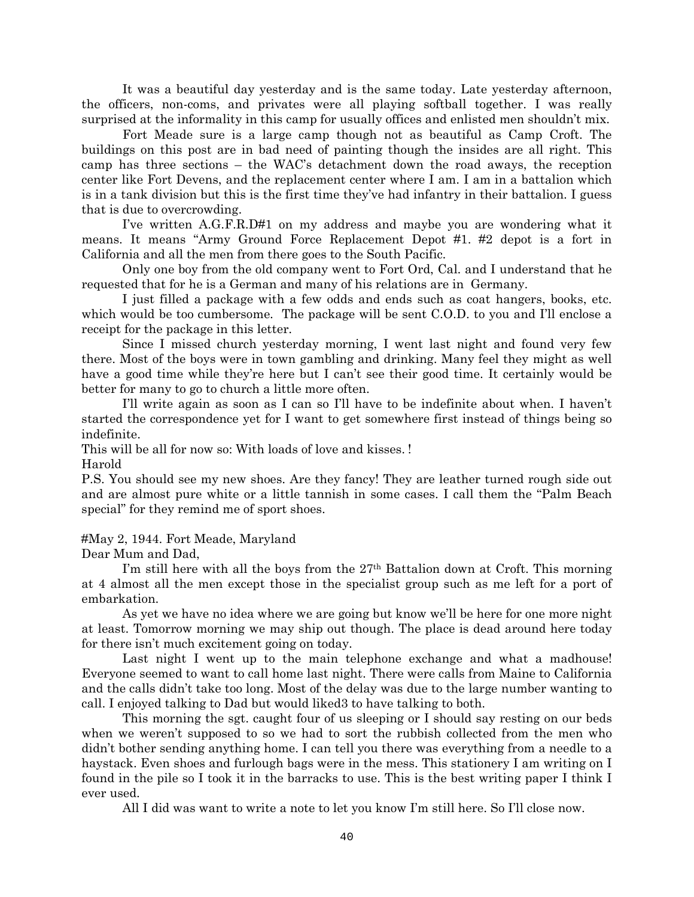It was a beautiful day yesterday and is the same today. Late yesterday afternoon, the officers, non-coms, and privates were all playing softball together. I was really surprised at the informality in this camp for usually offices and enlisted men shouldn't mix.

Fort Meade sure is a large camp though not as beautiful as Camp Croft. The buildings on this post are in bad need of painting though the insides are all right. This camp has three sections – the WAC's detachment down the road aways, the reception center like Fort Devens, and the replacement center where I am. I am in a battalion which is in a tank division but this is the first time they've had infantry in their battalion. I guess that is due to overcrowding.

I've written A.G.F.R.D#1 on my address and maybe you are wondering what it means. It means "Army Ground Force Replacement Depot #1. #2 depot is a fort in California and all the men from there goes to the South Pacific.

Only one boy from the old company went to Fort Ord, Cal. and I understand that he requested that for he is a German and many of his relations are in Germany.

I just filled a package with a few odds and ends such as coat hangers, books, etc. which would be too cumbersome. The package will be sent C.O.D. to you and I'll enclose a receipt for the package in this letter.

Since I missed church yesterday morning, I went last night and found very few there. Most of the boys were in town gambling and drinking. Many feel they might as well have a good time while they're here but I can't see their good time. It certainly would be better for many to go to church a little more often.

I'll write again as soon as I can so I'll have to be indefinite about when. I haven't started the correspondence yet for I want to get somewhere first instead of things being so indefinite.

This will be all for now so: With loads of love and kisses. !

Harold

P.S. You should see my new shoes. Are they fancy! They are leather turned rough side out and are almost pure white or a little tannish in some cases. I call them the "Palm Beach special" for they remind me of sport shoes.

#May 2, 1944. Fort Meade, Maryland

Dear Mum and Dad,

I'm still here with all the boys from the 27th Battalion down at Croft. This morning at 4 almost all the men except those in the specialist group such as me left for a port of embarkation.

As yet we have no idea where we are going but know we'll be here for one more night at least. Tomorrow morning we may ship out though. The place is dead around here today for there isn't much excitement going on today.

Last night I went up to the main telephone exchange and what a madhouse! Everyone seemed to want to call home last night. There were calls from Maine to California and the calls didn't take too long. Most of the delay was due to the large number wanting to call. I enjoyed talking to Dad but would liked3 to have talking to both.

This morning the sgt. caught four of us sleeping or I should say resting on our beds when we weren't supposed to so we had to sort the rubbish collected from the men who didn't bother sending anything home. I can tell you there was everything from a needle to a haystack. Even shoes and furlough bags were in the mess. This stationery I am writing on I found in the pile so I took it in the barracks to use. This is the best writing paper I think I ever used.

All I did was want to write a note to let you know I'm still here. So I'll close now.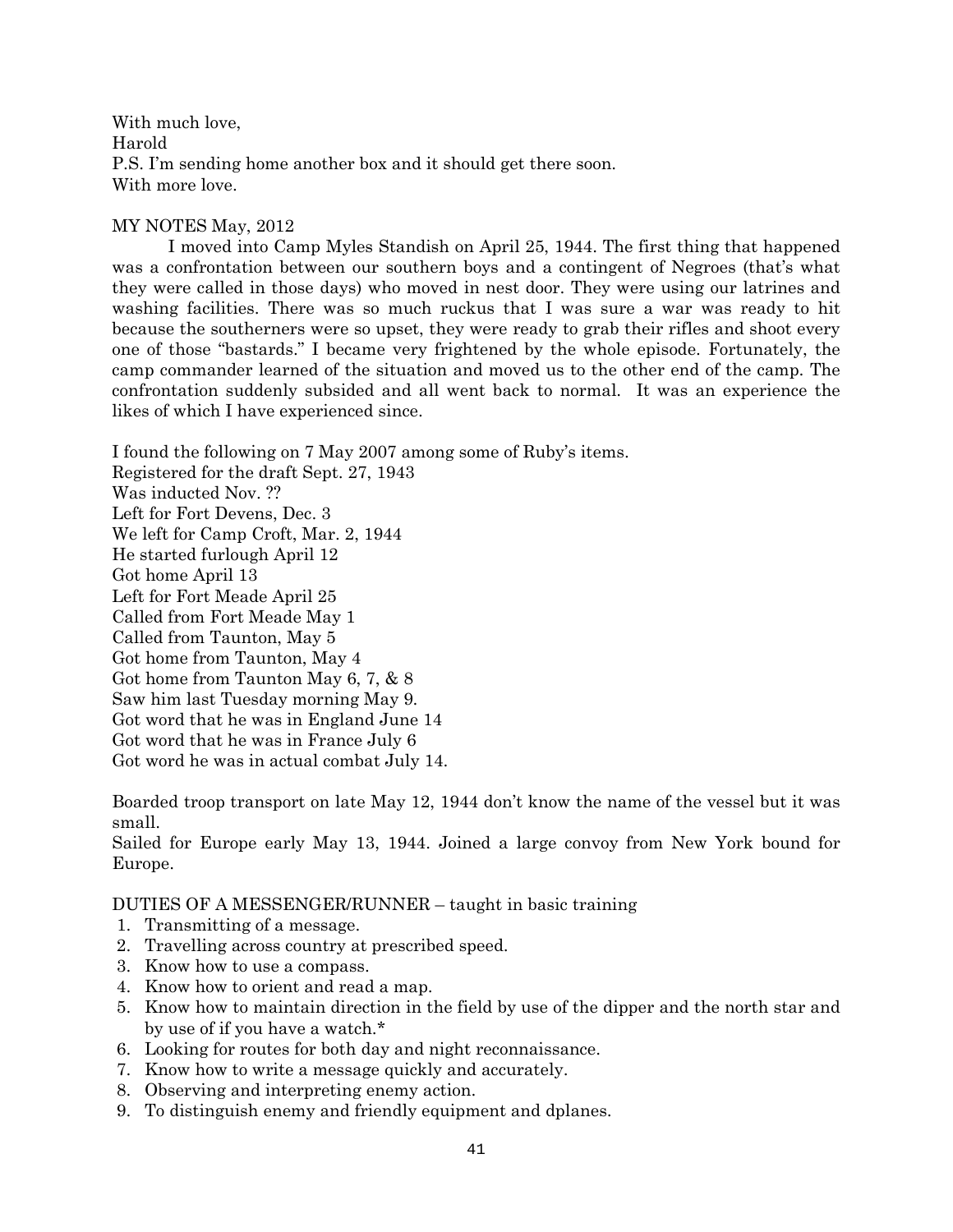With much love,  
Harold  
P.S. I'm sending home another box and it should get there soon.  
With more love.

MY NOTES May, 2012

I moved into Camp Myles Standish on April 25, 1944. The first thing that happened was a confrontation between our southern boys and a contingent of Negroes (that's what they were called in those days) who moved in nest door. They were using our latrines and washing facilities. There was so much ruckus that I was sure a war was ready to hit because the southerners were so upset, they were ready to grab their rifles and shoot every one of those "bastards." I became very frightened by the whole episode. Fortunately, the camp commander learned of the situation and moved us to the other end of the camp. The confrontation suddenly subsided and all went back to normal. It was an experience the likes of which I have experienced since.

I found the following on 7 May 2007 among some of Ruby's items.  
Registered for the draft Sept. 27, 1943  
Was inducted Nov. ??  
Left for Fort Devens, Dec. 3  
We left for Camp Croft, Mar. 2, 1944  
He started furlough April 12  
Got home April 13  
Left for Fort Meade April 25  
Called from Fort Meade May 1  
Called from Taunton, May 5  
Got home from Taunton, May 4  
Got home from Taunton May 6, 7, & 8  
Saw him last Tuesday morning May 9.  
Got word that he was in England June 14  
Got word that he was in France July 6  
Got word he was in actual combat July 14.

Boarded troop transport on late May 12, 1944 don't know the name of the vessel but it was small.  
Sailed for Europe early May 13, 1944. Joined a large convoy from New York bound for Europe.

DUTIES OF A MESSENGER/RUNNER – taught in basic training

1. Transmitting of a message.
2. Travelling across country at prescribed speed.
3. Know how to use a compass.
4. Know how to orient and read a map.
5. Know how to maintain direction in the field by use of the dipper and the north star and by use of if you have a watch.*
6. Looking for routes for both day and night reconnaissance.
7. Know how to write a message quickly and accurately.
8. Observing and interpreting enemy action.
9. To distinguish enemy and friendly equipment and dplanes.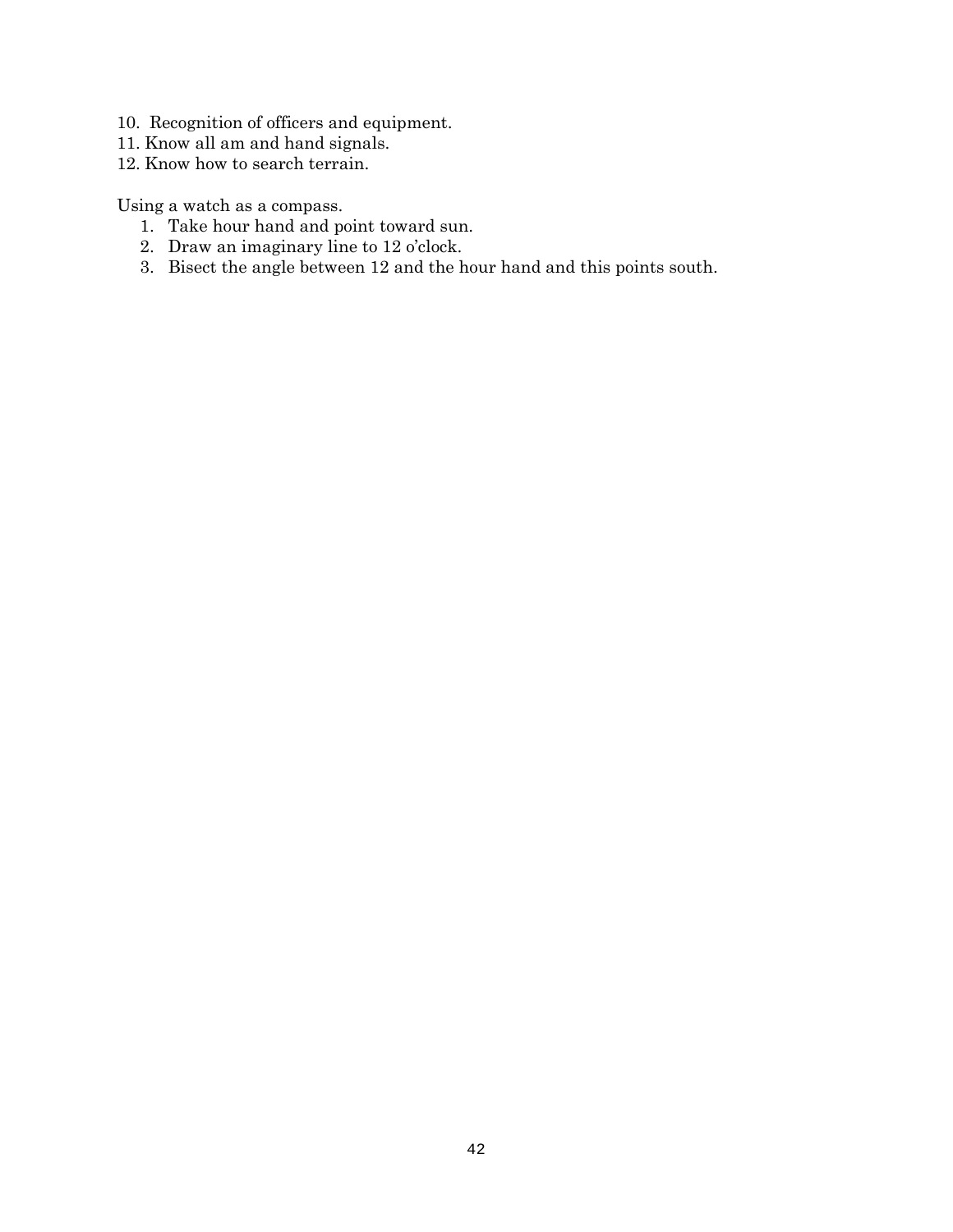10. Recognition of officers and equipment.
11. Know all am and hand signals.
12. Know how to search terrain.

Using a watch as a compass.

1. Take hour hand and point toward sun.
2. Draw an imaginary line to 12 o'clock.
3. Bisect the angle between 12 and the hour hand and this points south.